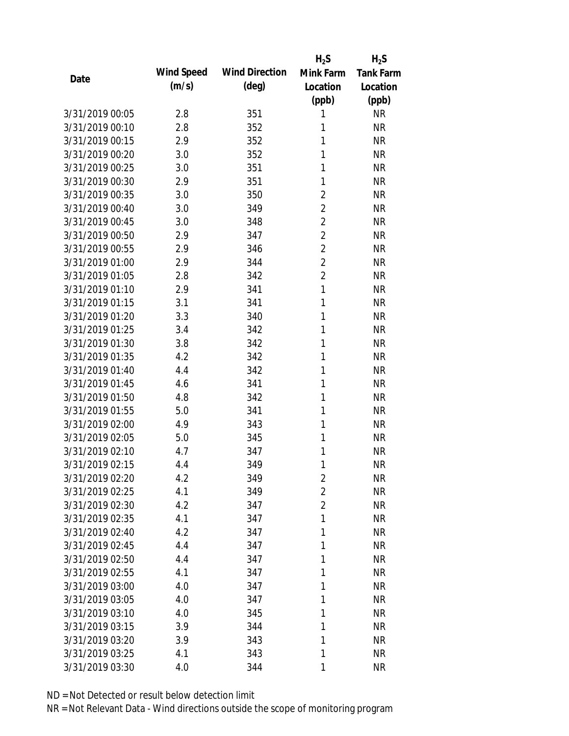| Date | Wind Speed (m/s) | Wind Direction (deg) | $H_2S$ Mink Farm Location (ppb) | $H_2S$ Tank Farm Location (ppb) |
|---|---|---|---|---|
| 3/31/2019 00:05 | 2.8 | 351 | 1 | NR |
| 3/31/2019 00:10 | 2.8 | 352 | 1 | NR |
| 3/31/2019 00:15 | 2.9 | 352 | 1 | NR |
| 3/31/2019 00:20 | 3.0 | 352 | 1 | NR |
| 3/31/2019 00:25 | 3.0 | 351 | 1 | NR |
| 3/31/2019 00:30 | 2.9 | 351 | 1 | NR |
| 3/31/2019 00:35 | 3.0 | 350 | 2 | NR |
| 3/31/2019 00:40 | 3.0 | 349 | 2 | NR |
| 3/31/2019 00:45 | 3.0 | 348 | 2 | NR |
| 3/31/2019 00:50 | 2.9 | 347 | 2 | NR |
| 3/31/2019 00:55 | 2.9 | 346 | 2 | NR |
| 3/31/2019 01:00 | 2.9 | 344 | 2 | NR |
| 3/31/2019 01:05 | 2.8 | 342 | 2 | NR |
| 3/31/2019 01:10 | 2.9 | 341 | 1 | NR |
| 3/31/2019 01:15 | 3.1 | 341 | 1 | NR |
| 3/31/2019 01:20 | 3.3 | 340 | 1 | NR |
| 3/31/2019 01:25 | 3.4 | 342 | 1 | NR |
| 3/31/2019 01:30 | 3.8 | 342 | 1 | NR |
| 3/31/2019 01:35 | 4.2 | 342 | 1 | NR |
| 3/31/2019 01:40 | 4.4 | 342 | 1 | NR |
| 3/31/2019 01:45 | 4.6 | 341 | 1 | NR |
| 3/31/2019 01:50 | 4.8 | 342 | 1 | NR |
| 3/31/2019 01:55 | 5.0 | 341 | 1 | NR |
| 3/31/2019 02:00 | 4.9 | 343 | 1 | NR |
| 3/31/2019 02:05 | 5.0 | 345 | 1 | NR |
| 3/31/2019 02:10 | 4.7 | 347 | 1 | NR |
| 3/31/2019 02:15 | 4.4 | 349 | 1 | NR |
| 3/31/2019 02:20 | 4.2 | 349 | 2 | NR |
| 3/31/2019 02:25 | 4.1 | 349 | 2 | NR |
| 3/31/2019 02:30 | 4.2 | 347 | 2 | NR |
| 3/31/2019 02:35 | 4.1 | 347 | 1 | NR |
| 3/31/2019 02:40 | 4.2 | 347 | 1 | NR |
| 3/31/2019 02:45 | 4.4 | 347 | 1 | NR |
| 3/31/2019 02:50 | 4.4 | 347 | 1 | NR |
| 3/31/2019 02:55 | 4.1 | 347 | 1 | NR |
| 3/31/2019 03:00 | 4.0 | 347 | 1 | NR |
| 3/31/2019 03:05 | 4.0 | 347 | 1 | NR |
| 3/31/2019 03:10 | 4.0 | 345 | 1 | NR |
| 3/31/2019 03:15 | 3.9 | 344 | 1 | NR |
| 3/31/2019 03:20 | 3.9 | 343 | 1 | NR |
| 3/31/2019 03:25 | 4.1 | 343 | 1 | NR |
| 3/31/2019 03:30 | 4.0 | 344 | 1 | NR |

ND = Not Detected or result below detection limit

NR = Not Relevant Data - Wind directions outside the scope of monitoring program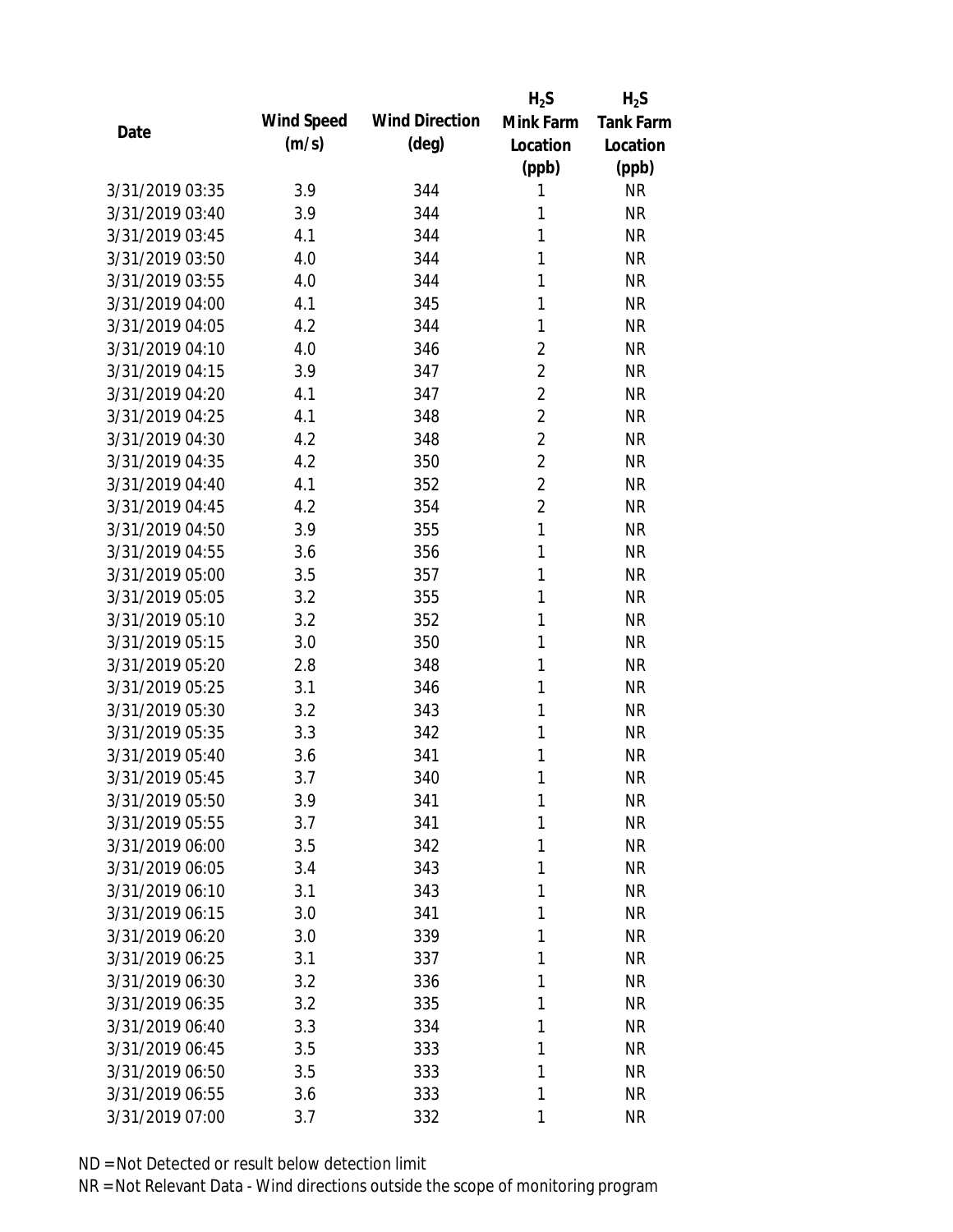| Date | Wind Speed (m/s) | Wind Direction (deg) | $H_2S$ Mink Farm Location (ppb) | $H_2S$ Tank Farm Location (ppb) |
| --- | --- | --- | --- | --- |
| 3/31/2019 03:35 | 3.9 | 344 | 1 | NR |
| 3/31/2019 03:40 | 3.9 | 344 | 1 | NR |
| 3/31/2019 03:45 | 4.1 | 344 | 1 | NR |
| 3/31/2019 03:50 | 4.0 | 344 | 1 | NR |
| 3/31/2019 03:55 | 4.0 | 344 | 1 | NR |
| 3/31/2019 04:00 | 4.1 | 345 | 1 | NR |
| 3/31/2019 04:05 | 4.2 | 344 | 1 | NR |
| 3/31/2019 04:10 | 4.0 | 346 | 2 | NR |
| 3/31/2019 04:15 | 3.9 | 347 | 2 | NR |
| 3/31/2019 04:20 | 4.1 | 347 | 2 | NR |
| 3/31/2019 04:25 | 4.1 | 348 | 2 | NR |
| 3/31/2019 04:30 | 4.2 | 348 | 2 | NR |
| 3/31/2019 04:35 | 4.2 | 350 | 2 | NR |
| 3/31/2019 04:40 | 4.1 | 352 | 2 | NR |
| 3/31/2019 04:45 | 4.2 | 354 | 2 | NR |
| 3/31/2019 04:50 | 3.9 | 355 | 1 | NR |
| 3/31/2019 04:55 | 3.6 | 356 | 1 | NR |
| 3/31/2019 05:00 | 3.5 | 357 | 1 | NR |
| 3/31/2019 05:05 | 3.2 | 355 | 1 | NR |
| 3/31/2019 05:10 | 3.2 | 352 | 1 | NR |
| 3/31/2019 05:15 | 3.0 | 350 | 1 | NR |
| 3/31/2019 05:20 | 2.8 | 348 | 1 | NR |
| 3/31/2019 05:25 | 3.1 | 346 | 1 | NR |
| 3/31/2019 05:30 | 3.2 | 343 | 1 | NR |
| 3/31/2019 05:35 | 3.3 | 342 | 1 | NR |
| 3/31/2019 05:40 | 3.6 | 341 | 1 | NR |
| 3/31/2019 05:45 | 3.7 | 340 | 1 | NR |
| 3/31/2019 05:50 | 3.9 | 341 | 1 | NR |
| 3/31/2019 05:55 | 3.7 | 341 | 1 | NR |
| 3/31/2019 06:00 | 3.5 | 342 | 1 | NR |
| 3/31/2019 06:05 | 3.4 | 343 | 1 | NR |
| 3/31/2019 06:10 | 3.1 | 343 | 1 | NR |
| 3/31/2019 06:15 | 3.0 | 341 | 1 | NR |
| 3/31/2019 06:20 | 3.0 | 339 | 1 | NR |
| 3/31/2019 06:25 | 3.1 | 337 | 1 | NR |
| 3/31/2019 06:30 | 3.2 | 336 | 1 | NR |
| 3/31/2019 06:35 | 3.2 | 335 | 1 | NR |
| 3/31/2019 06:40 | 3.3 | 334 | 1 | NR |
| 3/31/2019 06:45 | 3.5 | 333 | 1 | NR |
| 3/31/2019 06:50 | 3.5 | 333 | 1 | NR |
| 3/31/2019 06:55 | 3.6 | 333 | 1 | NR |
| 3/31/2019 07:00 | 3.7 | 332 | 1 | NR |

ND = Not Detected or result below detection limit

NR = Not Relevant Data - Wind directions outside the scope of monitoring program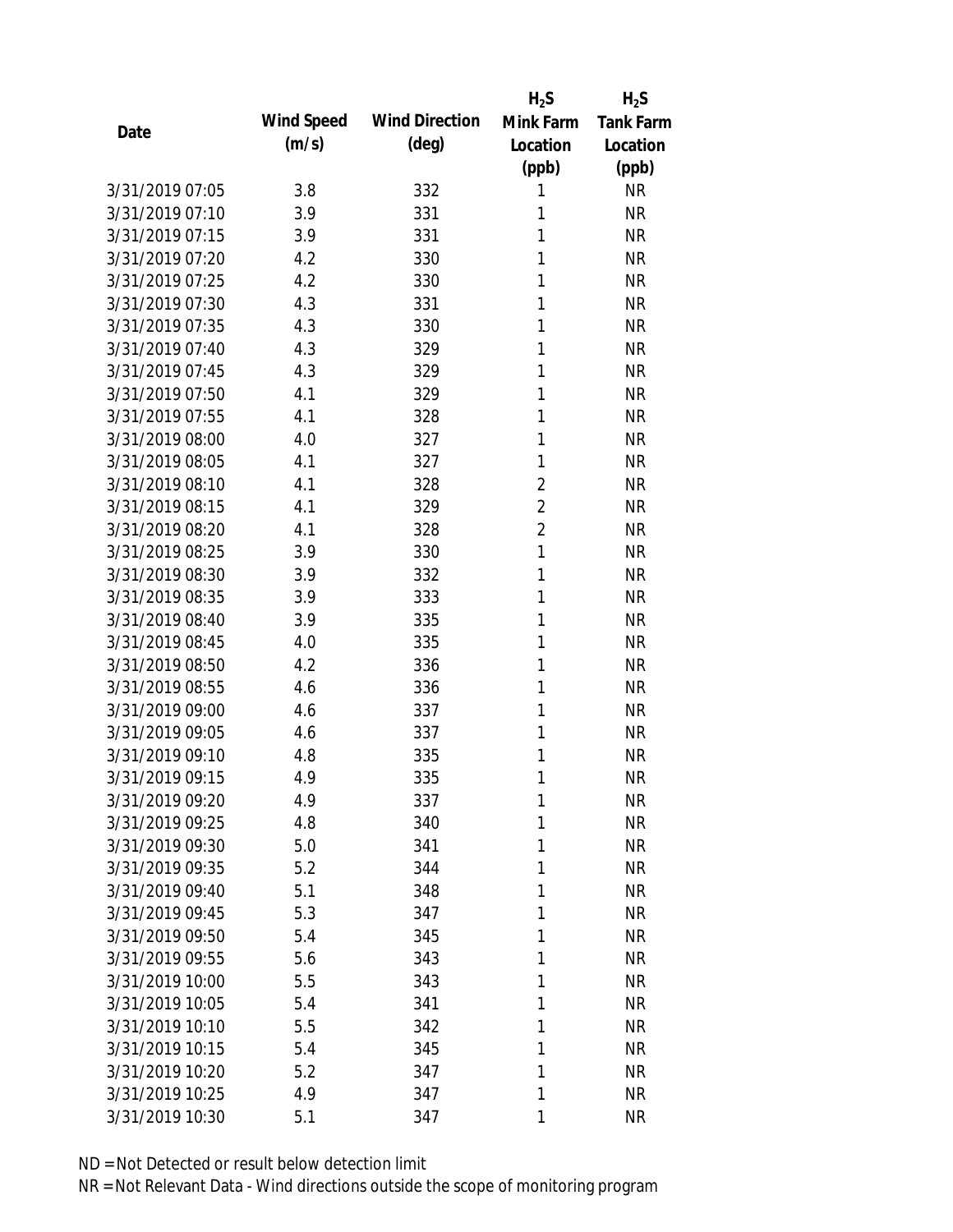| Date | Wind Speed (m/s) | Wind Direction (deg) | $H_2S$ Mink Farm Location (ppb) | $H_2S$ Tank Farm Location (ppb) |
|---|---|---|---|---|
| 3/31/2019 07:05 | 3.8 | 332 | 1 | NR |
| 3/31/2019 07:10 | 3.9 | 331 | 1 | NR |
| 3/31/2019 07:15 | 3.9 | 331 | 1 | NR |
| 3/31/2019 07:20 | 4.2 | 330 | 1 | NR |
| 3/31/2019 07:25 | 4.2 | 330 | 1 | NR |
| 3/31/2019 07:30 | 4.3 | 331 | 1 | NR |
| 3/31/2019 07:35 | 4.3 | 330 | 1 | NR |
| 3/31/2019 07:40 | 4.3 | 329 | 1 | NR |
| 3/31/2019 07:45 | 4.3 | 329 | 1 | NR |
| 3/31/2019 07:50 | 4.1 | 329 | 1 | NR |
| 3/31/2019 07:55 | 4.1 | 328 | 1 | NR |
| 3/31/2019 08:00 | 4.0 | 327 | 1 | NR |
| 3/31/2019 08:05 | 4.1 | 327 | 1 | NR |
| 3/31/2019 08:10 | 4.1 | 328 | 2 | NR |
| 3/31/2019 08:15 | 4.1 | 329 | 2 | NR |
| 3/31/2019 08:20 | 4.1 | 328 | 2 | NR |
| 3/31/2019 08:25 | 3.9 | 330 | 1 | NR |
| 3/31/2019 08:30 | 3.9 | 332 | 1 | NR |
| 3/31/2019 08:35 | 3.9 | 333 | 1 | NR |
| 3/31/2019 08:40 | 3.9 | 335 | 1 | NR |
| 3/31/2019 08:45 | 4.0 | 335 | 1 | NR |
| 3/31/2019 08:50 | 4.2 | 336 | 1 | NR |
| 3/31/2019 08:55 | 4.6 | 336 | 1 | NR |
| 3/31/2019 09:00 | 4.6 | 337 | 1 | NR |
| 3/31/2019 09:05 | 4.6 | 337 | 1 | NR |
| 3/31/2019 09:10 | 4.8 | 335 | 1 | NR |
| 3/31/2019 09:15 | 4.9 | 335 | 1 | NR |
| 3/31/2019 09:20 | 4.9 | 337 | 1 | NR |
| 3/31/2019 09:25 | 4.8 | 340 | 1 | NR |
| 3/31/2019 09:30 | 5.0 | 341 | 1 | NR |
| 3/31/2019 09:35 | 5.2 | 344 | 1 | NR |
| 3/31/2019 09:40 | 5.1 | 348 | 1 | NR |
| 3/31/2019 09:45 | 5.3 | 347 | 1 | NR |
| 3/31/2019 09:50 | 5.4 | 345 | 1 | NR |
| 3/31/2019 09:55 | 5.6 | 343 | 1 | NR |
| 3/31/2019 10:00 | 5.5 | 343 | 1 | NR |
| 3/31/2019 10:05 | 5.4 | 341 | 1 | NR |
| 3/31/2019 10:10 | 5.5 | 342 | 1 | NR |
| 3/31/2019 10:15 | 5.4 | 345 | 1 | NR |
| 3/31/2019 10:20 | 5.2 | 347 | 1 | NR |
| 3/31/2019 10:25 | 4.9 | 347 | 1 | NR |
| 3/31/2019 10:30 | 5.1 | 347 | 1 | NR |

ND = Not Detected or result below detection limit

NR = Not Relevant Data - Wind directions outside the scope of monitoring program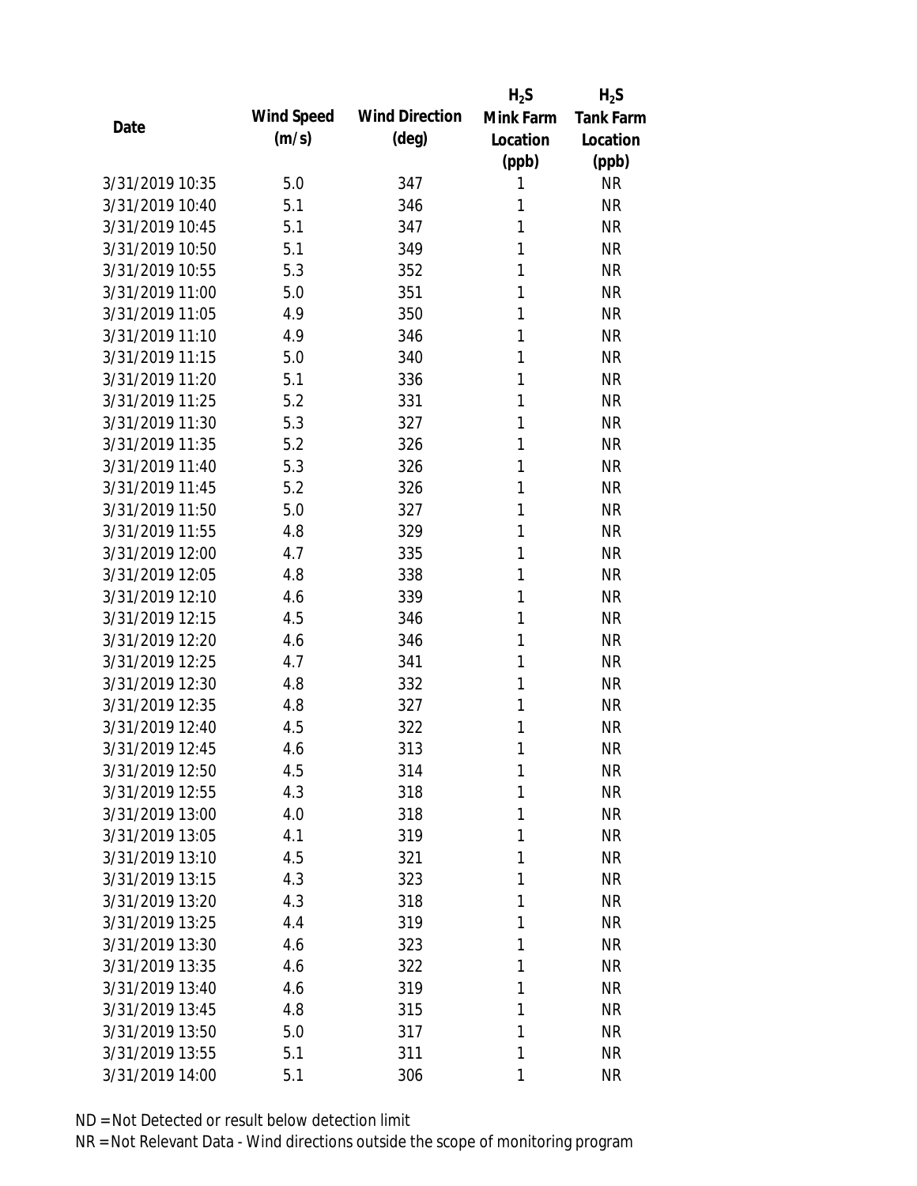| Date | Wind Speed (m/s) | Wind Direction (deg) | $H_2S$ Mink Farm Location (ppb) | $H_2S$ Tank Farm Location (ppb) |
|---|---|---|---|---|
| 3/31/2019 10:35 | 5.0 | 347 | 1 | NR |
| 3/31/2019 10:40 | 5.1 | 346 | 1 | NR |
| 3/31/2019 10:45 | 5.1 | 347 | 1 | NR |
| 3/31/2019 10:50 | 5.1 | 349 | 1 | NR |
| 3/31/2019 10:55 | 5.3 | 352 | 1 | NR |
| 3/31/2019 11:00 | 5.0 | 351 | 1 | NR |
| 3/31/2019 11:05 | 4.9 | 350 | 1 | NR |
| 3/31/2019 11:10 | 4.9 | 346 | 1 | NR |
| 3/31/2019 11:15 | 5.0 | 340 | 1 | NR |
| 3/31/2019 11:20 | 5.1 | 336 | 1 | NR |
| 3/31/2019 11:25 | 5.2 | 331 | 1 | NR |
| 3/31/2019 11:30 | 5.3 | 327 | 1 | NR |
| 3/31/2019 11:35 | 5.2 | 326 | 1 | NR |
| 3/31/2019 11:40 | 5.3 | 326 | 1 | NR |
| 3/31/2019 11:45 | 5.2 | 326 | 1 | NR |
| 3/31/2019 11:50 | 5.0 | 327 | 1 | NR |
| 3/31/2019 11:55 | 4.8 | 329 | 1 | NR |
| 3/31/2019 12:00 | 4.7 | 335 | 1 | NR |
| 3/31/2019 12:05 | 4.8 | 338 | 1 | NR |
| 3/31/2019 12:10 | 4.6 | 339 | 1 | NR |
| 3/31/2019 12:15 | 4.5 | 346 | 1 | NR |
| 3/31/2019 12:20 | 4.6 | 346 | 1 | NR |
| 3/31/2019 12:25 | 4.7 | 341 | 1 | NR |
| 3/31/2019 12:30 | 4.8 | 332 | 1 | NR |
| 3/31/2019 12:35 | 4.8 | 327 | 1 | NR |
| 3/31/2019 12:40 | 4.5 | 322 | 1 | NR |
| 3/31/2019 12:45 | 4.6 | 313 | 1 | NR |
| 3/31/2019 12:50 | 4.5 | 314 | 1 | NR |
| 3/31/2019 12:55 | 4.3 | 318 | 1 | NR |
| 3/31/2019 13:00 | 4.0 | 318 | 1 | NR |
| 3/31/2019 13:05 | 4.1 | 319 | 1 | NR |
| 3/31/2019 13:10 | 4.5 | 321 | 1 | NR |
| 3/31/2019 13:15 | 4.3 | 323 | 1 | NR |
| 3/31/2019 13:20 | 4.3 | 318 | 1 | NR |
| 3/31/2019 13:25 | 4.4 | 319 | 1 | NR |
| 3/31/2019 13:30 | 4.6 | 323 | 1 | NR |
| 3/31/2019 13:35 | 4.6 | 322 | 1 | NR |
| 3/31/2019 13:40 | 4.6 | 319 | 1 | NR |
| 3/31/2019 13:45 | 4.8 | 315 | 1 | NR |
| 3/31/2019 13:50 | 5.0 | 317 | 1 | NR |
| 3/31/2019 13:55 | 5.1 | 311 | 1 | NR |
| 3/31/2019 14:00 | 5.1 | 306 | 1 | NR |

ND = Not Detected or result below detection limit

NR = Not Relevant Data - Wind directions outside the scope of monitoring program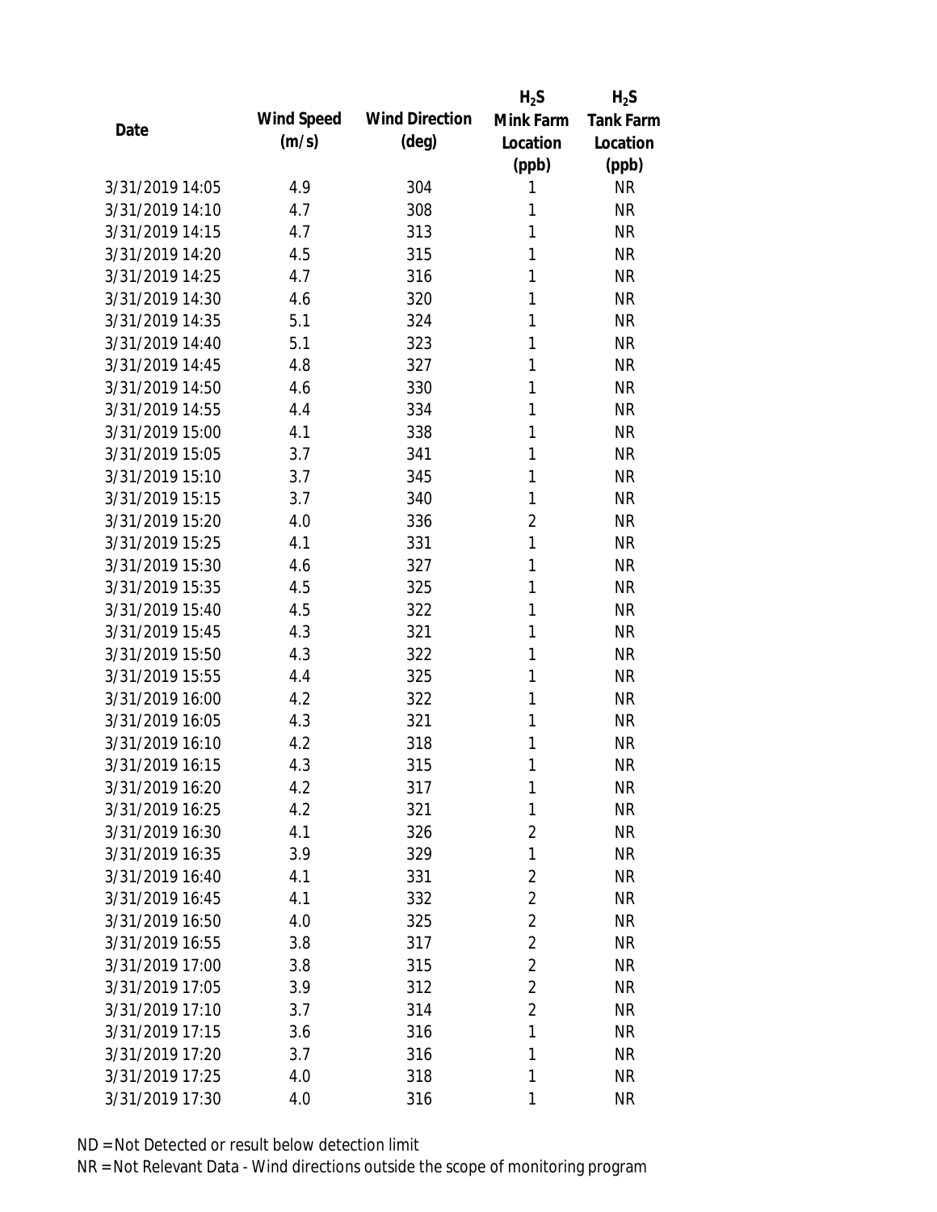| Date | Wind Speed (m/s) | Wind Direction (deg) | $H_2S$ Mink Farm Location (ppb) | $H_2S$ Tank Farm Location (ppb) |
|---|---|---|---|---|
| 3/31/2019 14:05 | 4.9 | 304 | 1 | NR |
| 3/31/2019 14:10 | 4.7 | 308 | 1 | NR |
| 3/31/2019 14:15 | 4.7 | 313 | 1 | NR |
| 3/31/2019 14:20 | 4.5 | 315 | 1 | NR |
| 3/31/2019 14:25 | 4.7 | 316 | 1 | NR |
| 3/31/2019 14:30 | 4.6 | 320 | 1 | NR |
| 3/31/2019 14:35 | 5.1 | 324 | 1 | NR |
| 3/31/2019 14:40 | 5.1 | 323 | 1 | NR |
| 3/31/2019 14:45 | 4.8 | 327 | 1 | NR |
| 3/31/2019 14:50 | 4.6 | 330 | 1 | NR |
| 3/31/2019 14:55 | 4.4 | 334 | 1 | NR |
| 3/31/2019 15:00 | 4.1 | 338 | 1 | NR |
| 3/31/2019 15:05 | 3.7 | 341 | 1 | NR |
| 3/31/2019 15:10 | 3.7 | 345 | 1 | NR |
| 3/31/2019 15:15 | 3.7 | 340 | 1 | NR |
| 3/31/2019 15:20 | 4.0 | 336 | 2 | NR |
| 3/31/2019 15:25 | 4.1 | 331 | 1 | NR |
| 3/31/2019 15:30 | 4.6 | 327 | 1 | NR |
| 3/31/2019 15:35 | 4.5 | 325 | 1 | NR |
| 3/31/2019 15:40 | 4.5 | 322 | 1 | NR |
| 3/31/2019 15:45 | 4.3 | 321 | 1 | NR |
| 3/31/2019 15:50 | 4.3 | 322 | 1 | NR |
| 3/31/2019 15:55 | 4.4 | 325 | 1 | NR |
| 3/31/2019 16:00 | 4.2 | 322 | 1 | NR |
| 3/31/2019 16:05 | 4.3 | 321 | 1 | NR |
| 3/31/2019 16:10 | 4.2 | 318 | 1 | NR |
| 3/31/2019 16:15 | 4.3 | 315 | 1 | NR |
| 3/31/2019 16:20 | 4.2 | 317 | 1 | NR |
| 3/31/2019 16:25 | 4.2 | 321 | 1 | NR |
| 3/31/2019 16:30 | 4.1 | 326 | 2 | NR |
| 3/31/2019 16:35 | 3.9 | 329 | 1 | NR |
| 3/31/2019 16:40 | 4.1 | 331 | 2 | NR |
| 3/31/2019 16:45 | 4.1 | 332 | 2 | NR |
| 3/31/2019 16:50 | 4.0 | 325 | 2 | NR |
| 3/31/2019 16:55 | 3.8 | 317 | 2 | NR |
| 3/31/2019 17:00 | 3.8 | 315 | 2 | NR |
| 3/31/2019 17:05 | 3.9 | 312 | 2 | NR |
| 3/31/2019 17:10 | 3.7 | 314 | 2 | NR |
| 3/31/2019 17:15 | 3.6 | 316 | 1 | NR |
| 3/31/2019 17:20 | 3.7 | 316 | 1 | NR |
| 3/31/2019 17:25 | 4.0 | 318 | 1 | NR |
| 3/31/2019 17:30 | 4.0 | 316 | 1 | NR |

ND = Not Detected or result below detection limit

NR = Not Relevant Data - Wind directions outside the scope of monitoring program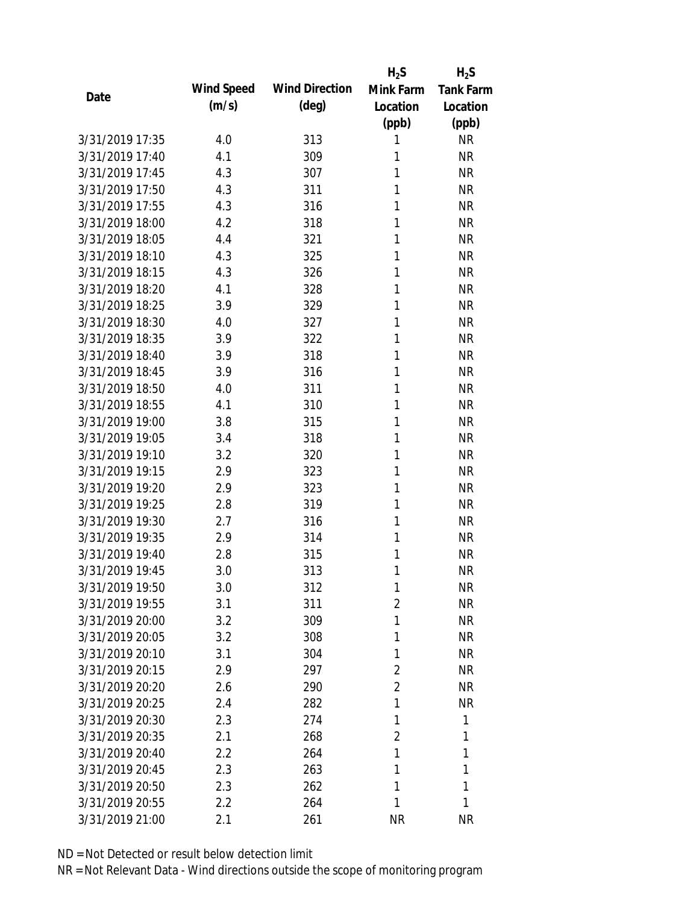| Date | Wind Speed (m/s) | Wind Direction (deg) | $H_2S$ Mink Farm Location (ppb) | $H_2S$ Tank Farm Location (ppb) |
|---|---|---|---|---|
| 3/31/2019 17:35 | 4.0 | 313 | 1 | NR |
| 3/31/2019 17:40 | 4.1 | 309 | 1 | NR |
| 3/31/2019 17:45 | 4.3 | 307 | 1 | NR |
| 3/31/2019 17:50 | 4.3 | 311 | 1 | NR |
| 3/31/2019 17:55 | 4.3 | 316 | 1 | NR |
| 3/31/2019 18:00 | 4.2 | 318 | 1 | NR |
| 3/31/2019 18:05 | 4.4 | 321 | 1 | NR |
| 3/31/2019 18:10 | 4.3 | 325 | 1 | NR |
| 3/31/2019 18:15 | 4.3 | 326 | 1 | NR |
| 3/31/2019 18:20 | 4.1 | 328 | 1 | NR |
| 3/31/2019 18:25 | 3.9 | 329 | 1 | NR |
| 3/31/2019 18:30 | 4.0 | 327 | 1 | NR |
| 3/31/2019 18:35 | 3.9 | 322 | 1 | NR |
| 3/31/2019 18:40 | 3.9 | 318 | 1 | NR |
| 3/31/2019 18:45 | 3.9 | 316 | 1 | NR |
| 3/31/2019 18:50 | 4.0 | 311 | 1 | NR |
| 3/31/2019 18:55 | 4.1 | 310 | 1 | NR |
| 3/31/2019 19:00 | 3.8 | 315 | 1 | NR |
| 3/31/2019 19:05 | 3.4 | 318 | 1 | NR |
| 3/31/2019 19:10 | 3.2 | 320 | 1 | NR |
| 3/31/2019 19:15 | 2.9 | 323 | 1 | NR |
| 3/31/2019 19:20 | 2.9 | 323 | 1 | NR |
| 3/31/2019 19:25 | 2.8 | 319 | 1 | NR |
| 3/31/2019 19:30 | 2.7 | 316 | 1 | NR |
| 3/31/2019 19:35 | 2.9 | 314 | 1 | NR |
| 3/31/2019 19:40 | 2.8 | 315 | 1 | NR |
| 3/31/2019 19:45 | 3.0 | 313 | 1 | NR |
| 3/31/2019 19:50 | 3.0 | 312 | 1 | NR |
| 3/31/2019 19:55 | 3.1 | 311 | 2 | NR |
| 3/31/2019 20:00 | 3.2 | 309 | 1 | NR |
| 3/31/2019 20:05 | 3.2 | 308 | 1 | NR |
| 3/31/2019 20:10 | 3.1 | 304 | 1 | NR |
| 3/31/2019 20:15 | 2.9 | 297 | 2 | NR |
| 3/31/2019 20:20 | 2.6 | 290 | 2 | NR |
| 3/31/2019 20:25 | 2.4 | 282 | 1 | NR |
| 3/31/2019 20:30 | 2.3 | 274 | 1 | 1 |
| 3/31/2019 20:35 | 2.1 | 268 | 2 | 1 |
| 3/31/2019 20:40 | 2.2 | 264 | 1 | 1 |
| 3/31/2019 20:45 | 2.3 | 263 | 1 | 1 |
| 3/31/2019 20:50 | 2.3 | 262 | 1 | 1 |
| 3/31/2019 20:55 | 2.2 | 264 | 1 | 1 |
| 3/31/2019 21:00 | 2.1 | 261 | NR | NR |

ND = Not Detected or result below detection limit

NR = Not Relevant Data - Wind directions outside the scope of monitoring program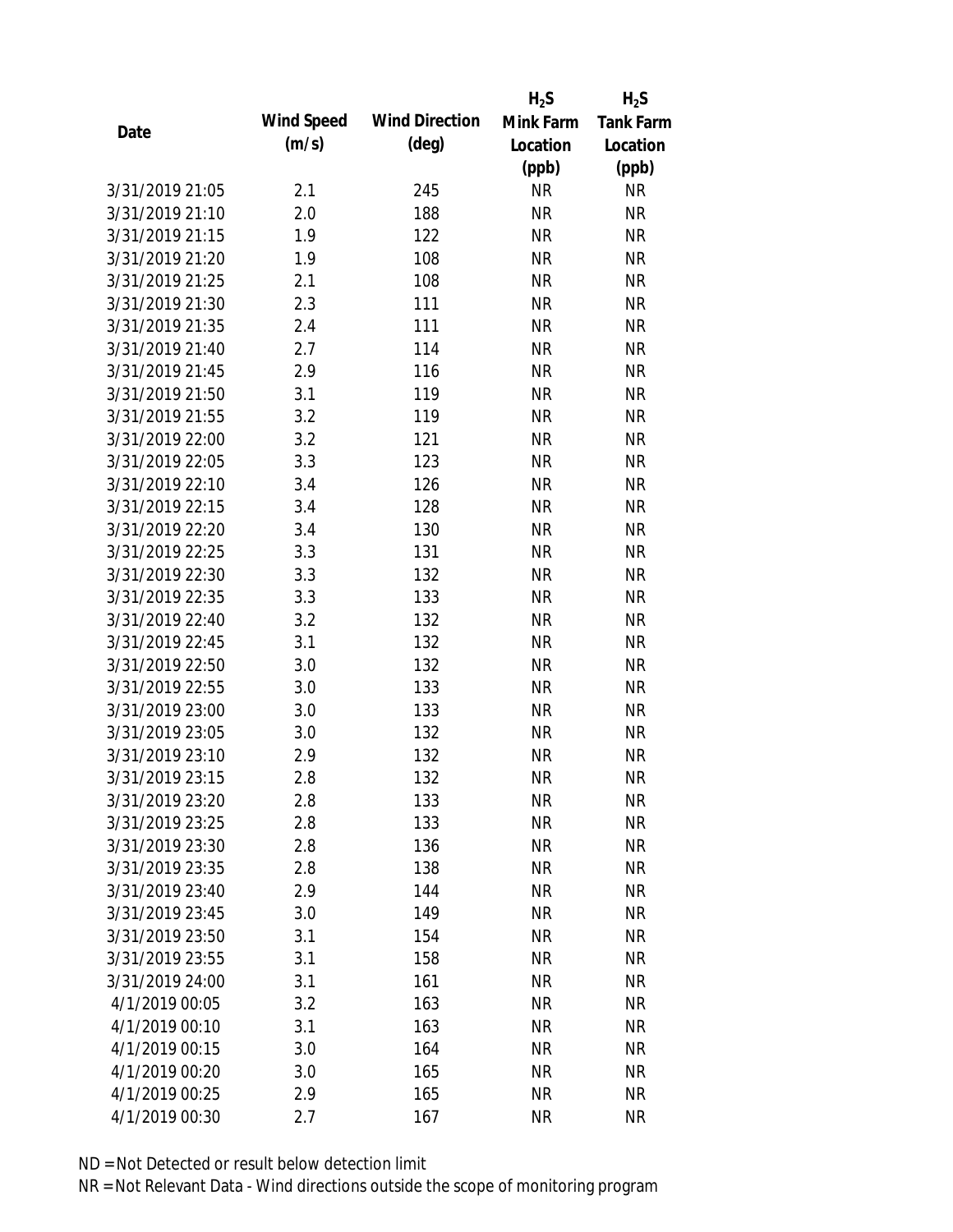| Date | Wind Speed (m/s) | Wind Direction (deg) | $H_2S$ Mink Farm Location (ppb) | $H_2S$ Tank Farm Location (ppb) |
|---|---|---|---|---|
| 3/31/2019 21:05 | 2.1 | 245 | NR | NR |
| 3/31/2019 21:10 | 2.0 | 188 | NR | NR |
| 3/31/2019 21:15 | 1.9 | 122 | NR | NR |
| 3/31/2019 21:20 | 1.9 | 108 | NR | NR |
| 3/31/2019 21:25 | 2.1 | 108 | NR | NR |
| 3/31/2019 21:30 | 2.3 | 111 | NR | NR |
| 3/31/2019 21:35 | 2.4 | 111 | NR | NR |
| 3/31/2019 21:40 | 2.7 | 114 | NR | NR |
| 3/31/2019 21:45 | 2.9 | 116 | NR | NR |
| 3/31/2019 21:50 | 3.1 | 119 | NR | NR |
| 3/31/2019 21:55 | 3.2 | 119 | NR | NR |
| 3/31/2019 22:00 | 3.2 | 121 | NR | NR |
| 3/31/2019 22:05 | 3.3 | 123 | NR | NR |
| 3/31/2019 22:10 | 3.4 | 126 | NR | NR |
| 3/31/2019 22:15 | 3.4 | 128 | NR | NR |
| 3/31/2019 22:20 | 3.4 | 130 | NR | NR |
| 3/31/2019 22:25 | 3.3 | 131 | NR | NR |
| 3/31/2019 22:30 | 3.3 | 132 | NR | NR |
| 3/31/2019 22:35 | 3.3 | 133 | NR | NR |
| 3/31/2019 22:40 | 3.2 | 132 | NR | NR |
| 3/31/2019 22:45 | 3.1 | 132 | NR | NR |
| 3/31/2019 22:50 | 3.0 | 132 | NR | NR |
| 3/31/2019 22:55 | 3.0 | 133 | NR | NR |
| 3/31/2019 23:00 | 3.0 | 133 | NR | NR |
| 3/31/2019 23:05 | 3.0 | 132 | NR | NR |
| 3/31/2019 23:10 | 2.9 | 132 | NR | NR |
| 3/31/2019 23:15 | 2.8 | 132 | NR | NR |
| 3/31/2019 23:20 | 2.8 | 133 | NR | NR |
| 3/31/2019 23:25 | 2.8 | 133 | NR | NR |
| 3/31/2019 23:30 | 2.8 | 136 | NR | NR |
| 3/31/2019 23:35 | 2.8 | 138 | NR | NR |
| 3/31/2019 23:40 | 2.9 | 144 | NR | NR |
| 3/31/2019 23:45 | 3.0 | 149 | NR | NR |
| 3/31/2019 23:50 | 3.1 | 154 | NR | NR |
| 3/31/2019 23:55 | 3.1 | 158 | NR | NR |
| 3/31/2019 24:00 | 3.1 | 161 | NR | NR |
| 4/1/2019 00:05 | 3.2 | 163 | NR | NR |
| 4/1/2019 00:10 | 3.1 | 163 | NR | NR |
| 4/1/2019 00:15 | 3.0 | 164 | NR | NR |
| 4/1/2019 00:20 | 3.0 | 165 | NR | NR |
| 4/1/2019 00:25 | 2.9 | 165 | NR | NR |
| 4/1/2019 00:30 | 2.7 | 167 | NR | NR |

ND = Not Detected or result below detection limit

NR = Not Relevant Data - Wind directions outside the scope of monitoring program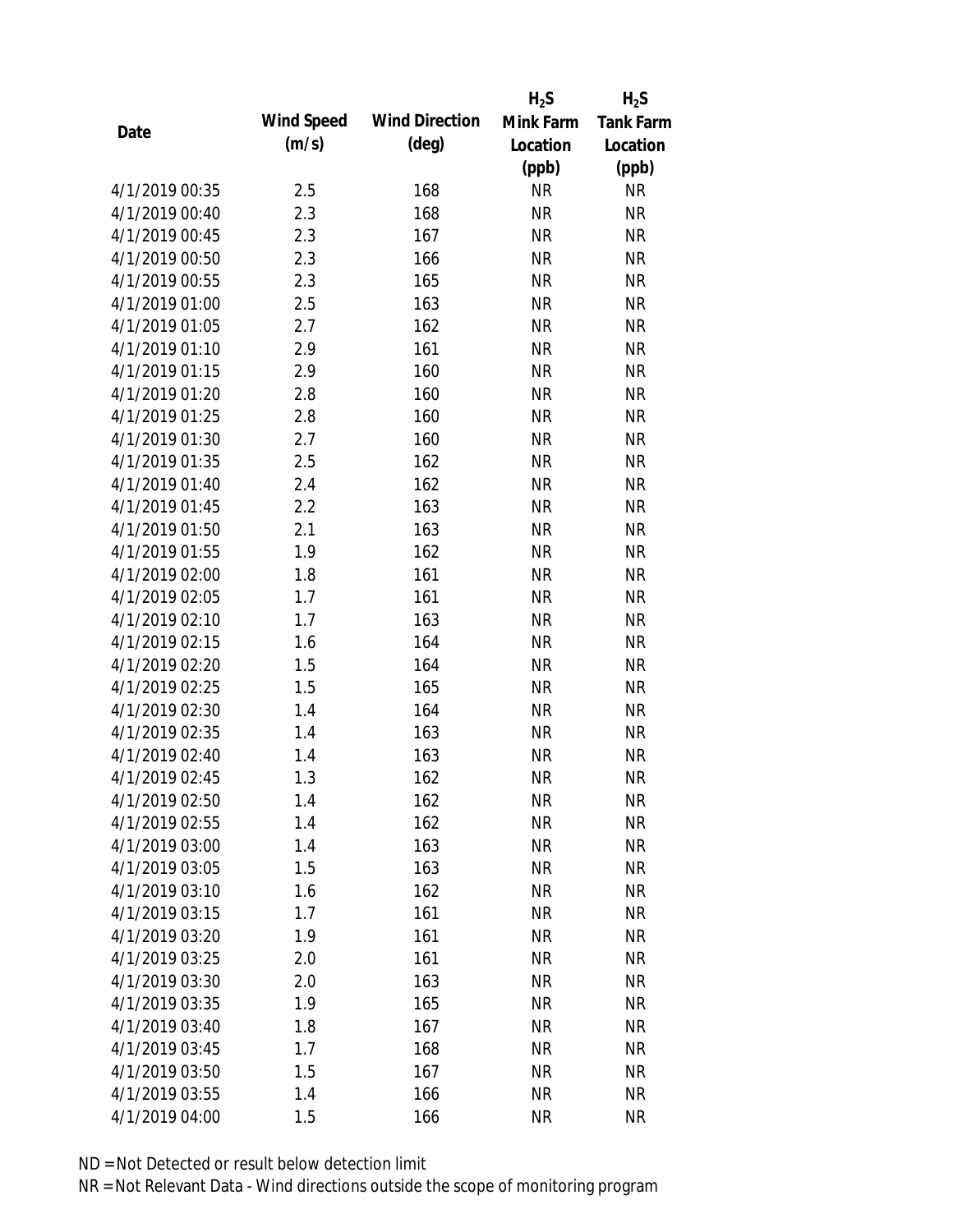| Date | Wind Speed (m/s) | Wind Direction (deg) | $H_2S$ Mink Farm Location (ppb) | $H_2S$ Tank Farm Location (ppb) |
|---|---|---|---|---|
| 4/1/2019 00:35 | 2.5 | 168 | NR | NR |
| 4/1/2019 00:40 | 2.3 | 168 | NR | NR |
| 4/1/2019 00:45 | 2.3 | 167 | NR | NR |
| 4/1/2019 00:50 | 2.3 | 166 | NR | NR |
| 4/1/2019 00:55 | 2.3 | 165 | NR | NR |
| 4/1/2019 01:00 | 2.5 | 163 | NR | NR |
| 4/1/2019 01:05 | 2.7 | 162 | NR | NR |
| 4/1/2019 01:10 | 2.9 | 161 | NR | NR |
| 4/1/2019 01:15 | 2.9 | 160 | NR | NR |
| 4/1/2019 01:20 | 2.8 | 160 | NR | NR |
| 4/1/2019 01:25 | 2.8 | 160 | NR | NR |
| 4/1/2019 01:30 | 2.7 | 160 | NR | NR |
| 4/1/2019 01:35 | 2.5 | 162 | NR | NR |
| 4/1/2019 01:40 | 2.4 | 162 | NR | NR |
| 4/1/2019 01:45 | 2.2 | 163 | NR | NR |
| 4/1/2019 01:50 | 2.1 | 163 | NR | NR |
| 4/1/2019 01:55 | 1.9 | 162 | NR | NR |
| 4/1/2019 02:00 | 1.8 | 161 | NR | NR |
| 4/1/2019 02:05 | 1.7 | 161 | NR | NR |
| 4/1/2019 02:10 | 1.7 | 163 | NR | NR |
| 4/1/2019 02:15 | 1.6 | 164 | NR | NR |
| 4/1/2019 02:20 | 1.5 | 164 | NR | NR |
| 4/1/2019 02:25 | 1.5 | 165 | NR | NR |
| 4/1/2019 02:30 | 1.4 | 164 | NR | NR |
| 4/1/2019 02:35 | 1.4 | 163 | NR | NR |
| 4/1/2019 02:40 | 1.4 | 163 | NR | NR |
| 4/1/2019 02:45 | 1.3 | 162 | NR | NR |
| 4/1/2019 02:50 | 1.4 | 162 | NR | NR |
| 4/1/2019 02:55 | 1.4 | 162 | NR | NR |
| 4/1/2019 03:00 | 1.4 | 163 | NR | NR |
| 4/1/2019 03:05 | 1.5 | 163 | NR | NR |
| 4/1/2019 03:10 | 1.6 | 162 | NR | NR |
| 4/1/2019 03:15 | 1.7 | 161 | NR | NR |
| 4/1/2019 03:20 | 1.9 | 161 | NR | NR |
| 4/1/2019 03:25 | 2.0 | 161 | NR | NR |
| 4/1/2019 03:30 | 2.0 | 163 | NR | NR |
| 4/1/2019 03:35 | 1.9 | 165 | NR | NR |
| 4/1/2019 03:40 | 1.8 | 167 | NR | NR |
| 4/1/2019 03:45 | 1.7 | 168 | NR | NR |
| 4/1/2019 03:50 | 1.5 | 167 | NR | NR |
| 4/1/2019 03:55 | 1.4 | 166 | NR | NR |
| 4/1/2019 04:00 | 1.5 | 166 | NR | NR |

ND = Not Detected or result below detection limit

NR = Not Relevant Data - Wind directions outside the scope of monitoring program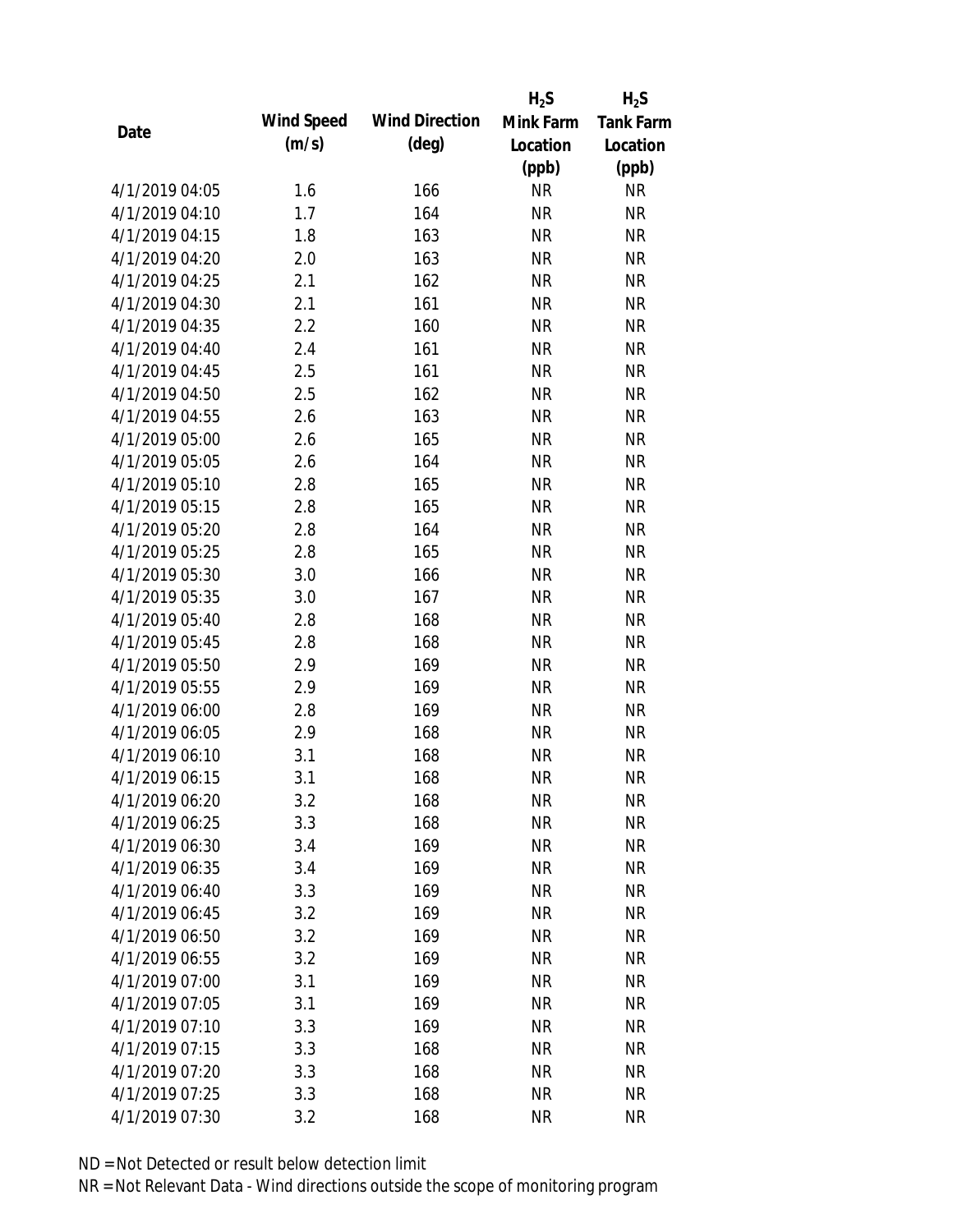| Date | Wind Speed (m/s) | Wind Direction (deg) | $H_2S$ Mink Farm Location (ppb) | $H_2S$ Tank Farm Location (ppb) |
|---|---|---|---|---|
| 4/1/2019 04:05 | 1.6 | 166 | NR | NR |
| 4/1/2019 04:10 | 1.7 | 164 | NR | NR |
| 4/1/2019 04:15 | 1.8 | 163 | NR | NR |
| 4/1/2019 04:20 | 2.0 | 163 | NR | NR |
| 4/1/2019 04:25 | 2.1 | 162 | NR | NR |
| 4/1/2019 04:30 | 2.1 | 161 | NR | NR |
| 4/1/2019 04:35 | 2.2 | 160 | NR | NR |
| 4/1/2019 04:40 | 2.4 | 161 | NR | NR |
| 4/1/2019 04:45 | 2.5 | 161 | NR | NR |
| 4/1/2019 04:50 | 2.5 | 162 | NR | NR |
| 4/1/2019 04:55 | 2.6 | 163 | NR | NR |
| 4/1/2019 05:00 | 2.6 | 165 | NR | NR |
| 4/1/2019 05:05 | 2.6 | 164 | NR | NR |
| 4/1/2019 05:10 | 2.8 | 165 | NR | NR |
| 4/1/2019 05:15 | 2.8 | 165 | NR | NR |
| 4/1/2019 05:20 | 2.8 | 164 | NR | NR |
| 4/1/2019 05:25 | 2.8 | 165 | NR | NR |
| 4/1/2019 05:30 | 3.0 | 166 | NR | NR |
| 4/1/2019 05:35 | 3.0 | 167 | NR | NR |
| 4/1/2019 05:40 | 2.8 | 168 | NR | NR |
| 4/1/2019 05:45 | 2.8 | 168 | NR | NR |
| 4/1/2019 05:50 | 2.9 | 169 | NR | NR |
| 4/1/2019 05:55 | 2.9 | 169 | NR | NR |
| 4/1/2019 06:00 | 2.8 | 169 | NR | NR |
| 4/1/2019 06:05 | 2.9 | 168 | NR | NR |
| 4/1/2019 06:10 | 3.1 | 168 | NR | NR |
| 4/1/2019 06:15 | 3.1 | 168 | NR | NR |
| 4/1/2019 06:20 | 3.2 | 168 | NR | NR |
| 4/1/2019 06:25 | 3.3 | 168 | NR | NR |
| 4/1/2019 06:30 | 3.4 | 169 | NR | NR |
| 4/1/2019 06:35 | 3.4 | 169 | NR | NR |
| 4/1/2019 06:40 | 3.3 | 169 | NR | NR |
| 4/1/2019 06:45 | 3.2 | 169 | NR | NR |
| 4/1/2019 06:50 | 3.2 | 169 | NR | NR |
| 4/1/2019 06:55 | 3.2 | 169 | NR | NR |
| 4/1/2019 07:00 | 3.1 | 169 | NR | NR |
| 4/1/2019 07:05 | 3.1 | 169 | NR | NR |
| 4/1/2019 07:10 | 3.3 | 169 | NR | NR |
| 4/1/2019 07:15 | 3.3 | 168 | NR | NR |
| 4/1/2019 07:20 | 3.3 | 168 | NR | NR |
| 4/1/2019 07:25 | 3.3 | 168 | NR | NR |
| 4/1/2019 07:30 | 3.2 | 168 | NR | NR |

ND = Not Detected or result below detection limit

NR = Not Relevant Data - Wind directions outside the scope of monitoring program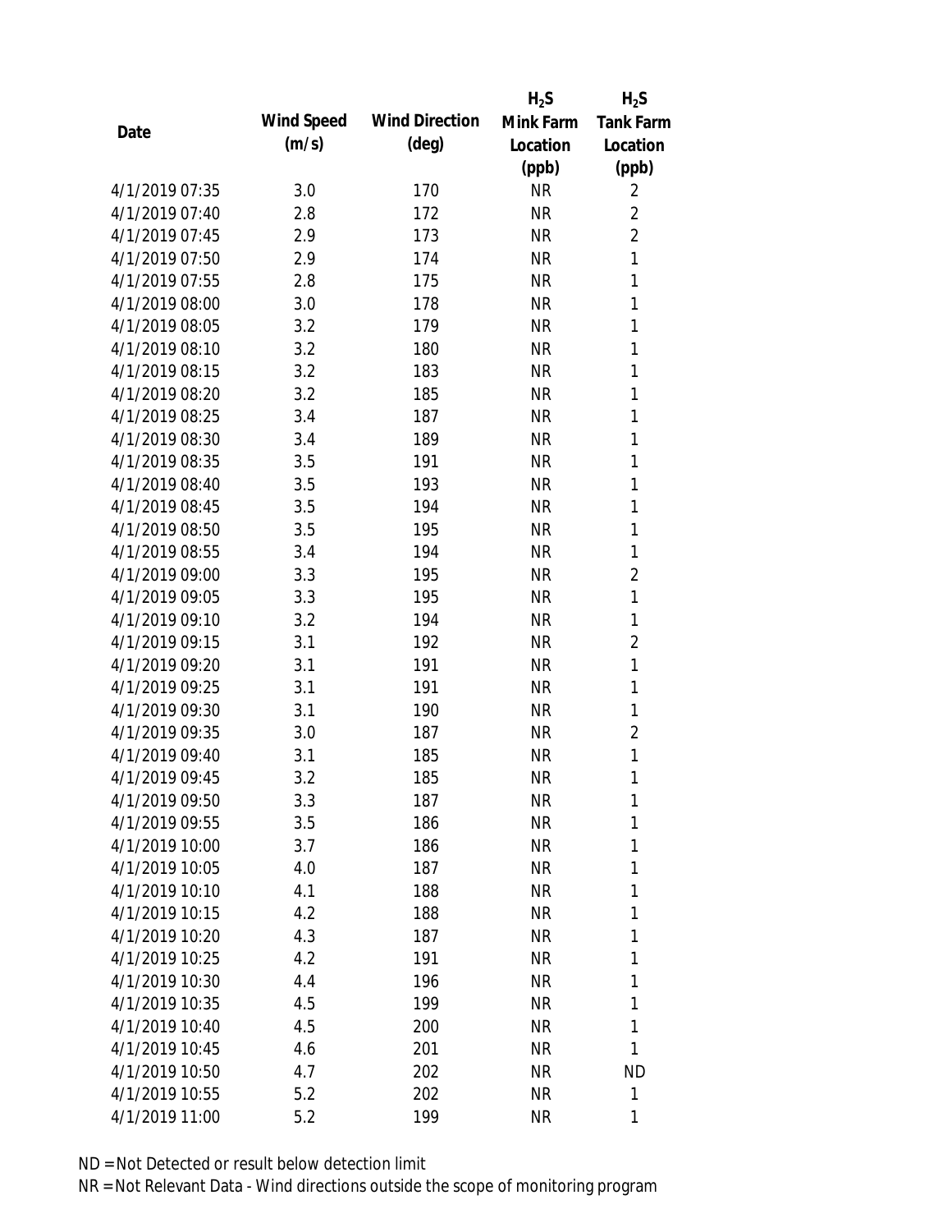| Date | Wind Speed (m/s) | Wind Direction (deg) | $H_2S$ Mink Farm Location (ppb) | $H_2S$ Tank Farm Location (ppb) |
| --- | --- | --- | --- | --- |
| 4/1/2019 07:35 | 3.0 | 170 | NR | 2 |
| 4/1/2019 07:40 | 2.8 | 172 | NR | 2 |
| 4/1/2019 07:45 | 2.9 | 173 | NR | 2 |
| 4/1/2019 07:50 | 2.9 | 174 | NR | 1 |
| 4/1/2019 07:55 | 2.8 | 175 | NR | 1 |
| 4/1/2019 08:00 | 3.0 | 178 | NR | 1 |
| 4/1/2019 08:05 | 3.2 | 179 | NR | 1 |
| 4/1/2019 08:10 | 3.2 | 180 | NR | 1 |
| 4/1/2019 08:15 | 3.2 | 183 | NR | 1 |
| 4/1/2019 08:20 | 3.2 | 185 | NR | 1 |
| 4/1/2019 08:25 | 3.4 | 187 | NR | 1 |
| 4/1/2019 08:30 | 3.4 | 189 | NR | 1 |
| 4/1/2019 08:35 | 3.5 | 191 | NR | 1 |
| 4/1/2019 08:40 | 3.5 | 193 | NR | 1 |
| 4/1/2019 08:45 | 3.5 | 194 | NR | 1 |
| 4/1/2019 08:50 | 3.5 | 195 | NR | 1 |
| 4/1/2019 08:55 | 3.4 | 194 | NR | 1 |
| 4/1/2019 09:00 | 3.3 | 195 | NR | 2 |
| 4/1/2019 09:05 | 3.3 | 195 | NR | 1 |
| 4/1/2019 09:10 | 3.2 | 194 | NR | 1 |
| 4/1/2019 09:15 | 3.1 | 192 | NR | 2 |
| 4/1/2019 09:20 | 3.1 | 191 | NR | 1 |
| 4/1/2019 09:25 | 3.1 | 191 | NR | 1 |
| 4/1/2019 09:30 | 3.1 | 190 | NR | 1 |
| 4/1/2019 09:35 | 3.0 | 187 | NR | 2 |
| 4/1/2019 09:40 | 3.1 | 185 | NR | 1 |
| 4/1/2019 09:45 | 3.2 | 185 | NR | 1 |
| 4/1/2019 09:50 | 3.3 | 187 | NR | 1 |
| 4/1/2019 09:55 | 3.5 | 186 | NR | 1 |
| 4/1/2019 10:00 | 3.7 | 186 | NR | 1 |
| 4/1/2019 10:05 | 4.0 | 187 | NR | 1 |
| 4/1/2019 10:10 | 4.1 | 188 | NR | 1 |
| 4/1/2019 10:15 | 4.2 | 188 | NR | 1 |
| 4/1/2019 10:20 | 4.3 | 187 | NR | 1 |
| 4/1/2019 10:25 | 4.2 | 191 | NR | 1 |
| 4/1/2019 10:30 | 4.4 | 196 | NR | 1 |
| 4/1/2019 10:35 | 4.5 | 199 | NR | 1 |
| 4/1/2019 10:40 | 4.5 | 200 | NR | 1 |
| 4/1/2019 10:45 | 4.6 | 201 | NR | 1 |
| 4/1/2019 10:50 | 4.7 | 202 | NR | ND |
| 4/1/2019 10:55 | 5.2 | 202 | NR | 1 |
| 4/1/2019 11:00 | 5.2 | 199 | NR | 1 |

ND = Not Detected or result below detection limit

NR = Not Relevant Data - Wind directions outside the scope of monitoring program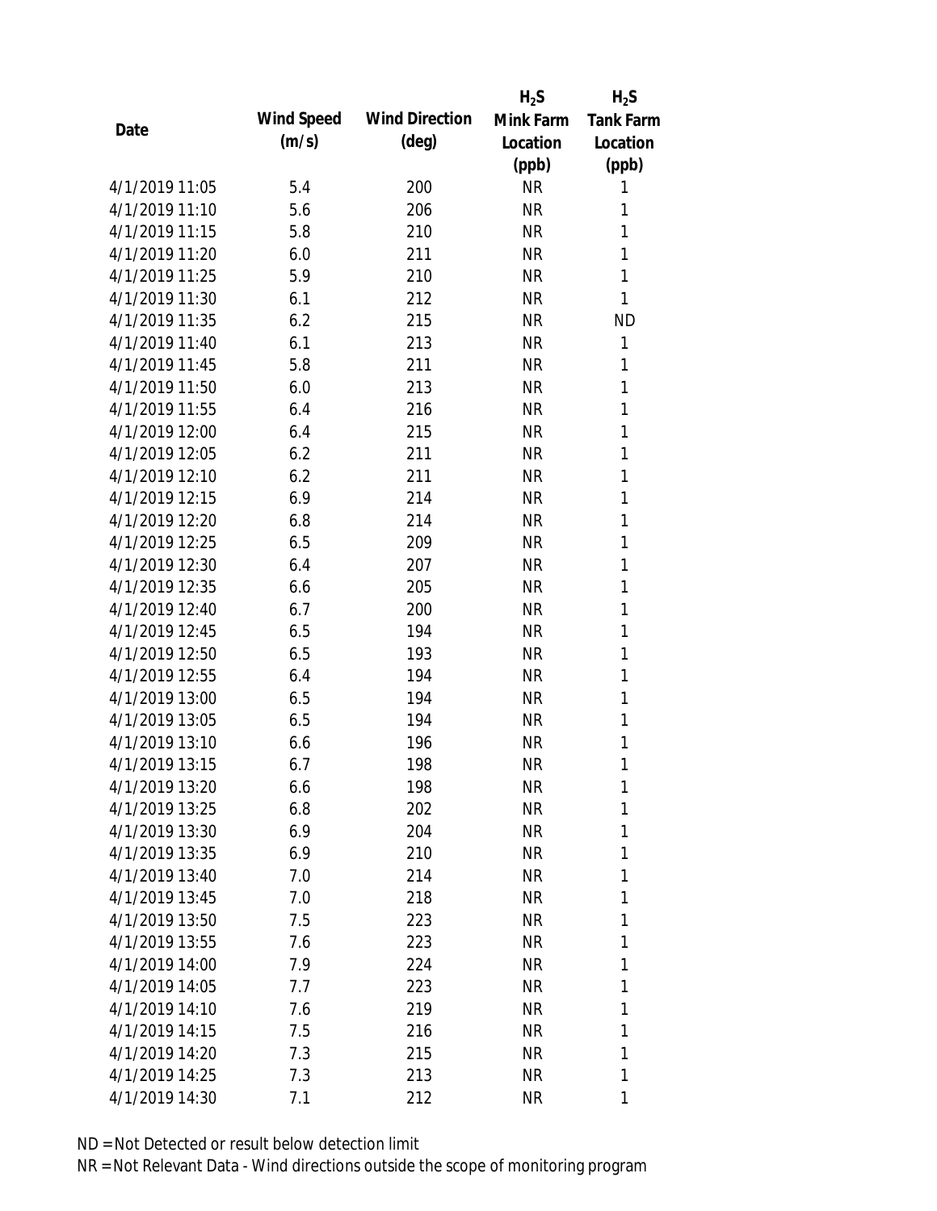| Date | Wind Speed (m/s) | Wind Direction (deg) | $H_2S$ Mink Farm Location (ppb) | $H_2S$ Tank Farm Location (ppb) |
|---|---|---|---|---|
| 4/1/2019 11:05 | 5.4 | 200 | NR | 1 |
| 4/1/2019 11:10 | 5.6 | 206 | NR | 1 |
| 4/1/2019 11:15 | 5.8 | 210 | NR | 1 |
| 4/1/2019 11:20 | 6.0 | 211 | NR | 1 |
| 4/1/2019 11:25 | 5.9 | 210 | NR | 1 |
| 4/1/2019 11:30 | 6.1 | 212 | NR | 1 |
| 4/1/2019 11:35 | 6.2 | 215 | NR | ND |
| 4/1/2019 11:40 | 6.1 | 213 | NR | 1 |
| 4/1/2019 11:45 | 5.8 | 211 | NR | 1 |
| 4/1/2019 11:50 | 6.0 | 213 | NR | 1 |
| 4/1/2019 11:55 | 6.4 | 216 | NR | 1 |
| 4/1/2019 12:00 | 6.4 | 215 | NR | 1 |
| 4/1/2019 12:05 | 6.2 | 211 | NR | 1 |
| 4/1/2019 12:10 | 6.2 | 211 | NR | 1 |
| 4/1/2019 12:15 | 6.9 | 214 | NR | 1 |
| 4/1/2019 12:20 | 6.8 | 214 | NR | 1 |
| 4/1/2019 12:25 | 6.5 | 209 | NR | 1 |
| 4/1/2019 12:30 | 6.4 | 207 | NR | 1 |
| 4/1/2019 12:35 | 6.6 | 205 | NR | 1 |
| 4/1/2019 12:40 | 6.7 | 200 | NR | 1 |
| 4/1/2019 12:45 | 6.5 | 194 | NR | 1 |
| 4/1/2019 12:50 | 6.5 | 193 | NR | 1 |
| 4/1/2019 12:55 | 6.4 | 194 | NR | 1 |
| 4/1/2019 13:00 | 6.5 | 194 | NR | 1 |
| 4/1/2019 13:05 | 6.5 | 194 | NR | 1 |
| 4/1/2019 13:10 | 6.6 | 196 | NR | 1 |
| 4/1/2019 13:15 | 6.7 | 198 | NR | 1 |
| 4/1/2019 13:20 | 6.6 | 198 | NR | 1 |
| 4/1/2019 13:25 | 6.8 | 202 | NR | 1 |
| 4/1/2019 13:30 | 6.9 | 204 | NR | 1 |
| 4/1/2019 13:35 | 6.9 | 210 | NR | 1 |
| 4/1/2019 13:40 | 7.0 | 214 | NR | 1 |
| 4/1/2019 13:45 | 7.0 | 218 | NR | 1 |
| 4/1/2019 13:50 | 7.5 | 223 | NR | 1 |
| 4/1/2019 13:55 | 7.6 | 223 | NR | 1 |
| 4/1/2019 14:00 | 7.9 | 224 | NR | 1 |
| 4/1/2019 14:05 | 7.7 | 223 | NR | 1 |
| 4/1/2019 14:10 | 7.6 | 219 | NR | 1 |
| 4/1/2019 14:15 | 7.5 | 216 | NR | 1 |
| 4/1/2019 14:20 | 7.3 | 215 | NR | 1 |
| 4/1/2019 14:25 | 7.3 | 213 | NR | 1 |
| 4/1/2019 14:30 | 7.1 | 212 | NR | 1 |

ND = Not Detected or result below detection limit

NR = Not Relevant Data - Wind directions outside the scope of monitoring program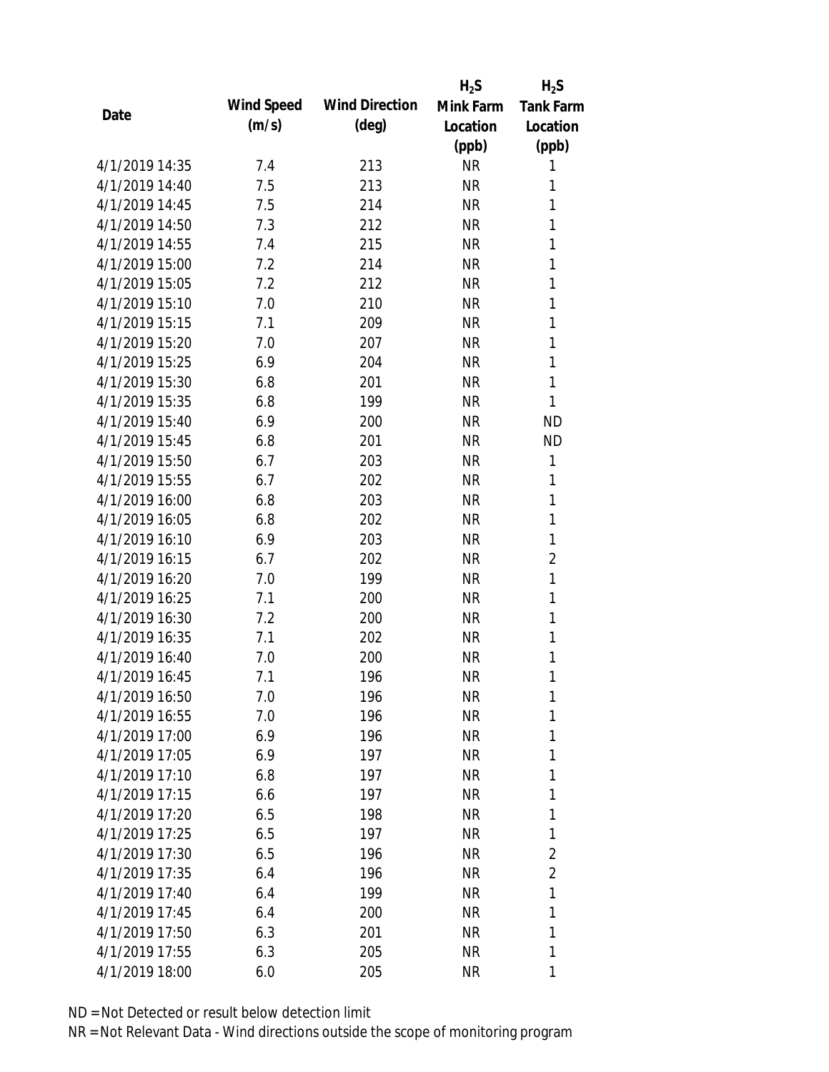| Date | Wind Speed (m/s) | Wind Direction (deg) | $H_2S$ Mink Farm Location (ppb) | $H_2S$ Tank Farm Location (ppb) |
|---|---|---|---|---|
| 4/1/2019 14:35 | 7.4 | 213 | NR | 1 |
| 4/1/2019 14:40 | 7.5 | 213 | NR | 1 |
| 4/1/2019 14:45 | 7.5 | 214 | NR | 1 |
| 4/1/2019 14:50 | 7.3 | 212 | NR | 1 |
| 4/1/2019 14:55 | 7.4 | 215 | NR | 1 |
| 4/1/2019 15:00 | 7.2 | 214 | NR | 1 |
| 4/1/2019 15:05 | 7.2 | 212 | NR | 1 |
| 4/1/2019 15:10 | 7.0 | 210 | NR | 1 |
| 4/1/2019 15:15 | 7.1 | 209 | NR | 1 |
| 4/1/2019 15:20 | 7.0 | 207 | NR | 1 |
| 4/1/2019 15:25 | 6.9 | 204 | NR | 1 |
| 4/1/2019 15:30 | 6.8 | 201 | NR | 1 |
| 4/1/2019 15:35 | 6.8 | 199 | NR | 1 |
| 4/1/2019 15:40 | 6.9 | 200 | NR | ND |
| 4/1/2019 15:45 | 6.8 | 201 | NR | ND |
| 4/1/2019 15:50 | 6.7 | 203 | NR | 1 |
| 4/1/2019 15:55 | 6.7 | 202 | NR | 1 |
| 4/1/2019 16:00 | 6.8 | 203 | NR | 1 |
| 4/1/2019 16:05 | 6.8 | 202 | NR | 1 |
| 4/1/2019 16:10 | 6.9 | 203 | NR | 1 |
| 4/1/2019 16:15 | 6.7 | 202 | NR | 2 |
| 4/1/2019 16:20 | 7.0 | 199 | NR | 1 |
| 4/1/2019 16:25 | 7.1 | 200 | NR | 1 |
| 4/1/2019 16:30 | 7.2 | 200 | NR | 1 |
| 4/1/2019 16:35 | 7.1 | 202 | NR | 1 |
| 4/1/2019 16:40 | 7.0 | 200 | NR | 1 |
| 4/1/2019 16:45 | 7.1 | 196 | NR | 1 |
| 4/1/2019 16:50 | 7.0 | 196 | NR | 1 |
| 4/1/2019 16:55 | 7.0 | 196 | NR | 1 |
| 4/1/2019 17:00 | 6.9 | 196 | NR | 1 |
| 4/1/2019 17:05 | 6.9 | 197 | NR | 1 |
| 4/1/2019 17:10 | 6.8 | 197 | NR | 1 |
| 4/1/2019 17:15 | 6.6 | 197 | NR | 1 |
| 4/1/2019 17:20 | 6.5 | 198 | NR | 1 |
| 4/1/2019 17:25 | 6.5 | 197 | NR | 1 |
| 4/1/2019 17:30 | 6.5 | 196 | NR | 2 |
| 4/1/2019 17:35 | 6.4 | 196 | NR | 2 |
| 4/1/2019 17:40 | 6.4 | 199 | NR | 1 |
| 4/1/2019 17:45 | 6.4 | 200 | NR | 1 |
| 4/1/2019 17:50 | 6.3 | 201 | NR | 1 |
| 4/1/2019 17:55 | 6.3 | 205 | NR | 1 |
| 4/1/2019 18:00 | 6.0 | 205 | NR | 1 |

ND = Not Detected or result below detection limit

NR = Not Relevant Data - Wind directions outside the scope of monitoring program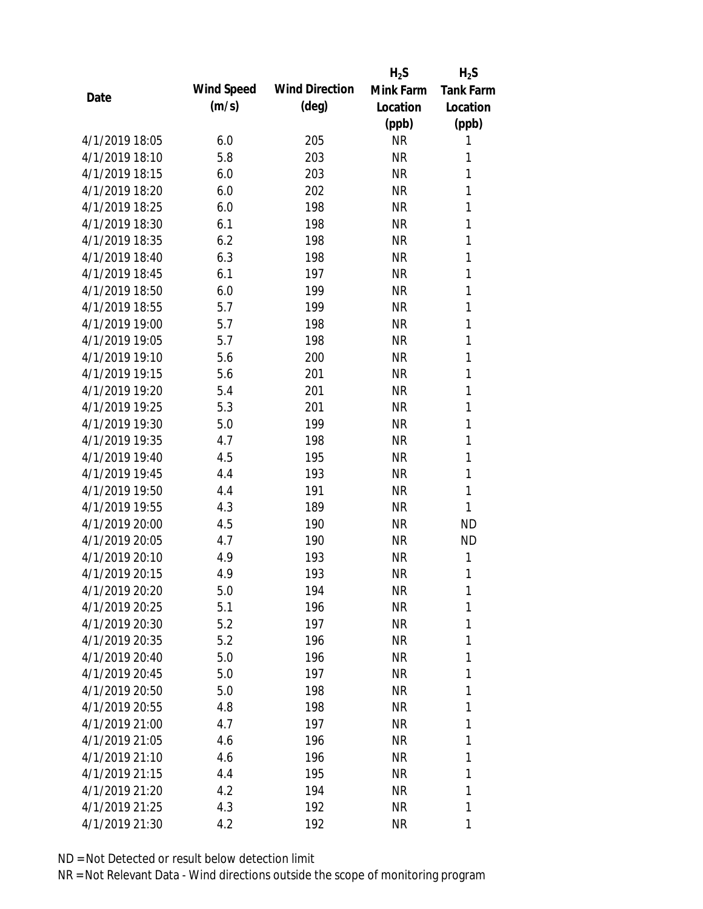| Date | Wind Speed (m/s) | Wind Direction (deg) | $H_2S$ Mink Farm Location (ppb) | $H_2S$ Tank Farm Location (ppb) |
|---|---|---|---|---|
| 4/1/2019 18:05 | 6.0 | 205 | NR | 1 |
| 4/1/2019 18:10 | 5.8 | 203 | NR | 1 |
| 4/1/2019 18:15 | 6.0 | 203 | NR | 1 |
| 4/1/2019 18:20 | 6.0 | 202 | NR | 1 |
| 4/1/2019 18:25 | 6.0 | 198 | NR | 1 |
| 4/1/2019 18:30 | 6.1 | 198 | NR | 1 |
| 4/1/2019 18:35 | 6.2 | 198 | NR | 1 |
| 4/1/2019 18:40 | 6.3 | 198 | NR | 1 |
| 4/1/2019 18:45 | 6.1 | 197 | NR | 1 |
| 4/1/2019 18:50 | 6.0 | 199 | NR | 1 |
| 4/1/2019 18:55 | 5.7 | 199 | NR | 1 |
| 4/1/2019 19:00 | 5.7 | 198 | NR | 1 |
| 4/1/2019 19:05 | 5.7 | 198 | NR | 1 |
| 4/1/2019 19:10 | 5.6 | 200 | NR | 1 |
| 4/1/2019 19:15 | 5.6 | 201 | NR | 1 |
| 4/1/2019 19:20 | 5.4 | 201 | NR | 1 |
| 4/1/2019 19:25 | 5.3 | 201 | NR | 1 |
| 4/1/2019 19:30 | 5.0 | 199 | NR | 1 |
| 4/1/2019 19:35 | 4.7 | 198 | NR | 1 |
| 4/1/2019 19:40 | 4.5 | 195 | NR | 1 |
| 4/1/2019 19:45 | 4.4 | 193 | NR | 1 |
| 4/1/2019 19:50 | 4.4 | 191 | NR | 1 |
| 4/1/2019 19:55 | 4.3 | 189 | NR | 1 |
| 4/1/2019 20:00 | 4.5 | 190 | NR | ND |
| 4/1/2019 20:05 | 4.7 | 190 | NR | ND |
| 4/1/2019 20:10 | 4.9 | 193 | NR | 1 |
| 4/1/2019 20:15 | 4.9 | 193 | NR | 1 |
| 4/1/2019 20:20 | 5.0 | 194 | NR | 1 |
| 4/1/2019 20:25 | 5.1 | 196 | NR | 1 |
| 4/1/2019 20:30 | 5.2 | 197 | NR | 1 |
| 4/1/2019 20:35 | 5.2 | 196 | NR | 1 |
| 4/1/2019 20:40 | 5.0 | 196 | NR | 1 |
| 4/1/2019 20:45 | 5.0 | 197 | NR | 1 |
| 4/1/2019 20:50 | 5.0 | 198 | NR | 1 |
| 4/1/2019 20:55 | 4.8 | 198 | NR | 1 |
| 4/1/2019 21:00 | 4.7 | 197 | NR | 1 |
| 4/1/2019 21:05 | 4.6 | 196 | NR | 1 |
| 4/1/2019 21:10 | 4.6 | 196 | NR | 1 |
| 4/1/2019 21:15 | 4.4 | 195 | NR | 1 |
| 4/1/2019 21:20 | 4.2 | 194 | NR | 1 |
| 4/1/2019 21:25 | 4.3 | 192 | NR | 1 |
| 4/1/2019 21:30 | 4.2 | 192 | NR | 1 |

ND = Not Detected or result below detection limit

NR = Not Relevant Data - Wind directions outside the scope of monitoring program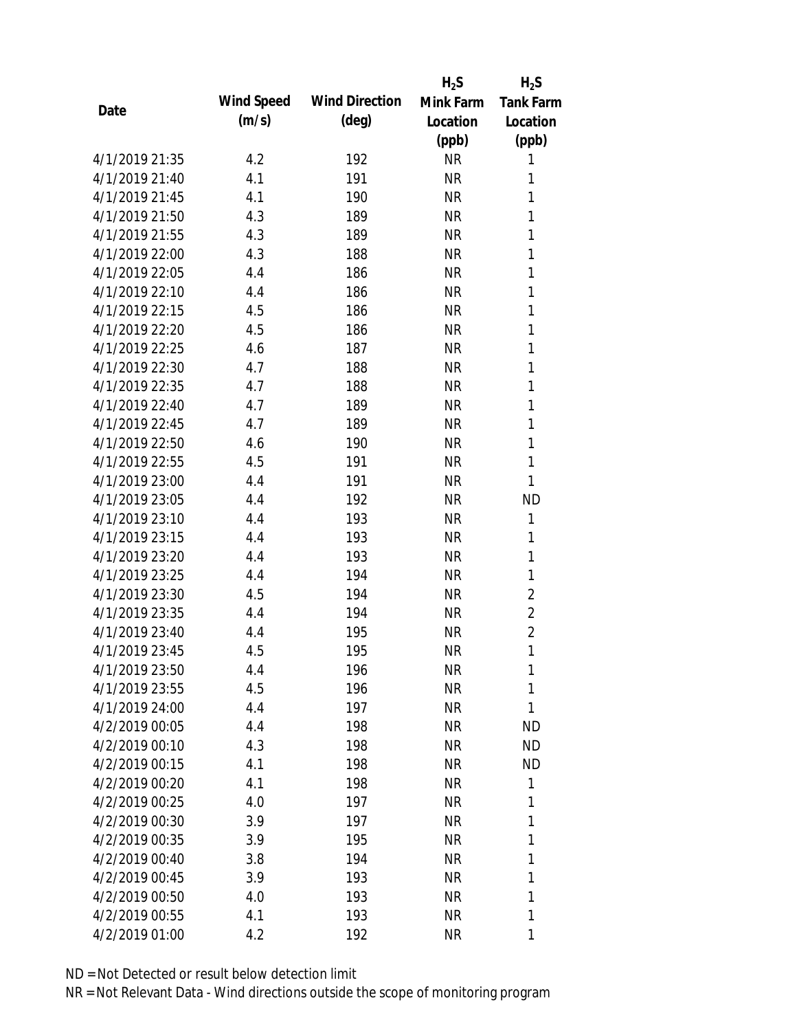| Date | Wind Speed (m/s) | Wind Direction (deg) | $H_2S$ Mink Farm Location (ppb) | $H_2S$ Tank Farm Location (ppb) |
|---|---|---|---|---|
| 4/1/2019 21:35 | 4.2 | 192 | NR | 1 |
| 4/1/2019 21:40 | 4.1 | 191 | NR | 1 |
| 4/1/2019 21:45 | 4.1 | 190 | NR | 1 |
| 4/1/2019 21:50 | 4.3 | 189 | NR | 1 |
| 4/1/2019 21:55 | 4.3 | 189 | NR | 1 |
| 4/1/2019 22:00 | 4.3 | 188 | NR | 1 |
| 4/1/2019 22:05 | 4.4 | 186 | NR | 1 |
| 4/1/2019 22:10 | 4.4 | 186 | NR | 1 |
| 4/1/2019 22:15 | 4.5 | 186 | NR | 1 |
| 4/1/2019 22:20 | 4.5 | 186 | NR | 1 |
| 4/1/2019 22:25 | 4.6 | 187 | NR | 1 |
| 4/1/2019 22:30 | 4.7 | 188 | NR | 1 |
| 4/1/2019 22:35 | 4.7 | 188 | NR | 1 |
| 4/1/2019 22:40 | 4.7 | 189 | NR | 1 |
| 4/1/2019 22:45 | 4.7 | 189 | NR | 1 |
| 4/1/2019 22:50 | 4.6 | 190 | NR | 1 |
| 4/1/2019 22:55 | 4.5 | 191 | NR | 1 |
| 4/1/2019 23:00 | 4.4 | 191 | NR | 1 |
| 4/1/2019 23:05 | 4.4 | 192 | NR | ND |
| 4/1/2019 23:10 | 4.4 | 193 | NR | 1 |
| 4/1/2019 23:15 | 4.4 | 193 | NR | 1 |
| 4/1/2019 23:20 | 4.4 | 193 | NR | 1 |
| 4/1/2019 23:25 | 4.4 | 194 | NR | 1 |
| 4/1/2019 23:30 | 4.5 | 194 | NR | 2 |
| 4/1/2019 23:35 | 4.4 | 194 | NR | 2 |
| 4/1/2019 23:40 | 4.4 | 195 | NR | 2 |
| 4/1/2019 23:45 | 4.5 | 195 | NR | 1 |
| 4/1/2019 23:50 | 4.4 | 196 | NR | 1 |
| 4/1/2019 23:55 | 4.5 | 196 | NR | 1 |
| 4/1/2019 24:00 | 4.4 | 197 | NR | 1 |
| 4/2/2019 00:05 | 4.4 | 198 | NR | ND |
| 4/2/2019 00:10 | 4.3 | 198 | NR | ND |
| 4/2/2019 00:15 | 4.1 | 198 | NR | ND |
| 4/2/2019 00:20 | 4.1 | 198 | NR | 1 |
| 4/2/2019 00:25 | 4.0 | 197 | NR | 1 |
| 4/2/2019 00:30 | 3.9 | 197 | NR | 1 |
| 4/2/2019 00:35 | 3.9 | 195 | NR | 1 |
| 4/2/2019 00:40 | 3.8 | 194 | NR | 1 |
| 4/2/2019 00:45 | 3.9 | 193 | NR | 1 |
| 4/2/2019 00:50 | 4.0 | 193 | NR | 1 |
| 4/2/2019 00:55 | 4.1 | 193 | NR | 1 |
| 4/2/2019 01:00 | 4.2 | 192 | NR | 1 |

ND = Not Detected or result below detection limit

NR = Not Relevant Data - Wind directions outside the scope of monitoring program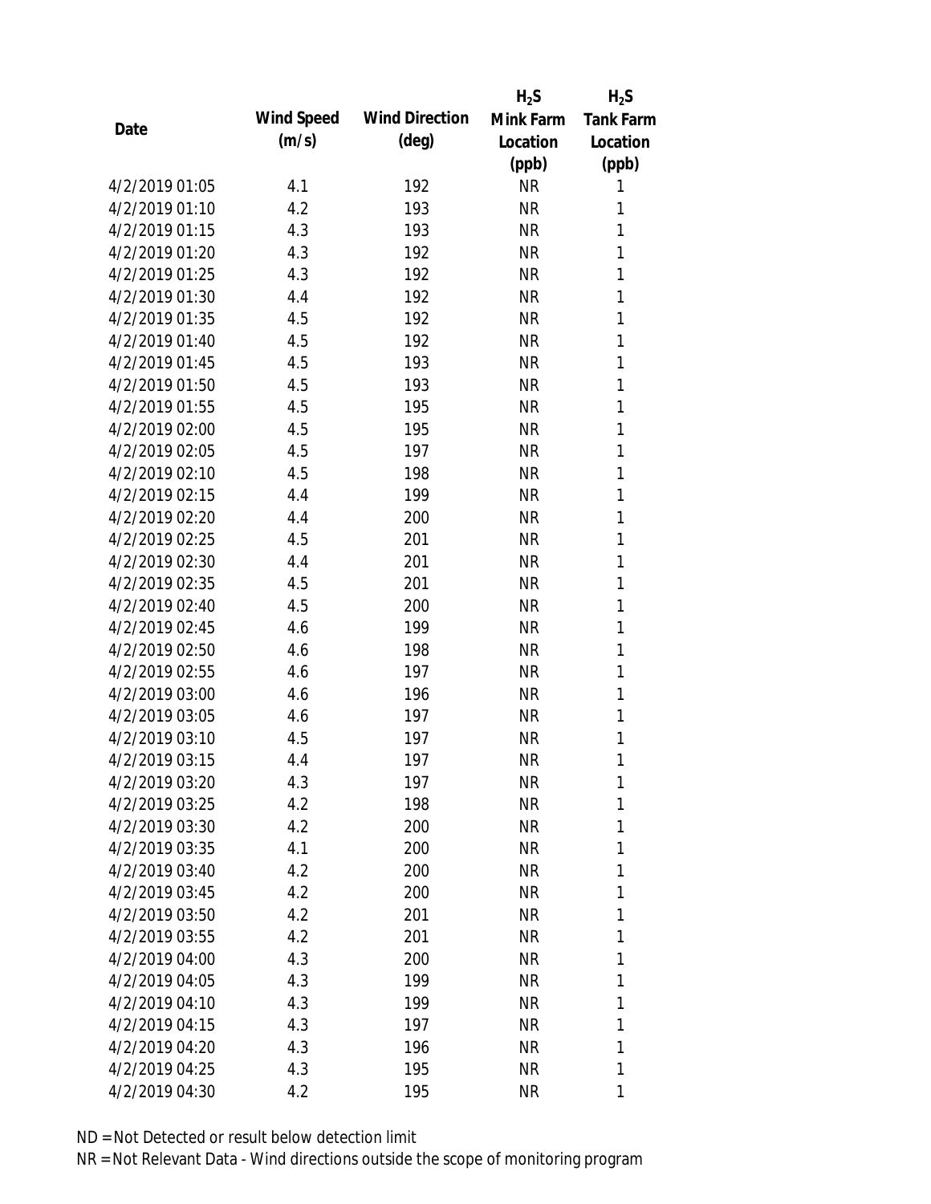| Date | Wind Speed (m/s) | Wind Direction (deg) | $H_2S$ Mink Farm Location (ppb) | $H_2S$ Tank Farm Location (ppb) |
|---|---|---|---|---|
| 4/2/2019 01:05 | 4.1 | 192 | NR | 1 |
| 4/2/2019 01:10 | 4.2 | 193 | NR | 1 |
| 4/2/2019 01:15 | 4.3 | 193 | NR | 1 |
| 4/2/2019 01:20 | 4.3 | 192 | NR | 1 |
| 4/2/2019 01:25 | 4.3 | 192 | NR | 1 |
| 4/2/2019 01:30 | 4.4 | 192 | NR | 1 |
| 4/2/2019 01:35 | 4.5 | 192 | NR | 1 |
| 4/2/2019 01:40 | 4.5 | 192 | NR | 1 |
| 4/2/2019 01:45 | 4.5 | 193 | NR | 1 |
| 4/2/2019 01:50 | 4.5 | 193 | NR | 1 |
| 4/2/2019 01:55 | 4.5 | 195 | NR | 1 |
| 4/2/2019 02:00 | 4.5 | 195 | NR | 1 |
| 4/2/2019 02:05 | 4.5 | 197 | NR | 1 |
| 4/2/2019 02:10 | 4.5 | 198 | NR | 1 |
| 4/2/2019 02:15 | 4.4 | 199 | NR | 1 |
| 4/2/2019 02:20 | 4.4 | 200 | NR | 1 |
| 4/2/2019 02:25 | 4.5 | 201 | NR | 1 |
| 4/2/2019 02:30 | 4.4 | 201 | NR | 1 |
| 4/2/2019 02:35 | 4.5 | 201 | NR | 1 |
| 4/2/2019 02:40 | 4.5 | 200 | NR | 1 |
| 4/2/2019 02:45 | 4.6 | 199 | NR | 1 |
| 4/2/2019 02:50 | 4.6 | 198 | NR | 1 |
| 4/2/2019 02:55 | 4.6 | 197 | NR | 1 |
| 4/2/2019 03:00 | 4.6 | 196 | NR | 1 |
| 4/2/2019 03:05 | 4.6 | 197 | NR | 1 |
| 4/2/2019 03:10 | 4.5 | 197 | NR | 1 |
| 4/2/2019 03:15 | 4.4 | 197 | NR | 1 |
| 4/2/2019 03:20 | 4.3 | 197 | NR | 1 |
| 4/2/2019 03:25 | 4.2 | 198 | NR | 1 |
| 4/2/2019 03:30 | 4.2 | 200 | NR | 1 |
| 4/2/2019 03:35 | 4.1 | 200 | NR | 1 |
| 4/2/2019 03:40 | 4.2 | 200 | NR | 1 |
| 4/2/2019 03:45 | 4.2 | 200 | NR | 1 |
| 4/2/2019 03:50 | 4.2 | 201 | NR | 1 |
| 4/2/2019 03:55 | 4.2 | 201 | NR | 1 |
| 4/2/2019 04:00 | 4.3 | 200 | NR | 1 |
| 4/2/2019 04:05 | 4.3 | 199 | NR | 1 |
| 4/2/2019 04:10 | 4.3 | 199 | NR | 1 |
| 4/2/2019 04:15 | 4.3 | 197 | NR | 1 |
| 4/2/2019 04:20 | 4.3 | 196 | NR | 1 |
| 4/2/2019 04:25 | 4.3 | 195 | NR | 1 |
| 4/2/2019 04:30 | 4.2 | 195 | NR | 1 |

ND = Not Detected or result below detection limit

NR = Not Relevant Data - Wind directions outside the scope of monitoring program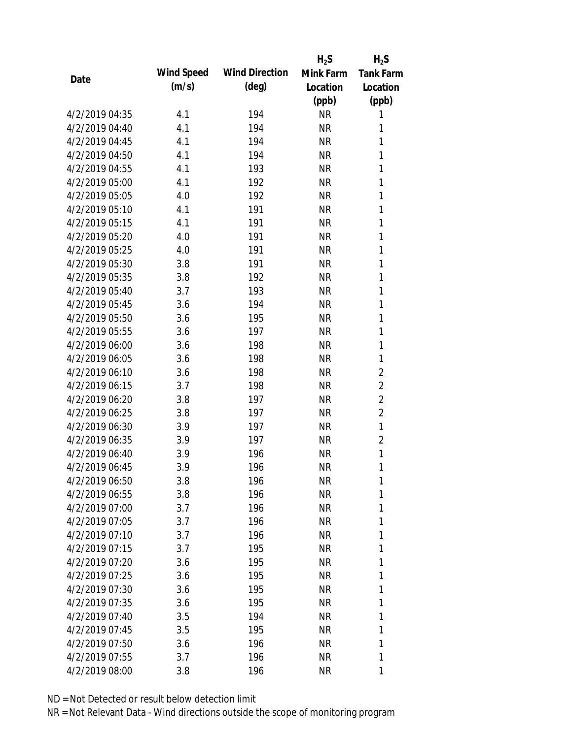| Date | Wind Speed (m/s) | Wind Direction (deg) | $H_2S$ Mink Farm Location (ppb) | $H_2S$ Tank Farm Location (ppb) |
|---|---|---|---|---|
| 4/2/2019 04:35 | 4.1 | 194 | NR | 1 |
| 4/2/2019 04:40 | 4.1 | 194 | NR | 1 |
| 4/2/2019 04:45 | 4.1 | 194 | NR | 1 |
| 4/2/2019 04:50 | 4.1 | 194 | NR | 1 |
| 4/2/2019 04:55 | 4.1 | 193 | NR | 1 |
| 4/2/2019 05:00 | 4.1 | 192 | NR | 1 |
| 4/2/2019 05:05 | 4.0 | 192 | NR | 1 |
| 4/2/2019 05:10 | 4.1 | 191 | NR | 1 |
| 4/2/2019 05:15 | 4.1 | 191 | NR | 1 |
| 4/2/2019 05:20 | 4.0 | 191 | NR | 1 |
| 4/2/2019 05:25 | 4.0 | 191 | NR | 1 |
| 4/2/2019 05:30 | 3.8 | 191 | NR | 1 |
| 4/2/2019 05:35 | 3.8 | 192 | NR | 1 |
| 4/2/2019 05:40 | 3.7 | 193 | NR | 1 |
| 4/2/2019 05:45 | 3.6 | 194 | NR | 1 |
| 4/2/2019 05:50 | 3.6 | 195 | NR | 1 |
| 4/2/2019 05:55 | 3.6 | 197 | NR | 1 |
| 4/2/2019 06:00 | 3.6 | 198 | NR | 1 |
| 4/2/2019 06:05 | 3.6 | 198 | NR | 1 |
| 4/2/2019 06:10 | 3.6 | 198 | NR | 2 |
| 4/2/2019 06:15 | 3.7 | 198 | NR | 2 |
| 4/2/2019 06:20 | 3.8 | 197 | NR | 2 |
| 4/2/2019 06:25 | 3.8 | 197 | NR | 2 |
| 4/2/2019 06:30 | 3.9 | 197 | NR | 1 |
| 4/2/2019 06:35 | 3.9 | 197 | NR | 2 |
| 4/2/2019 06:40 | 3.9 | 196 | NR | 1 |
| 4/2/2019 06:45 | 3.9 | 196 | NR | 1 |
| 4/2/2019 06:50 | 3.8 | 196 | NR | 1 |
| 4/2/2019 06:55 | 3.8 | 196 | NR | 1 |
| 4/2/2019 07:00 | 3.7 | 196 | NR | 1 |
| 4/2/2019 07:05 | 3.7 | 196 | NR | 1 |
| 4/2/2019 07:10 | 3.7 | 196 | NR | 1 |
| 4/2/2019 07:15 | 3.7 | 195 | NR | 1 |
| 4/2/2019 07:20 | 3.6 | 195 | NR | 1 |
| 4/2/2019 07:25 | 3.6 | 195 | NR | 1 |
| 4/2/2019 07:30 | 3.6 | 195 | NR | 1 |
| 4/2/2019 07:35 | 3.6 | 195 | NR | 1 |
| 4/2/2019 07:40 | 3.5 | 194 | NR | 1 |
| 4/2/2019 07:45 | 3.5 | 195 | NR | 1 |
| 4/2/2019 07:50 | 3.6 | 196 | NR | 1 |
| 4/2/2019 07:55 | 3.7 | 196 | NR | 1 |
| 4/2/2019 08:00 | 3.8 | 196 | NR | 1 |

ND = Not Detected or result below detection limit

NR = Not Relevant Data - Wind directions outside the scope of monitoring program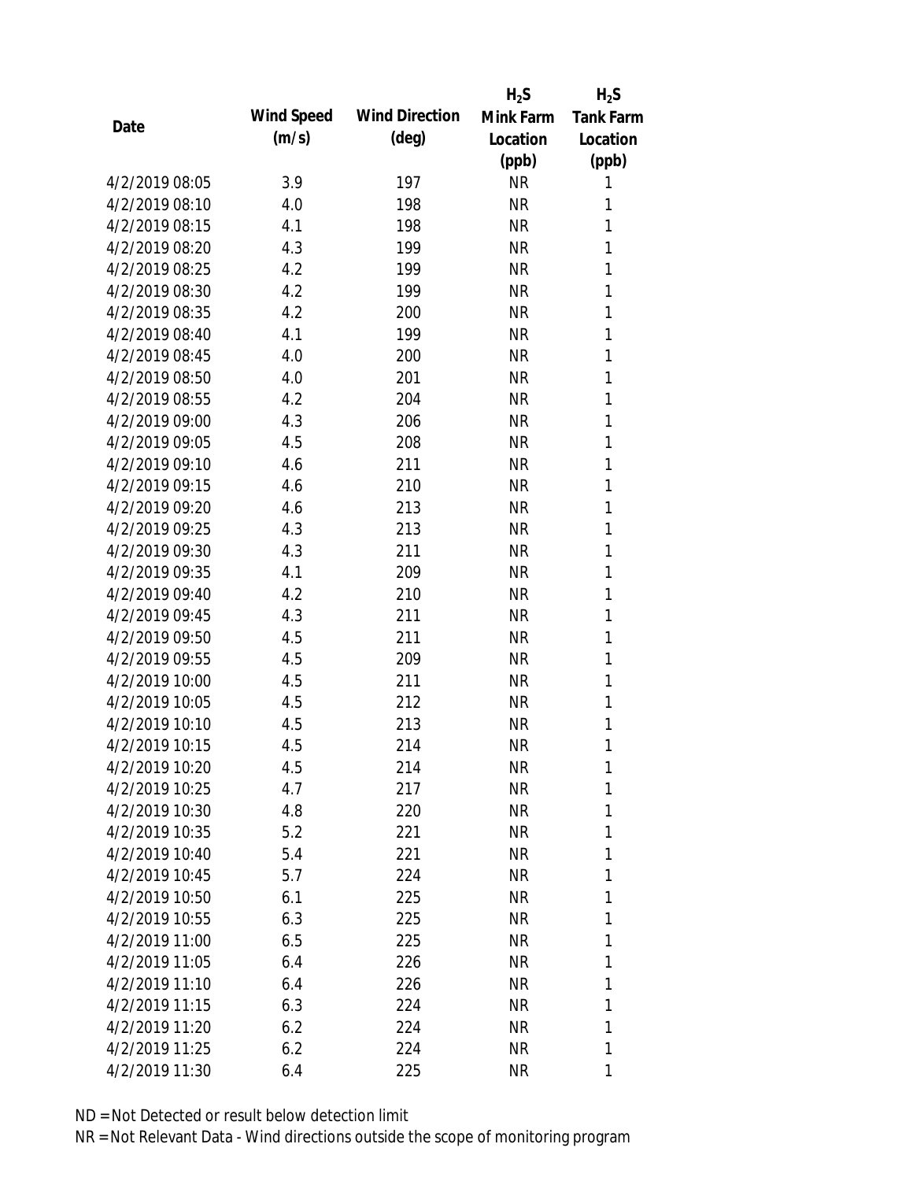| Date | Wind Speed (m/s) | Wind Direction (deg) | $H_2S$ Mink Farm Location (ppb) | $H_2S$ Tank Farm Location (ppb) |
|---|---|---|---|---|
| 4/2/2019 08:05 | 3.9 | 197 | NR | 1 |
| 4/2/2019 08:10 | 4.0 | 198 | NR | 1 |
| 4/2/2019 08:15 | 4.1 | 198 | NR | 1 |
| 4/2/2019 08:20 | 4.3 | 199 | NR | 1 |
| 4/2/2019 08:25 | 4.2 | 199 | NR | 1 |
| 4/2/2019 08:30 | 4.2 | 199 | NR | 1 |
| 4/2/2019 08:35 | 4.2 | 200 | NR | 1 |
| 4/2/2019 08:40 | 4.1 | 199 | NR | 1 |
| 4/2/2019 08:45 | 4.0 | 200 | NR | 1 |
| 4/2/2019 08:50 | 4.0 | 201 | NR | 1 |
| 4/2/2019 08:55 | 4.2 | 204 | NR | 1 |
| 4/2/2019 09:00 | 4.3 | 206 | NR | 1 |
| 4/2/2019 09:05 | 4.5 | 208 | NR | 1 |
| 4/2/2019 09:10 | 4.6 | 211 | NR | 1 |
| 4/2/2019 09:15 | 4.6 | 210 | NR | 1 |
| 4/2/2019 09:20 | 4.6 | 213 | NR | 1 |
| 4/2/2019 09:25 | 4.3 | 213 | NR | 1 |
| 4/2/2019 09:30 | 4.3 | 211 | NR | 1 |
| 4/2/2019 09:35 | 4.1 | 209 | NR | 1 |
| 4/2/2019 09:40 | 4.2 | 210 | NR | 1 |
| 4/2/2019 09:45 | 4.3 | 211 | NR | 1 |
| 4/2/2019 09:50 | 4.5 | 211 | NR | 1 |
| 4/2/2019 09:55 | 4.5 | 209 | NR | 1 |
| 4/2/2019 10:00 | 4.5 | 211 | NR | 1 |
| 4/2/2019 10:05 | 4.5 | 212 | NR | 1 |
| 4/2/2019 10:10 | 4.5 | 213 | NR | 1 |
| 4/2/2019 10:15 | 4.5 | 214 | NR | 1 |
| 4/2/2019 10:20 | 4.5 | 214 | NR | 1 |
| 4/2/2019 10:25 | 4.7 | 217 | NR | 1 |
| 4/2/2019 10:30 | 4.8 | 220 | NR | 1 |
| 4/2/2019 10:35 | 5.2 | 221 | NR | 1 |
| 4/2/2019 10:40 | 5.4 | 221 | NR | 1 |
| 4/2/2019 10:45 | 5.7 | 224 | NR | 1 |
| 4/2/2019 10:50 | 6.1 | 225 | NR | 1 |
| 4/2/2019 10:55 | 6.3 | 225 | NR | 1 |
| 4/2/2019 11:00 | 6.5 | 225 | NR | 1 |
| 4/2/2019 11:05 | 6.4 | 226 | NR | 1 |
| 4/2/2019 11:10 | 6.4 | 226 | NR | 1 |
| 4/2/2019 11:15 | 6.3 | 224 | NR | 1 |
| 4/2/2019 11:20 | 6.2 | 224 | NR | 1 |
| 4/2/2019 11:25 | 6.2 | 224 | NR | 1 |
| 4/2/2019 11:30 | 6.4 | 225 | NR | 1 |

ND = Not Detected or result below detection limit

NR = Not Relevant Data - Wind directions outside the scope of monitoring program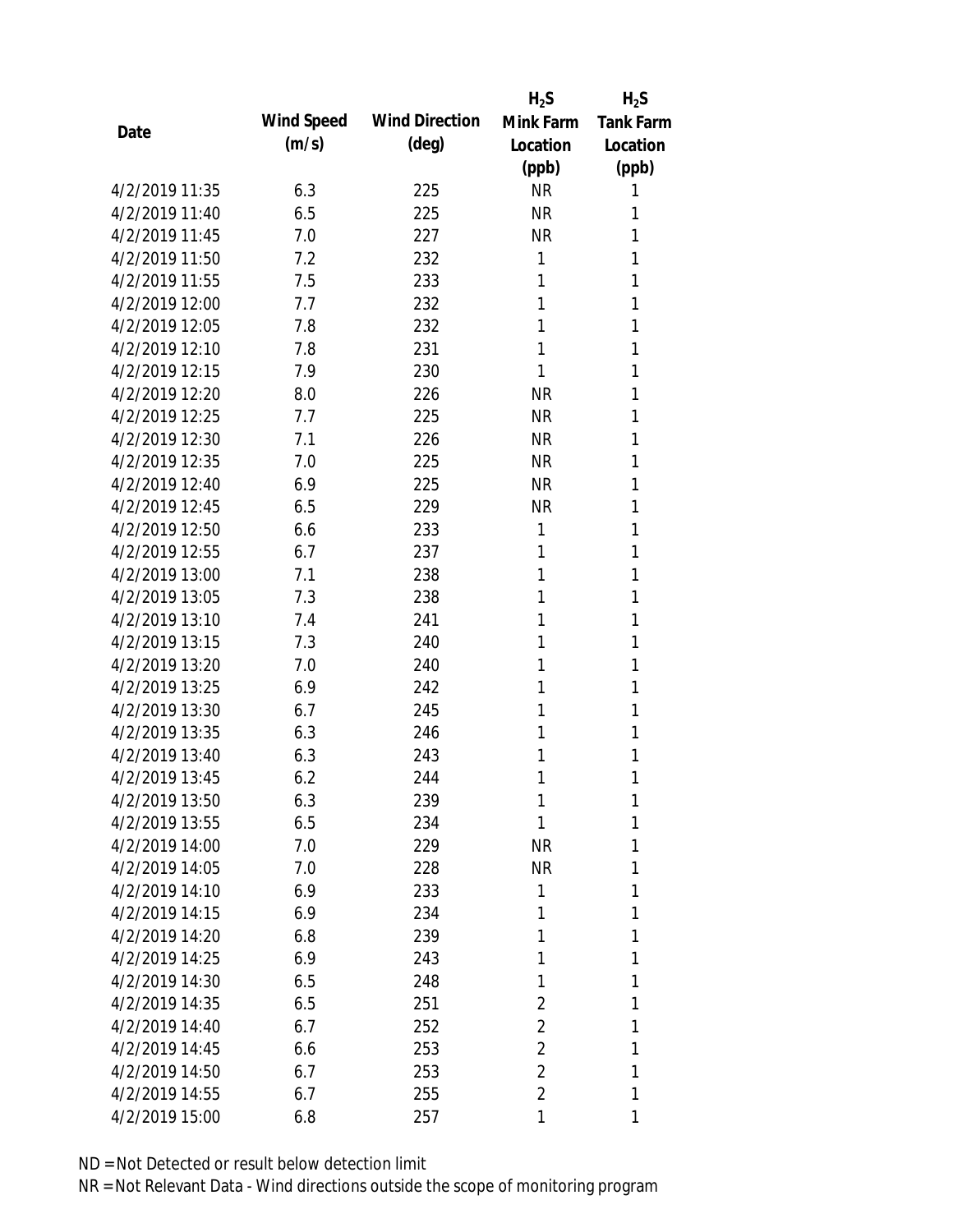| Date | Wind Speed (m/s) | Wind Direction (deg) | $H_2S$ Mink Farm Location (ppb) | $H_2S$ Tank Farm Location (ppb) |
| --- | --- | --- | --- | --- |
| 4/2/2019 11:35 | 6.3 | 225 | NR | 1 |
| 4/2/2019 11:40 | 6.5 | 225 | NR | 1 |
| 4/2/2019 11:45 | 7.0 | 227 | NR | 1 |
| 4/2/2019 11:50 | 7.2 | 232 | 1 | 1 |
| 4/2/2019 11:55 | 7.5 | 233 | 1 | 1 |
| 4/2/2019 12:00 | 7.7 | 232 | 1 | 1 |
| 4/2/2019 12:05 | 7.8 | 232 | 1 | 1 |
| 4/2/2019 12:10 | 7.8 | 231 | 1 | 1 |
| 4/2/2019 12:15 | 7.9 | 230 | 1 | 1 |
| 4/2/2019 12:20 | 8.0 | 226 | NR | 1 |
| 4/2/2019 12:25 | 7.7 | 225 | NR | 1 |
| 4/2/2019 12:30 | 7.1 | 226 | NR | 1 |
| 4/2/2019 12:35 | 7.0 | 225 | NR | 1 |
| 4/2/2019 12:40 | 6.9 | 225 | NR | 1 |
| 4/2/2019 12:45 | 6.5 | 229 | NR | 1 |
| 4/2/2019 12:50 | 6.6 | 233 | 1 | 1 |
| 4/2/2019 12:55 | 6.7 | 237 | 1 | 1 |
| 4/2/2019 13:00 | 7.1 | 238 | 1 | 1 |
| 4/2/2019 13:05 | 7.3 | 238 | 1 | 1 |
| 4/2/2019 13:10 | 7.4 | 241 | 1 | 1 |
| 4/2/2019 13:15 | 7.3 | 240 | 1 | 1 |
| 4/2/2019 13:20 | 7.0 | 240 | 1 | 1 |
| 4/2/2019 13:25 | 6.9 | 242 | 1 | 1 |
| 4/2/2019 13:30 | 6.7 | 245 | 1 | 1 |
| 4/2/2019 13:35 | 6.3 | 246 | 1 | 1 |
| 4/2/2019 13:40 | 6.3 | 243 | 1 | 1 |
| 4/2/2019 13:45 | 6.2 | 244 | 1 | 1 |
| 4/2/2019 13:50 | 6.3 | 239 | 1 | 1 |
| 4/2/2019 13:55 | 6.5 | 234 | 1 | 1 |
| 4/2/2019 14:00 | 7.0 | 229 | NR | 1 |
| 4/2/2019 14:05 | 7.0 | 228 | NR | 1 |
| 4/2/2019 14:10 | 6.9 | 233 | 1 | 1 |
| 4/2/2019 14:15 | 6.9 | 234 | 1 | 1 |
| 4/2/2019 14:20 | 6.8 | 239 | 1 | 1 |
| 4/2/2019 14:25 | 6.9 | 243 | 1 | 1 |
| 4/2/2019 14:30 | 6.5 | 248 | 1 | 1 |
| 4/2/2019 14:35 | 6.5 | 251 | 2 | 1 |
| 4/2/2019 14:40 | 6.7 | 252 | 2 | 1 |
| 4/2/2019 14:45 | 6.6 | 253 | 2 | 1 |
| 4/2/2019 14:50 | 6.7 | 253 | 2 | 1 |
| 4/2/2019 14:55 | 6.7 | 255 | 2 | 1 |
| 4/2/2019 15:00 | 6.8 | 257 | 1 | 1 |

ND = Not Detected or result below detection limit

NR = Not Relevant Data - Wind directions outside the scope of monitoring program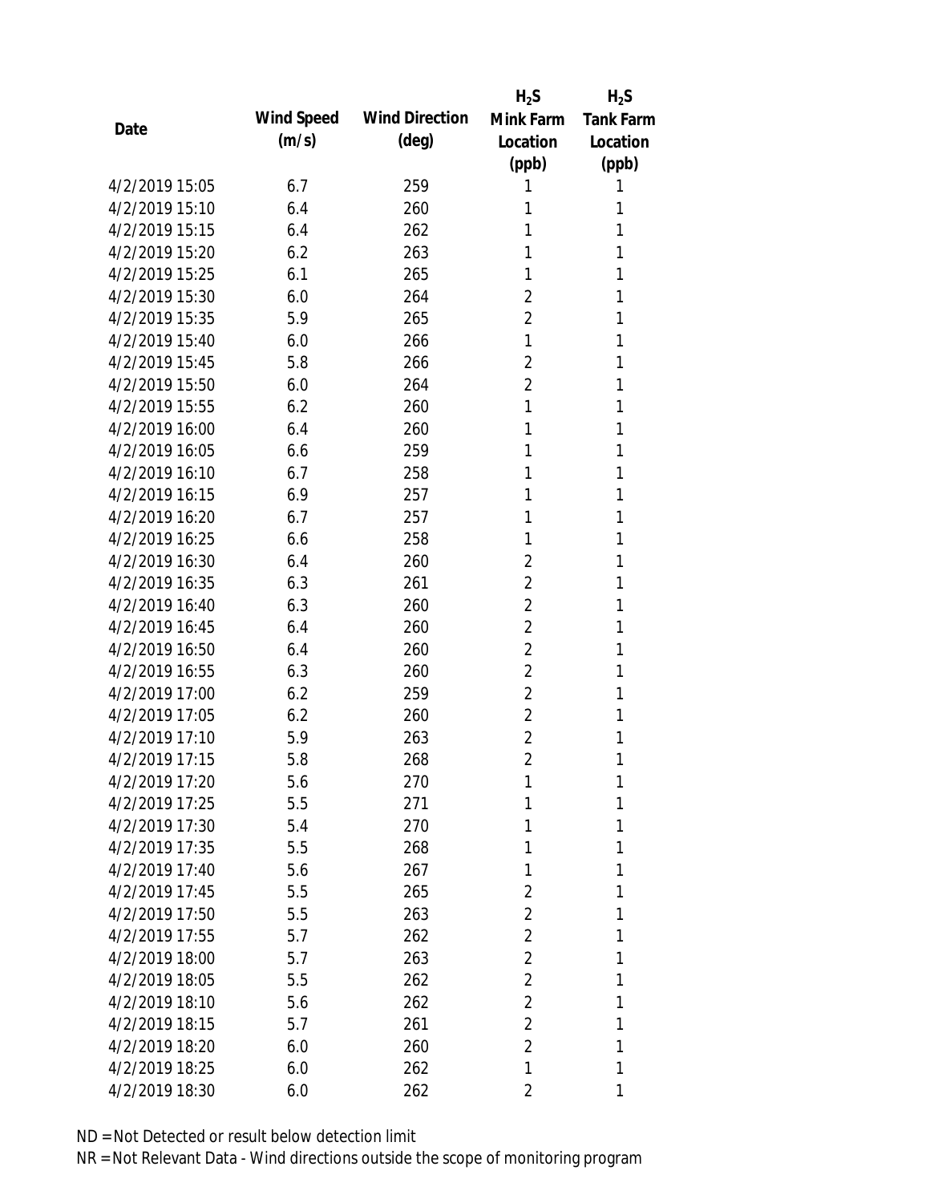| Date | Wind Speed (m/s) | Wind Direction (deg) | $H_2S$ Mink Farm Location (ppb) | $H_2S$ Tank Farm Location (ppb) |
| --- | --- | --- | --- | --- |
| 4/2/2019 15:05 | 6.7 | 259 | 1 | 1 |
| 4/2/2019 15:10 | 6.4 | 260 | 1 | 1 |
| 4/2/2019 15:15 | 6.4 | 262 | 1 | 1 |
| 4/2/2019 15:20 | 6.2 | 263 | 1 | 1 |
| 4/2/2019 15:25 | 6.1 | 265 | 1 | 1 |
| 4/2/2019 15:30 | 6.0 | 264 | 2 | 1 |
| 4/2/2019 15:35 | 5.9 | 265 | 2 | 1 |
| 4/2/2019 15:40 | 6.0 | 266 | 1 | 1 |
| 4/2/2019 15:45 | 5.8 | 266 | 2 | 1 |
| 4/2/2019 15:50 | 6.0 | 264 | 2 | 1 |
| 4/2/2019 15:55 | 6.2 | 260 | 1 | 1 |
| 4/2/2019 16:00 | 6.4 | 260 | 1 | 1 |
| 4/2/2019 16:05 | 6.6 | 259 | 1 | 1 |
| 4/2/2019 16:10 | 6.7 | 258 | 1 | 1 |
| 4/2/2019 16:15 | 6.9 | 257 | 1 | 1 |
| 4/2/2019 16:20 | 6.7 | 257 | 1 | 1 |
| 4/2/2019 16:25 | 6.6 | 258 | 1 | 1 |
| 4/2/2019 16:30 | 6.4 | 260 | 2 | 1 |
| 4/2/2019 16:35 | 6.3 | 261 | 2 | 1 |
| 4/2/2019 16:40 | 6.3 | 260 | 2 | 1 |
| 4/2/2019 16:45 | 6.4 | 260 | 2 | 1 |
| 4/2/2019 16:50 | 6.4 | 260 | 2 | 1 |
| 4/2/2019 16:55 | 6.3 | 260 | 2 | 1 |
| 4/2/2019 17:00 | 6.2 | 259 | 2 | 1 |
| 4/2/2019 17:05 | 6.2 | 260 | 2 | 1 |
| 4/2/2019 17:10 | 5.9 | 263 | 2 | 1 |
| 4/2/2019 17:15 | 5.8 | 268 | 2 | 1 |
| 4/2/2019 17:20 | 5.6 | 270 | 1 | 1 |
| 4/2/2019 17:25 | 5.5 | 271 | 1 | 1 |
| 4/2/2019 17:30 | 5.4 | 270 | 1 | 1 |
| 4/2/2019 17:35 | 5.5 | 268 | 1 | 1 |
| 4/2/2019 17:40 | 5.6 | 267 | 1 | 1 |
| 4/2/2019 17:45 | 5.5 | 265 | 2 | 1 |
| 4/2/2019 17:50 | 5.5 | 263 | 2 | 1 |
| 4/2/2019 17:55 | 5.7 | 262 | 2 | 1 |
| 4/2/2019 18:00 | 5.7 | 263 | 2 | 1 |
| 4/2/2019 18:05 | 5.5 | 262 | 2 | 1 |
| 4/2/2019 18:10 | 5.6 | 262 | 2 | 1 |
| 4/2/2019 18:15 | 5.7 | 261 | 2 | 1 |
| 4/2/2019 18:20 | 6.0 | 260 | 2 | 1 |
| 4/2/2019 18:25 | 6.0 | 262 | 1 | 1 |
| 4/2/2019 18:30 | 6.0 | 262 | 2 | 1 |

ND = Not Detected or result below detection limit
NR = Not Relevant Data - Wind directions outside the scope of monitoring program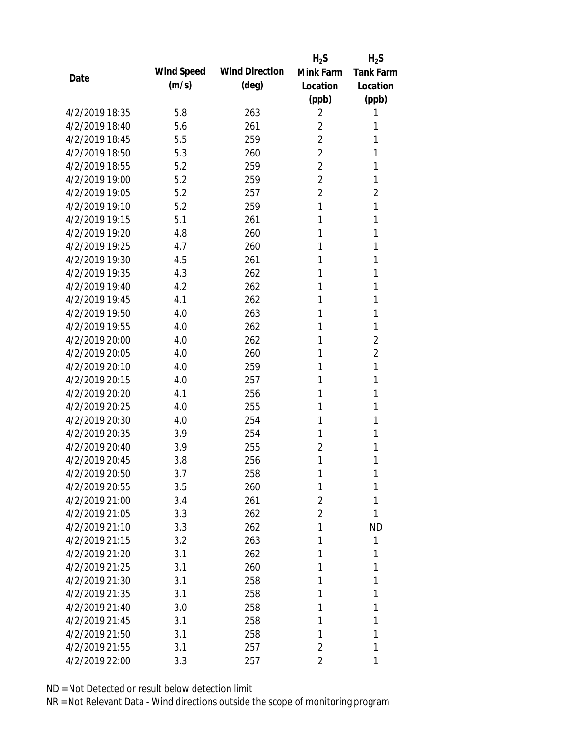| Date | Wind Speed (m/s) | Wind Direction (deg) | $H_2S$ Mink Farm Location (ppb) | $H_2S$ Tank Farm Location (ppb) |
|---|---|---|---|---|
| 4/2/2019 18:35 | 5.8 | 263 | 2 | 1 |
| 4/2/2019 18:40 | 5.6 | 261 | 2 | 1 |
| 4/2/2019 18:45 | 5.5 | 259 | 2 | 1 |
| 4/2/2019 18:50 | 5.3 | 260 | 2 | 1 |
| 4/2/2019 18:55 | 5.2 | 259 | 2 | 1 |
| 4/2/2019 19:00 | 5.2 | 259 | 2 | 1 |
| 4/2/2019 19:05 | 5.2 | 257 | 2 | 2 |
| 4/2/2019 19:10 | 5.2 | 259 | 1 | 1 |
| 4/2/2019 19:15 | 5.1 | 261 | 1 | 1 |
| 4/2/2019 19:20 | 4.8 | 260 | 1 | 1 |
| 4/2/2019 19:25 | 4.7 | 260 | 1 | 1 |
| 4/2/2019 19:30 | 4.5 | 261 | 1 | 1 |
| 4/2/2019 19:35 | 4.3 | 262 | 1 | 1 |
| 4/2/2019 19:40 | 4.2 | 262 | 1 | 1 |
| 4/2/2019 19:45 | 4.1 | 262 | 1 | 1 |
| 4/2/2019 19:50 | 4.0 | 263 | 1 | 1 |
| 4/2/2019 19:55 | 4.0 | 262 | 1 | 1 |
| 4/2/2019 20:00 | 4.0 | 262 | 1 | 2 |
| 4/2/2019 20:05 | 4.0 | 260 | 1 | 2 |
| 4/2/2019 20:10 | 4.0 | 259 | 1 | 1 |
| 4/2/2019 20:15 | 4.0 | 257 | 1 | 1 |
| 4/2/2019 20:20 | 4.1 | 256 | 1 | 1 |
| 4/2/2019 20:25 | 4.0 | 255 | 1 | 1 |
| 4/2/2019 20:30 | 4.0 | 254 | 1 | 1 |
| 4/2/2019 20:35 | 3.9 | 254 | 1 | 1 |
| 4/2/2019 20:40 | 3.9 | 255 | 2 | 1 |
| 4/2/2019 20:45 | 3.8 | 256 | 1 | 1 |
| 4/2/2019 20:50 | 3.7 | 258 | 1 | 1 |
| 4/2/2019 20:55 | 3.5 | 260 | 1 | 1 |
| 4/2/2019 21:00 | 3.4 | 261 | 2 | 1 |
| 4/2/2019 21:05 | 3.3 | 262 | 2 | 1 |
| 4/2/2019 21:10 | 3.3 | 262 | 1 | ND |
| 4/2/2019 21:15 | 3.2 | 263 | 1 | 1 |
| 4/2/2019 21:20 | 3.1 | 262 | 1 | 1 |
| 4/2/2019 21:25 | 3.1 | 260 | 1 | 1 |
| 4/2/2019 21:30 | 3.1 | 258 | 1 | 1 |
| 4/2/2019 21:35 | 3.1 | 258 | 1 | 1 |
| 4/2/2019 21:40 | 3.0 | 258 | 1 | 1 |
| 4/2/2019 21:45 | 3.1 | 258 | 1 | 1 |
| 4/2/2019 21:50 | 3.1 | 258 | 1 | 1 |
| 4/2/2019 21:55 | 3.1 | 257 | 2 | 1 |
| 4/2/2019 22:00 | 3.3 | 257 | 2 | 1 |

ND = Not Detected or result below detection limit

NR = Not Relevant Data - Wind directions outside the scope of monitoring program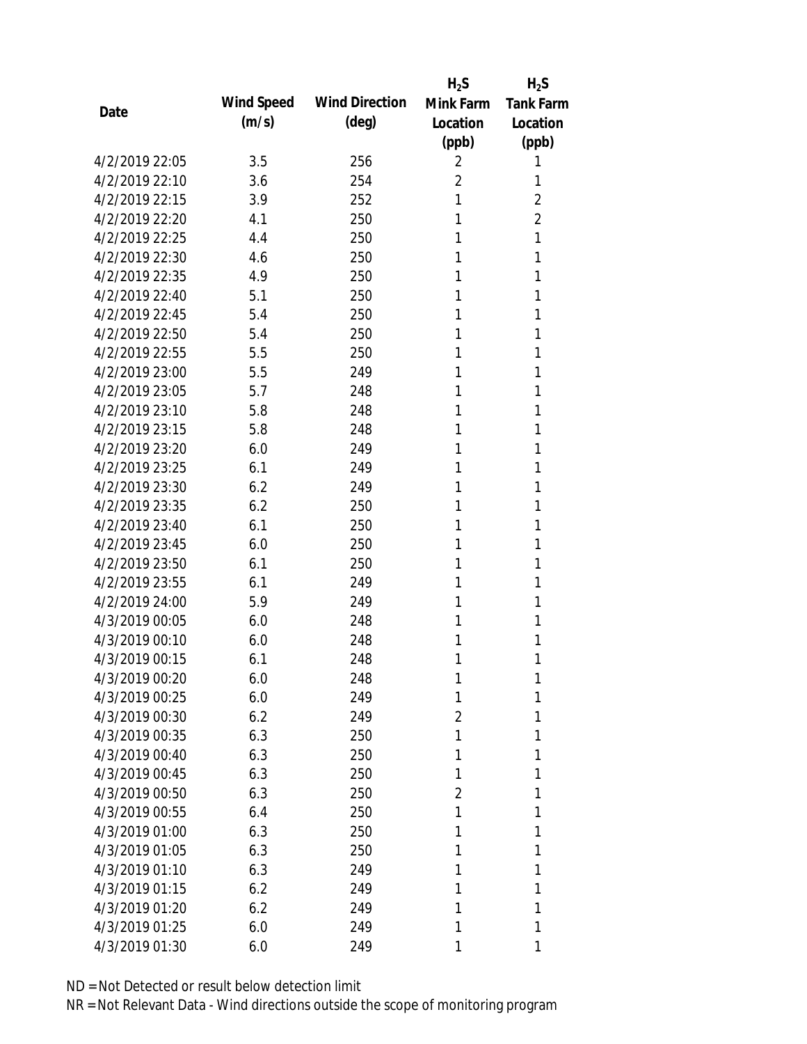| Date | Wind Speed (m/s) | Wind Direction (deg) | $H_2S$ Mink Farm Location (ppb) | $H_2S$ Tank Farm Location (ppb) |
|---|---|---|---|---|
| 4/2/2019 22:05 | 3.5 | 256 | 2 | 1 |
| 4/2/2019 22:10 | 3.6 | 254 | 2 | 1 |
| 4/2/2019 22:15 | 3.9 | 252 | 1 | 2 |
| 4/2/2019 22:20 | 4.1 | 250 | 1 | 2 |
| 4/2/2019 22:25 | 4.4 | 250 | 1 | 1 |
| 4/2/2019 22:30 | 4.6 | 250 | 1 | 1 |
| 4/2/2019 22:35 | 4.9 | 250 | 1 | 1 |
| 4/2/2019 22:40 | 5.1 | 250 | 1 | 1 |
| 4/2/2019 22:45 | 5.4 | 250 | 1 | 1 |
| 4/2/2019 22:50 | 5.4 | 250 | 1 | 1 |
| 4/2/2019 22:55 | 5.5 | 250 | 1 | 1 |
| 4/2/2019 23:00 | 5.5 | 249 | 1 | 1 |
| 4/2/2019 23:05 | 5.7 | 248 | 1 | 1 |
| 4/2/2019 23:10 | 5.8 | 248 | 1 | 1 |
| 4/2/2019 23:15 | 5.8 | 248 | 1 | 1 |
| 4/2/2019 23:20 | 6.0 | 249 | 1 | 1 |
| 4/2/2019 23:25 | 6.1 | 249 | 1 | 1 |
| 4/2/2019 23:30 | 6.2 | 249 | 1 | 1 |
| 4/2/2019 23:35 | 6.2 | 250 | 1 | 1 |
| 4/2/2019 23:40 | 6.1 | 250 | 1 | 1 |
| 4/2/2019 23:45 | 6.0 | 250 | 1 | 1 |
| 4/2/2019 23:50 | 6.1 | 250 | 1 | 1 |
| 4/2/2019 23:55 | 6.1 | 249 | 1 | 1 |
| 4/2/2019 24:00 | 5.9 | 249 | 1 | 1 |
| 4/3/2019 00:05 | 6.0 | 248 | 1 | 1 |
| 4/3/2019 00:10 | 6.0 | 248 | 1 | 1 |
| 4/3/2019 00:15 | 6.1 | 248 | 1 | 1 |
| 4/3/2019 00:20 | 6.0 | 248 | 1 | 1 |
| 4/3/2019 00:25 | 6.0 | 249 | 1 | 1 |
| 4/3/2019 00:30 | 6.2 | 249 | 2 | 1 |
| 4/3/2019 00:35 | 6.3 | 250 | 1 | 1 |
| 4/3/2019 00:40 | 6.3 | 250 | 1 | 1 |
| 4/3/2019 00:45 | 6.3 | 250 | 1 | 1 |
| 4/3/2019 00:50 | 6.3 | 250 | 2 | 1 |
| 4/3/2019 00:55 | 6.4 | 250 | 1 | 1 |
| 4/3/2019 01:00 | 6.3 | 250 | 1 | 1 |
| 4/3/2019 01:05 | 6.3 | 250 | 1 | 1 |
| 4/3/2019 01:10 | 6.3 | 249 | 1 | 1 |
| 4/3/2019 01:15 | 6.2 | 249 | 1 | 1 |
| 4/3/2019 01:20 | 6.2 | 249 | 1 | 1 |
| 4/3/2019 01:25 | 6.0 | 249 | 1 | 1 |
| 4/3/2019 01:30 | 6.0 | 249 | 1 | 1 |

ND = Not Detected or result below detection limit

NR = Not Relevant Data - Wind directions outside the scope of monitoring program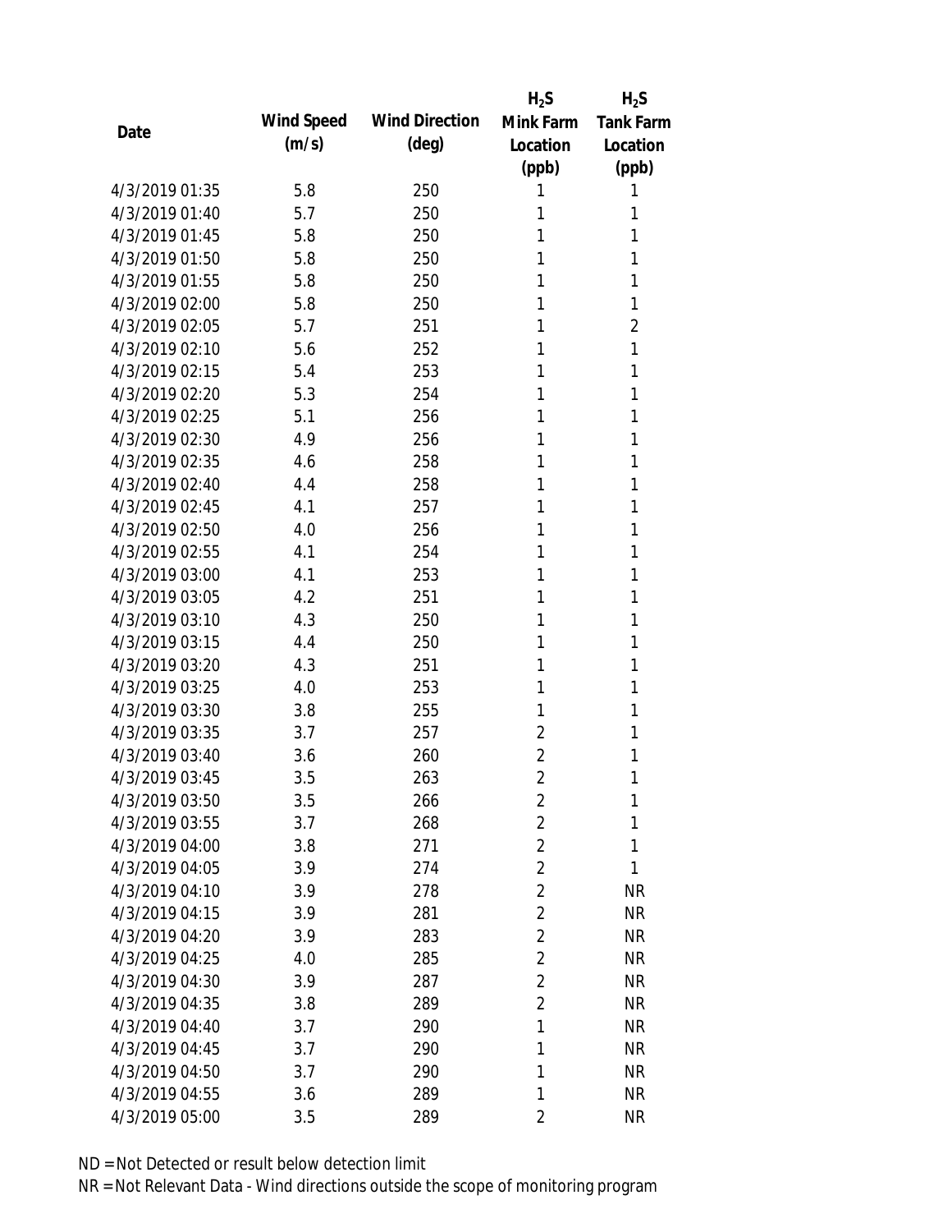| Date | Wind Speed (m/s) | Wind Direction (deg) | $H_2S$ Mink Farm Location (ppb) | $H_2S$ Tank Farm Location (ppb) |
|---|---|---|---|---|
| 4/3/2019 01:35 | 5.8 | 250 | 1 | 1 |
| 4/3/2019 01:40 | 5.7 | 250 | 1 | 1 |
| 4/3/2019 01:45 | 5.8 | 250 | 1 | 1 |
| 4/3/2019 01:50 | 5.8 | 250 | 1 | 1 |
| 4/3/2019 01:55 | 5.8 | 250 | 1 | 1 |
| 4/3/2019 02:00 | 5.8 | 250 | 1 | 1 |
| 4/3/2019 02:05 | 5.7 | 251 | 1 | 2 |
| 4/3/2019 02:10 | 5.6 | 252 | 1 | 1 |
| 4/3/2019 02:15 | 5.4 | 253 | 1 | 1 |
| 4/3/2019 02:20 | 5.3 | 254 | 1 | 1 |
| 4/3/2019 02:25 | 5.1 | 256 | 1 | 1 |
| 4/3/2019 02:30 | 4.9 | 256 | 1 | 1 |
| 4/3/2019 02:35 | 4.6 | 258 | 1 | 1 |
| 4/3/2019 02:40 | 4.4 | 258 | 1 | 1 |
| 4/3/2019 02:45 | 4.1 | 257 | 1 | 1 |
| 4/3/2019 02:50 | 4.0 | 256 | 1 | 1 |
| 4/3/2019 02:55 | 4.1 | 254 | 1 | 1 |
| 4/3/2019 03:00 | 4.1 | 253 | 1 | 1 |
| 4/3/2019 03:05 | 4.2 | 251 | 1 | 1 |
| 4/3/2019 03:10 | 4.3 | 250 | 1 | 1 |
| 4/3/2019 03:15 | 4.4 | 250 | 1 | 1 |
| 4/3/2019 03:20 | 4.3 | 251 | 1 | 1 |
| 4/3/2019 03:25 | 4.0 | 253 | 1 | 1 |
| 4/3/2019 03:30 | 3.8 | 255 | 1 | 1 |
| 4/3/2019 03:35 | 3.7 | 257 | 2 | 1 |
| 4/3/2019 03:40 | 3.6 | 260 | 2 | 1 |
| 4/3/2019 03:45 | 3.5 | 263 | 2 | 1 |
| 4/3/2019 03:50 | 3.5 | 266 | 2 | 1 |
| 4/3/2019 03:55 | 3.7 | 268 | 2 | 1 |
| 4/3/2019 04:00 | 3.8 | 271 | 2 | 1 |
| 4/3/2019 04:05 | 3.9 | 274 | 2 | 1 |
| 4/3/2019 04:10 | 3.9 | 278 | 2 | NR |
| 4/3/2019 04:15 | 3.9 | 281 | 2 | NR |
| 4/3/2019 04:20 | 3.9 | 283 | 2 | NR |
| 4/3/2019 04:25 | 4.0 | 285 | 2 | NR |
| 4/3/2019 04:30 | 3.9 | 287 | 2 | NR |
| 4/3/2019 04:35 | 3.8 | 289 | 2 | NR |
| 4/3/2019 04:40 | 3.7 | 290 | 1 | NR |
| 4/3/2019 04:45 | 3.7 | 290 | 1 | NR |
| 4/3/2019 04:50 | 3.7 | 290 | 1 | NR |
| 4/3/2019 04:55 | 3.6 | 289 | 1 | NR |
| 4/3/2019 05:00 | 3.5 | 289 | 2 | NR |

ND = Not Detected or result below detection limit

NR = Not Relevant Data - Wind directions outside the scope of monitoring program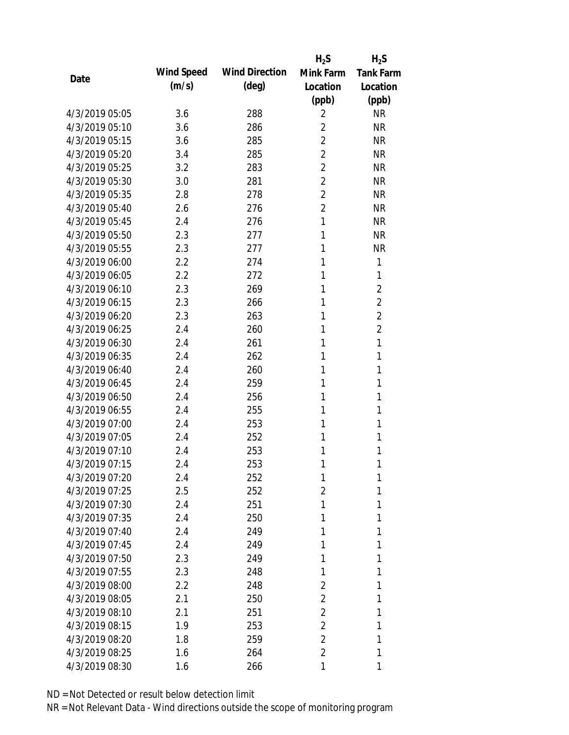| Date | Wind Speed (m/s) | Wind Direction (deg) | $H_2S$ Mink Farm Location (ppb) | $H_2S$ Tank Farm Location (ppb) |
|---|---|---|---|---|
| 4/3/2019 05:05 | 3.6 | 288 | 2 | NR |
| 4/3/2019 05:10 | 3.6 | 286 | 2 | NR |
| 4/3/2019 05:15 | 3.6 | 285 | 2 | NR |
| 4/3/2019 05:20 | 3.4 | 285 | 2 | NR |
| 4/3/2019 05:25 | 3.2 | 283 | 2 | NR |
| 4/3/2019 05:30 | 3.0 | 281 | 2 | NR |
| 4/3/2019 05:35 | 2.8 | 278 | 2 | NR |
| 4/3/2019 05:40 | 2.6 | 276 | 2 | NR |
| 4/3/2019 05:45 | 2.4 | 276 | 1 | NR |
| 4/3/2019 05:50 | 2.3 | 277 | 1 | NR |
| 4/3/2019 05:55 | 2.3 | 277 | 1 | NR |
| 4/3/2019 06:00 | 2.2 | 274 | 1 | 1 |
| 4/3/2019 06:05 | 2.2 | 272 | 1 | 1 |
| 4/3/2019 06:10 | 2.3 | 269 | 1 | 2 |
| 4/3/2019 06:15 | 2.3 | 266 | 1 | 2 |
| 4/3/2019 06:20 | 2.3 | 263 | 1 | 2 |
| 4/3/2019 06:25 | 2.4 | 260 | 1 | 2 |
| 4/3/2019 06:30 | 2.4 | 261 | 1 | 1 |
| 4/3/2019 06:35 | 2.4 | 262 | 1 | 1 |
| 4/3/2019 06:40 | 2.4 | 260 | 1 | 1 |
| 4/3/2019 06:45 | 2.4 | 259 | 1 | 1 |
| 4/3/2019 06:50 | 2.4 | 256 | 1 | 1 |
| 4/3/2019 06:55 | 2.4 | 255 | 1 | 1 |
| 4/3/2019 07:00 | 2.4 | 253 | 1 | 1 |
| 4/3/2019 07:05 | 2.4 | 252 | 1 | 1 |
| 4/3/2019 07:10 | 2.4 | 253 | 1 | 1 |
| 4/3/2019 07:15 | 2.4 | 253 | 1 | 1 |
| 4/3/2019 07:20 | 2.4 | 252 | 1 | 1 |
| 4/3/2019 07:25 | 2.5 | 252 | 2 | 1 |
| 4/3/2019 07:30 | 2.4 | 251 | 1 | 1 |
| 4/3/2019 07:35 | 2.4 | 250 | 1 | 1 |
| 4/3/2019 07:40 | 2.4 | 249 | 1 | 1 |
| 4/3/2019 07:45 | 2.4 | 249 | 1 | 1 |
| 4/3/2019 07:50 | 2.3 | 249 | 1 | 1 |
| 4/3/2019 07:55 | 2.3 | 248 | 1 | 1 |
| 4/3/2019 08:00 | 2.2 | 248 | 2 | 1 |
| 4/3/2019 08:05 | 2.1 | 250 | 2 | 1 |
| 4/3/2019 08:10 | 2.1 | 251 | 2 | 1 |
| 4/3/2019 08:15 | 1.9 | 253 | 2 | 1 |
| 4/3/2019 08:20 | 1.8 | 259 | 2 | 1 |
| 4/3/2019 08:25 | 1.6 | 264 | 2 | 1 |
| 4/3/2019 08:30 | 1.6 | 266 | 1 | 1 |

ND = Not Detected or result below detection limit
NR = Not Relevant Data - Wind directions outside the scope of monitoring program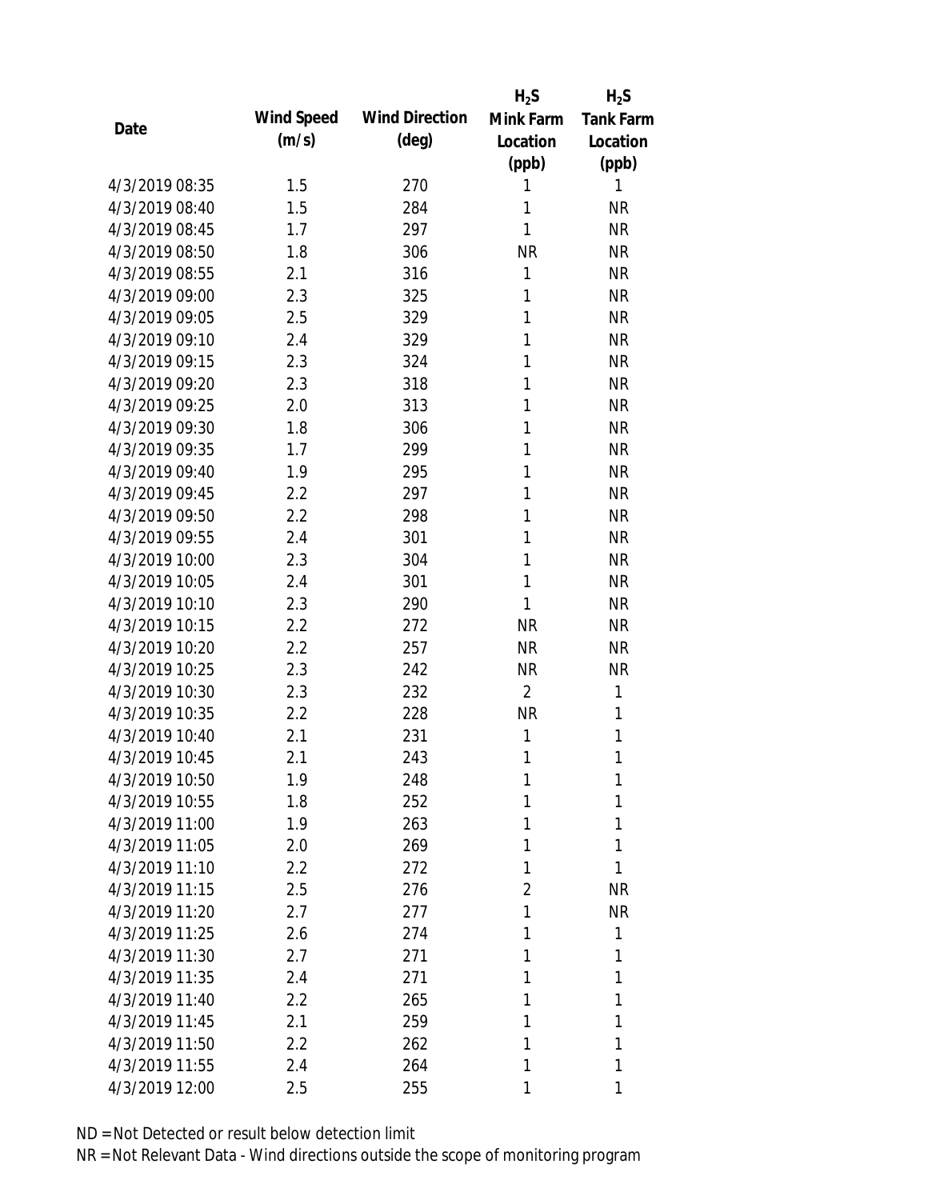| Date | Wind Speed (m/s) | Wind Direction (deg) | $H_2S$ Mink Farm Location (ppb) | $H_2S$ Tank Farm Location (ppb) |
|---|---|---|---|---|
| 4/3/2019 08:35 | 1.5 | 270 | 1 | 1 |
| 4/3/2019 08:40 | 1.5 | 284 | 1 | NR |
| 4/3/2019 08:45 | 1.7 | 297 | 1 | NR |
| 4/3/2019 08:50 | 1.8 | 306 | NR | NR |
| 4/3/2019 08:55 | 2.1 | 316 | 1 | NR |
| 4/3/2019 09:00 | 2.3 | 325 | 1 | NR |
| 4/3/2019 09:05 | 2.5 | 329 | 1 | NR |
| 4/3/2019 09:10 | 2.4 | 329 | 1 | NR |
| 4/3/2019 09:15 | 2.3 | 324 | 1 | NR |
| 4/3/2019 09:20 | 2.3 | 318 | 1 | NR |
| 4/3/2019 09:25 | 2.0 | 313 | 1 | NR |
| 4/3/2019 09:30 | 1.8 | 306 | 1 | NR |
| 4/3/2019 09:35 | 1.7 | 299 | 1 | NR |
| 4/3/2019 09:40 | 1.9 | 295 | 1 | NR |
| 4/3/2019 09:45 | 2.2 | 297 | 1 | NR |
| 4/3/2019 09:50 | 2.2 | 298 | 1 | NR |
| 4/3/2019 09:55 | 2.4 | 301 | 1 | NR |
| 4/3/2019 10:00 | 2.3 | 304 | 1 | NR |
| 4/3/2019 10:05 | 2.4 | 301 | 1 | NR |
| 4/3/2019 10:10 | 2.3 | 290 | 1 | NR |
| 4/3/2019 10:15 | 2.2 | 272 | NR | NR |
| 4/3/2019 10:20 | 2.2 | 257 | NR | NR |
| 4/3/2019 10:25 | 2.3 | 242 | NR | NR |
| 4/3/2019 10:30 | 2.3 | 232 | 2 | 1 |
| 4/3/2019 10:35 | 2.2 | 228 | NR | 1 |
| 4/3/2019 10:40 | 2.1 | 231 | 1 | 1 |
| 4/3/2019 10:45 | 2.1 | 243 | 1 | 1 |
| 4/3/2019 10:50 | 1.9 | 248 | 1 | 1 |
| 4/3/2019 10:55 | 1.8 | 252 | 1 | 1 |
| 4/3/2019 11:00 | 1.9 | 263 | 1 | 1 |
| 4/3/2019 11:05 | 2.0 | 269 | 1 | 1 |
| 4/3/2019 11:10 | 2.2 | 272 | 1 | 1 |
| 4/3/2019 11:15 | 2.5 | 276 | 2 | NR |
| 4/3/2019 11:20 | 2.7 | 277 | 1 | NR |
| 4/3/2019 11:25 | 2.6 | 274 | 1 | 1 |
| 4/3/2019 11:30 | 2.7 | 271 | 1 | 1 |
| 4/3/2019 11:35 | 2.4 | 271 | 1 | 1 |
| 4/3/2019 11:40 | 2.2 | 265 | 1 | 1 |
| 4/3/2019 11:45 | 2.1 | 259 | 1 | 1 |
| 4/3/2019 11:50 | 2.2 | 262 | 1 | 1 |
| 4/3/2019 11:55 | 2.4 | 264 | 1 | 1 |
| 4/3/2019 12:00 | 2.5 | 255 | 1 | 1 |

ND = Not Detected or result below detection limit
NR = Not Relevant Data - Wind directions outside the scope of monitoring program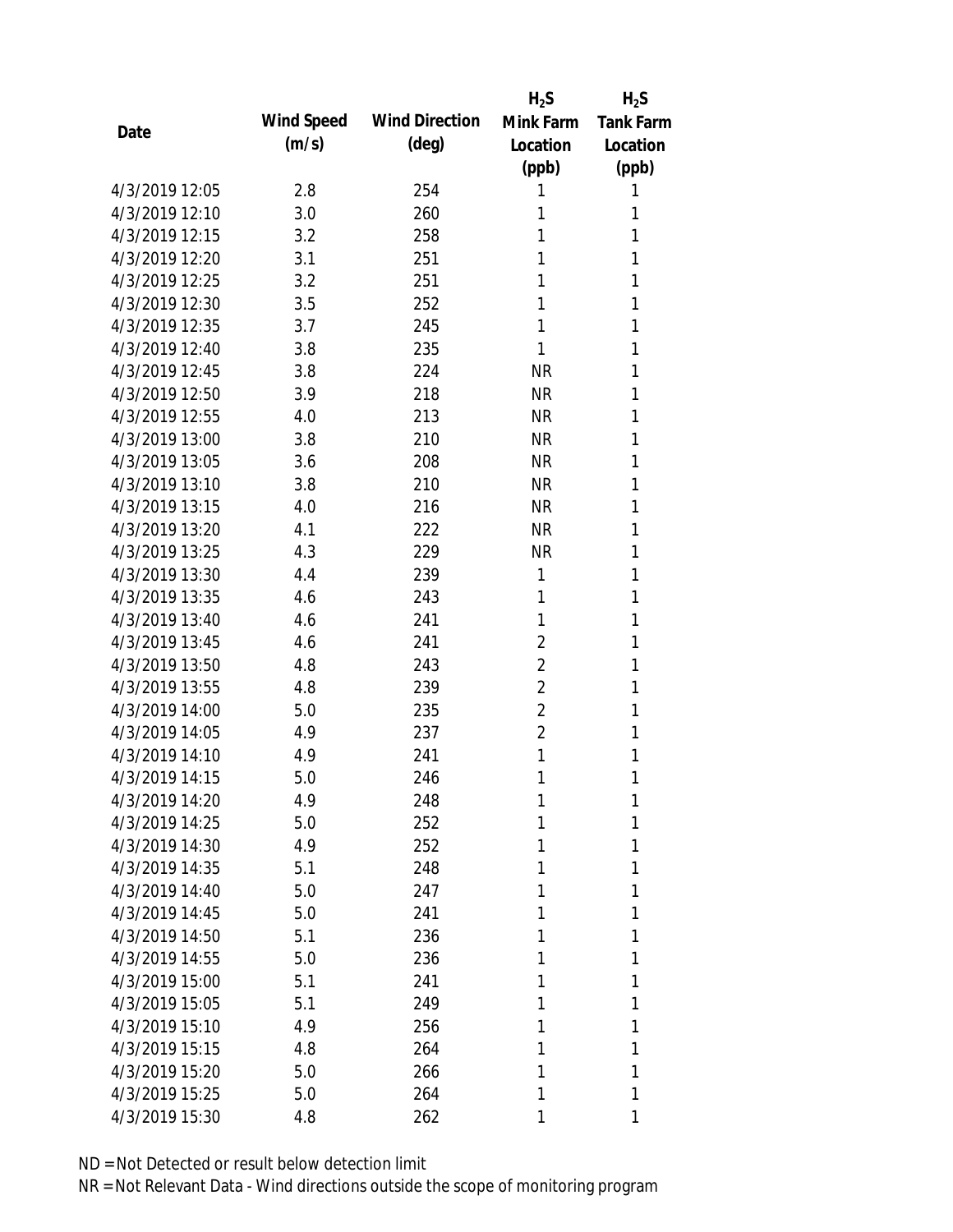| Date | Wind Speed (m/s) | Wind Direction (deg) | $H_2S$ Mink Farm Location (ppb) | $H_2S$ Tank Farm Location (ppb) |
|---|---|---|---|---|
| 4/3/2019 12:05 | 2.8 | 254 | 1 | 1 |
| 4/3/2019 12:10 | 3.0 | 260 | 1 | 1 |
| 4/3/2019 12:15 | 3.2 | 258 | 1 | 1 |
| 4/3/2019 12:20 | 3.1 | 251 | 1 | 1 |
| 4/3/2019 12:25 | 3.2 | 251 | 1 | 1 |
| 4/3/2019 12:30 | 3.5 | 252 | 1 | 1 |
| 4/3/2019 12:35 | 3.7 | 245 | 1 | 1 |
| 4/3/2019 12:40 | 3.8 | 235 | 1 | 1 |
| 4/3/2019 12:45 | 3.8 | 224 | NR | 1 |
| 4/3/2019 12:50 | 3.9 | 218 | NR | 1 |
| 4/3/2019 12:55 | 4.0 | 213 | NR | 1 |
| 4/3/2019 13:00 | 3.8 | 210 | NR | 1 |
| 4/3/2019 13:05 | 3.6 | 208 | NR | 1 |
| 4/3/2019 13:10 | 3.8 | 210 | NR | 1 |
| 4/3/2019 13:15 | 4.0 | 216 | NR | 1 |
| 4/3/2019 13:20 | 4.1 | 222 | NR | 1 |
| 4/3/2019 13:25 | 4.3 | 229 | NR | 1 |
| 4/3/2019 13:30 | 4.4 | 239 | 1 | 1 |
| 4/3/2019 13:35 | 4.6 | 243 | 1 | 1 |
| 4/3/2019 13:40 | 4.6 | 241 | 1 | 1 |
| 4/3/2019 13:45 | 4.6 | 241 | 2 | 1 |
| 4/3/2019 13:50 | 4.8 | 243 | 2 | 1 |
| 4/3/2019 13:55 | 4.8 | 239 | 2 | 1 |
| 4/3/2019 14:00 | 5.0 | 235 | 2 | 1 |
| 4/3/2019 14:05 | 4.9 | 237 | 2 | 1 |
| 4/3/2019 14:10 | 4.9 | 241 | 1 | 1 |
| 4/3/2019 14:15 | 5.0 | 246 | 1 | 1 |
| 4/3/2019 14:20 | 4.9 | 248 | 1 | 1 |
| 4/3/2019 14:25 | 5.0 | 252 | 1 | 1 |
| 4/3/2019 14:30 | 4.9 | 252 | 1 | 1 |
| 4/3/2019 14:35 | 5.1 | 248 | 1 | 1 |
| 4/3/2019 14:40 | 5.0 | 247 | 1 | 1 |
| 4/3/2019 14:45 | 5.0 | 241 | 1 | 1 |
| 4/3/2019 14:50 | 5.1 | 236 | 1 | 1 |
| 4/3/2019 14:55 | 5.0 | 236 | 1 | 1 |
| 4/3/2019 15:00 | 5.1 | 241 | 1 | 1 |
| 4/3/2019 15:05 | 5.1 | 249 | 1 | 1 |
| 4/3/2019 15:10 | 4.9 | 256 | 1 | 1 |
| 4/3/2019 15:15 | 4.8 | 264 | 1 | 1 |
| 4/3/2019 15:20 | 5.0 | 266 | 1 | 1 |
| 4/3/2019 15:25 | 5.0 | 264 | 1 | 1 |
| 4/3/2019 15:30 | 4.8 | 262 | 1 | 1 |

ND = Not Detected or result below detection limit

NR = Not Relevant Data - Wind directions outside the scope of monitoring program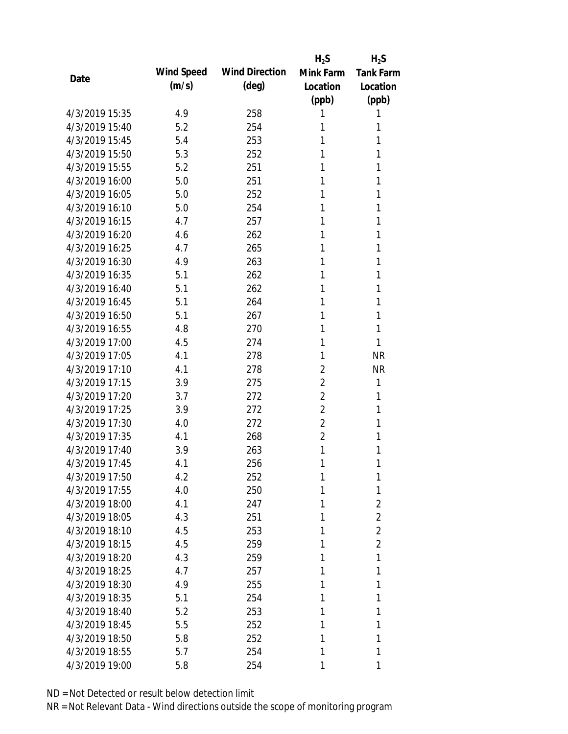| Date | Wind Speed (m/s) | Wind Direction (deg) | $H_2S$ Mink Farm Location (ppb) | $H_2S$ Tank Farm Location (ppb) |
|---|---|---|---|---|
| 4/3/2019 15:35 | 4.9 | 258 | 1 | 1 |
| 4/3/2019 15:40 | 5.2 | 254 | 1 | 1 |
| 4/3/2019 15:45 | 5.4 | 253 | 1 | 1 |
| 4/3/2019 15:50 | 5.3 | 252 | 1 | 1 |
| 4/3/2019 15:55 | 5.2 | 251 | 1 | 1 |
| 4/3/2019 16:00 | 5.0 | 251 | 1 | 1 |
| 4/3/2019 16:05 | 5.0 | 252 | 1 | 1 |
| 4/3/2019 16:10 | 5.0 | 254 | 1 | 1 |
| 4/3/2019 16:15 | 4.7 | 257 | 1 | 1 |
| 4/3/2019 16:20 | 4.6 | 262 | 1 | 1 |
| 4/3/2019 16:25 | 4.7 | 265 | 1 | 1 |
| 4/3/2019 16:30 | 4.9 | 263 | 1 | 1 |
| 4/3/2019 16:35 | 5.1 | 262 | 1 | 1 |
| 4/3/2019 16:40 | 5.1 | 262 | 1 | 1 |
| 4/3/2019 16:45 | 5.1 | 264 | 1 | 1 |
| 4/3/2019 16:50 | 5.1 | 267 | 1 | 1 |
| 4/3/2019 16:55 | 4.8 | 270 | 1 | 1 |
| 4/3/2019 17:00 | 4.5 | 274 | 1 | 1 |
| 4/3/2019 17:05 | 4.1 | 278 | 1 | NR |
| 4/3/2019 17:10 | 4.1 | 278 | 2 | NR |
| 4/3/2019 17:15 | 3.9 | 275 | 2 | 1 |
| 4/3/2019 17:20 | 3.7 | 272 | 2 | 1 |
| 4/3/2019 17:25 | 3.9 | 272 | 2 | 1 |
| 4/3/2019 17:30 | 4.0 | 272 | 2 | 1 |
| 4/3/2019 17:35 | 4.1 | 268 | 2 | 1 |
| 4/3/2019 17:40 | 3.9 | 263 | 1 | 1 |
| 4/3/2019 17:45 | 4.1 | 256 | 1 | 1 |
| 4/3/2019 17:50 | 4.2 | 252 | 1 | 1 |
| 4/3/2019 17:55 | 4.0 | 250 | 1 | 1 |
| 4/3/2019 18:00 | 4.1 | 247 | 1 | 2 |
| 4/3/2019 18:05 | 4.3 | 251 | 1 | 2 |
| 4/3/2019 18:10 | 4.5 | 253 | 1 | 2 |
| 4/3/2019 18:15 | 4.5 | 259 | 1 | 2 |
| 4/3/2019 18:20 | 4.3 | 259 | 1 | 1 |
| 4/3/2019 18:25 | 4.7 | 257 | 1 | 1 |
| 4/3/2019 18:30 | 4.9 | 255 | 1 | 1 |
| 4/3/2019 18:35 | 5.1 | 254 | 1 | 1 |
| 4/3/2019 18:40 | 5.2 | 253 | 1 | 1 |
| 4/3/2019 18:45 | 5.5 | 252 | 1 | 1 |
| 4/3/2019 18:50 | 5.8 | 252 | 1 | 1 |
| 4/3/2019 18:55 | 5.7 | 254 | 1 | 1 |
| 4/3/2019 19:00 | 5.8 | 254 | 1 | 1 |

ND = Not Detected or result below detection limit

NR = Not Relevant Data - Wind directions outside the scope of monitoring program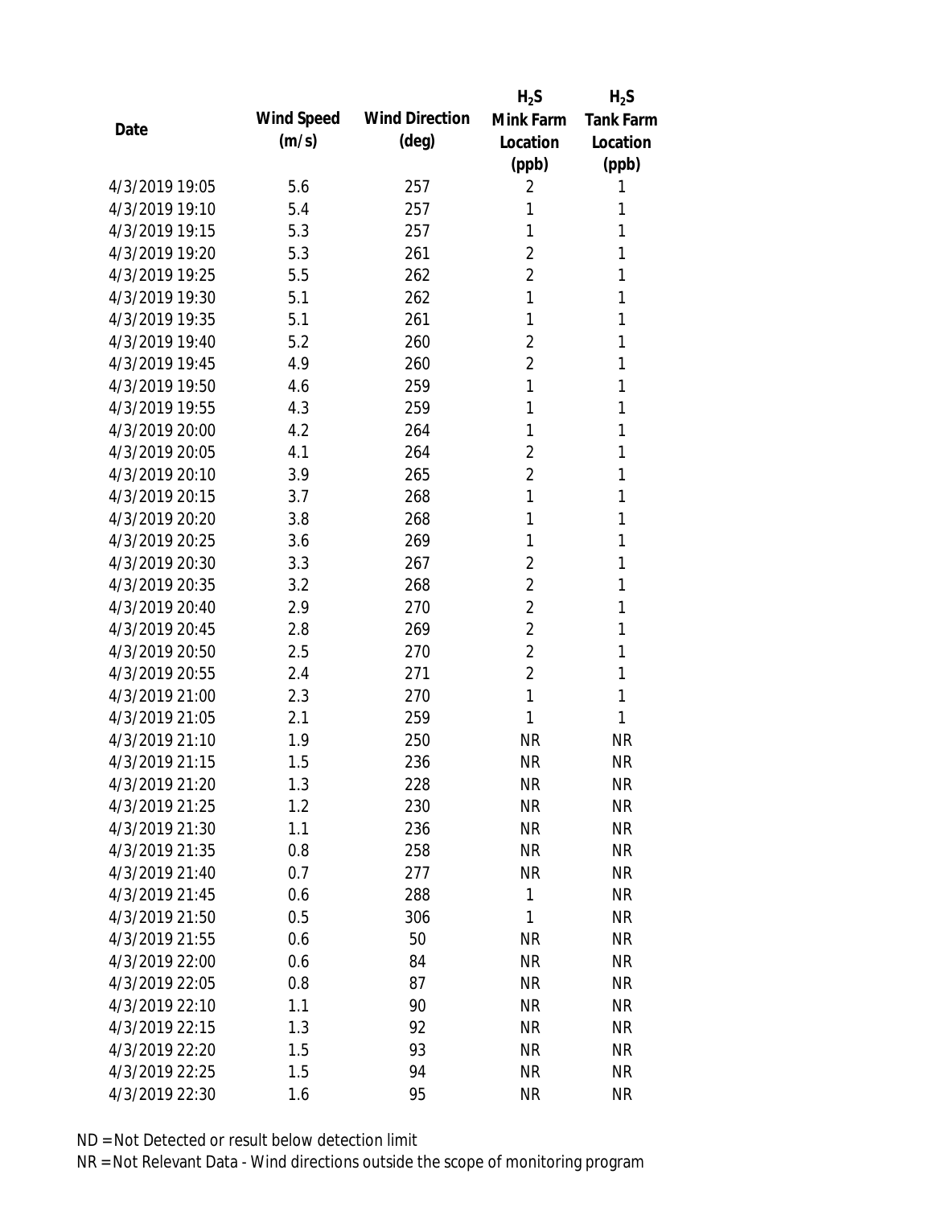| Date | Wind Speed (m/s) | Wind Direction (deg) | $H_2S$ Mink Farm Location (ppb) | $H_2S$ Tank Farm Location (ppb) |
|---|---|---|---|---|
| 4/3/2019 19:05 | 5.6 | 257 | 2 | 1 |
| 4/3/2019 19:10 | 5.4 | 257 | 1 | 1 |
| 4/3/2019 19:15 | 5.3 | 257 | 1 | 1 |
| 4/3/2019 19:20 | 5.3 | 261 | 2 | 1 |
| 4/3/2019 19:25 | 5.5 | 262 | 2 | 1 |
| 4/3/2019 19:30 | 5.1 | 262 | 1 | 1 |
| 4/3/2019 19:35 | 5.1 | 261 | 1 | 1 |
| 4/3/2019 19:40 | 5.2 | 260 | 2 | 1 |
| 4/3/2019 19:45 | 4.9 | 260 | 2 | 1 |
| 4/3/2019 19:50 | 4.6 | 259 | 1 | 1 |
| 4/3/2019 19:55 | 4.3 | 259 | 1 | 1 |
| 4/3/2019 20:00 | 4.2 | 264 | 1 | 1 |
| 4/3/2019 20:05 | 4.1 | 264 | 2 | 1 |
| 4/3/2019 20:10 | 3.9 | 265 | 2 | 1 |
| 4/3/2019 20:15 | 3.7 | 268 | 1 | 1 |
| 4/3/2019 20:20 | 3.8 | 268 | 1 | 1 |
| 4/3/2019 20:25 | 3.6 | 269 | 1 | 1 |
| 4/3/2019 20:30 | 3.3 | 267 | 2 | 1 |
| 4/3/2019 20:35 | 3.2 | 268 | 2 | 1 |
| 4/3/2019 20:40 | 2.9 | 270 | 2 | 1 |
| 4/3/2019 20:45 | 2.8 | 269 | 2 | 1 |
| 4/3/2019 20:50 | 2.5 | 270 | 2 | 1 |
| 4/3/2019 20:55 | 2.4 | 271 | 2 | 1 |
| 4/3/2019 21:00 | 2.3 | 270 | 1 | 1 |
| 4/3/2019 21:05 | 2.1 | 259 | 1 | 1 |
| 4/3/2019 21:10 | 1.9 | 250 | NR | NR |
| 4/3/2019 21:15 | 1.5 | 236 | NR | NR |
| 4/3/2019 21:20 | 1.3 | 228 | NR | NR |
| 4/3/2019 21:25 | 1.2 | 230 | NR | NR |
| 4/3/2019 21:30 | 1.1 | 236 | NR | NR |
| 4/3/2019 21:35 | 0.8 | 258 | NR | NR |
| 4/3/2019 21:40 | 0.7 | 277 | NR | NR |
| 4/3/2019 21:45 | 0.6 | 288 | 1 | NR |
| 4/3/2019 21:50 | 0.5 | 306 | 1 | NR |
| 4/3/2019 21:55 | 0.6 | 50 | NR | NR |
| 4/3/2019 22:00 | 0.6 | 84 | NR | NR |
| 4/3/2019 22:05 | 0.8 | 87 | NR | NR |
| 4/3/2019 22:10 | 1.1 | 90 | NR | NR |
| 4/3/2019 22:15 | 1.3 | 92 | NR | NR |
| 4/3/2019 22:20 | 1.5 | 93 | NR | NR |
| 4/3/2019 22:25 | 1.5 | 94 | NR | NR |
| 4/3/2019 22:30 | 1.6 | 95 | NR | NR |

ND = Not Detected or result below detection limit

NR = Not Relevant Data - Wind directions outside the scope of monitoring program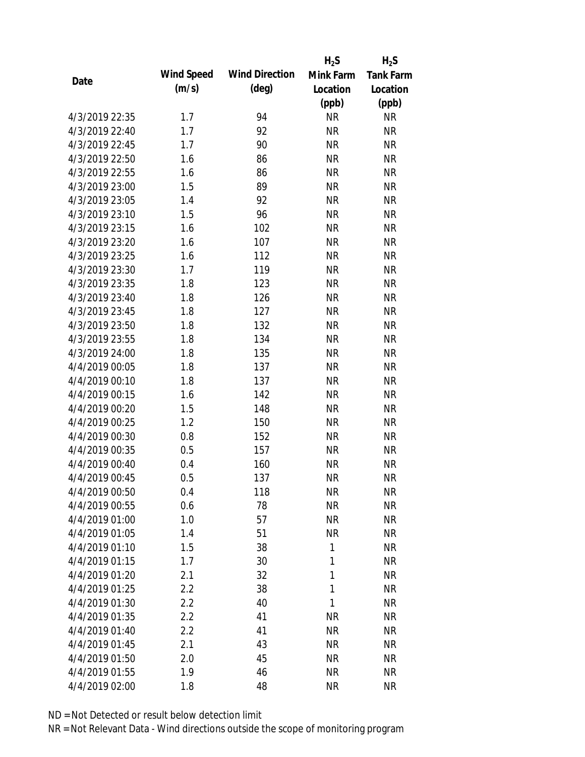| Date | Wind Speed (m/s) | Wind Direction (deg) | $H_2S$ Mink Farm Location (ppb) | $H_2S$ Tank Farm Location (ppb) |
| --- | --- | --- | --- | --- |
| 4/3/2019 22:35 | 1.7 | 94 | NR | NR |
| 4/3/2019 22:40 | 1.7 | 92 | NR | NR |
| 4/3/2019 22:45 | 1.7 | 90 | NR | NR |
| 4/3/2019 22:50 | 1.6 | 86 | NR | NR |
| 4/3/2019 22:55 | 1.6 | 86 | NR | NR |
| 4/3/2019 23:00 | 1.5 | 89 | NR | NR |
| 4/3/2019 23:05 | 1.4 | 92 | NR | NR |
| 4/3/2019 23:10 | 1.5 | 96 | NR | NR |
| 4/3/2019 23:15 | 1.6 | 102 | NR | NR |
| 4/3/2019 23:20 | 1.6 | 107 | NR | NR |
| 4/3/2019 23:25 | 1.6 | 112 | NR | NR |
| 4/3/2019 23:30 | 1.7 | 119 | NR | NR |
| 4/3/2019 23:35 | 1.8 | 123 | NR | NR |
| 4/3/2019 23:40 | 1.8 | 126 | NR | NR |
| 4/3/2019 23:45 | 1.8 | 127 | NR | NR |
| 4/3/2019 23:50 | 1.8 | 132 | NR | NR |
| 4/3/2019 23:55 | 1.8 | 134 | NR | NR |
| 4/3/2019 24:00 | 1.8 | 135 | NR | NR |
| 4/4/2019 00:05 | 1.8 | 137 | NR | NR |
| 4/4/2019 00:10 | 1.8 | 137 | NR | NR |
| 4/4/2019 00:15 | 1.6 | 142 | NR | NR |
| 4/4/2019 00:20 | 1.5 | 148 | NR | NR |
| 4/4/2019 00:25 | 1.2 | 150 | NR | NR |
| 4/4/2019 00:30 | 0.8 | 152 | NR | NR |
| 4/4/2019 00:35 | 0.5 | 157 | NR | NR |
| 4/4/2019 00:40 | 0.4 | 160 | NR | NR |
| 4/4/2019 00:45 | 0.5 | 137 | NR | NR |
| 4/4/2019 00:50 | 0.4 | 118 | NR | NR |
| 4/4/2019 00:55 | 0.6 | 78 | NR | NR |
| 4/4/2019 01:00 | 1.0 | 57 | NR | NR |
| 4/4/2019 01:05 | 1.4 | 51 | NR | NR |
| 4/4/2019 01:10 | 1.5 | 38 | 1 | NR |
| 4/4/2019 01:15 | 1.7 | 30 | 1 | NR |
| 4/4/2019 01:20 | 2.1 | 32 | 1 | NR |
| 4/4/2019 01:25 | 2.2 | 38 | 1 | NR |
| 4/4/2019 01:30 | 2.2 | 40 | 1 | NR |
| 4/4/2019 01:35 | 2.2 | 41 | NR | NR |
| 4/4/2019 01:40 | 2.2 | 41 | NR | NR |
| 4/4/2019 01:45 | 2.1 | 43 | NR | NR |
| 4/4/2019 01:50 | 2.0 | 45 | NR | NR |
| 4/4/2019 01:55 | 1.9 | 46 | NR | NR |
| 4/4/2019 02:00 | 1.8 | 48 | NR | NR |

ND = Not Detected or result below detection limit

NR = Not Relevant Data - Wind directions outside the scope of monitoring program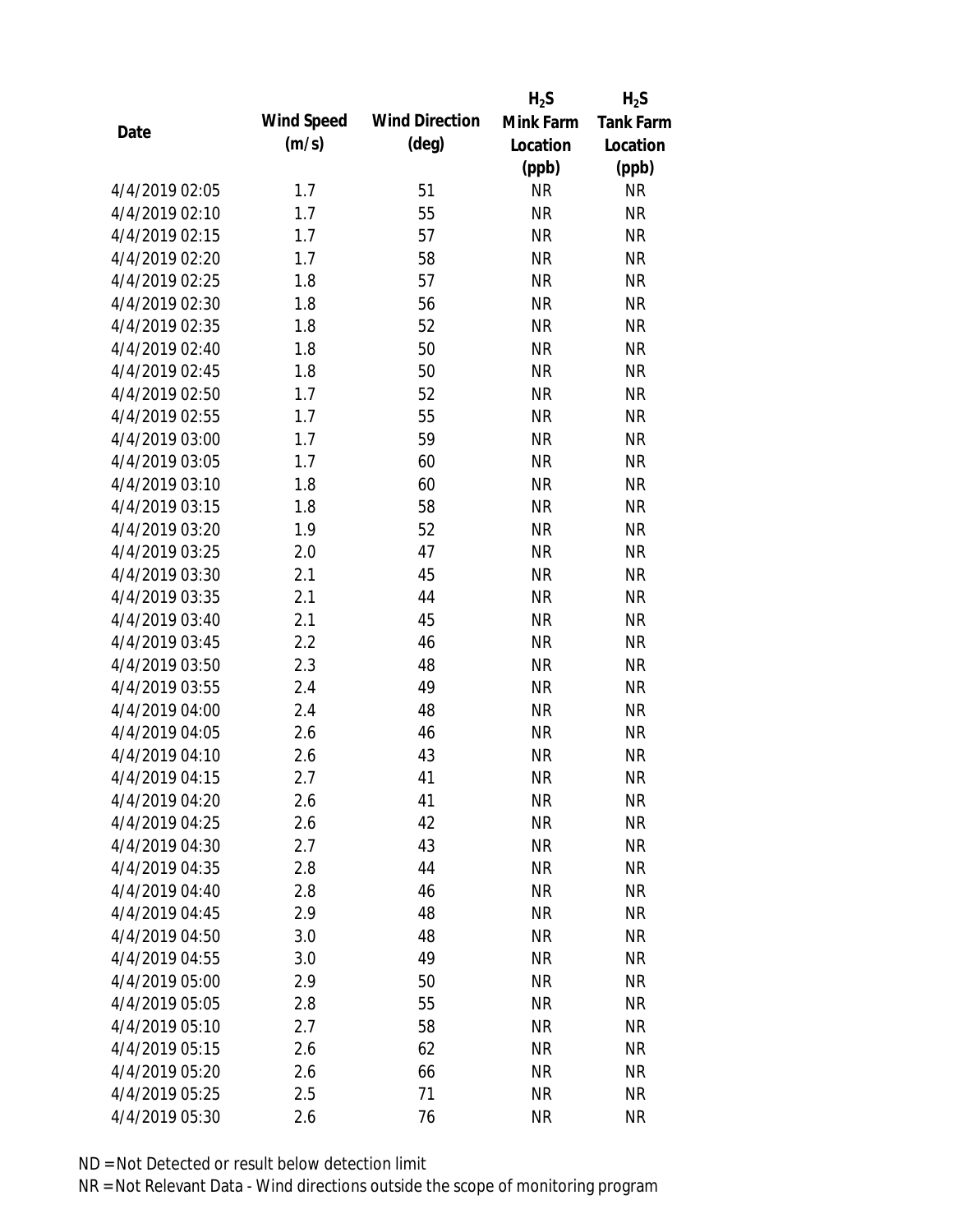| Date | Wind Speed (m/s) | Wind Direction (deg) | $H_2S$ Mink Farm Location (ppb) | $H_2S$ Tank Farm Location (ppb) |
|---|---|---|---|---|
| 4/4/2019 02:05 | 1.7 | 51 | NR | NR |
| 4/4/2019 02:10 | 1.7 | 55 | NR | NR |
| 4/4/2019 02:15 | 1.7 | 57 | NR | NR |
| 4/4/2019 02:20 | 1.7 | 58 | NR | NR |
| 4/4/2019 02:25 | 1.8 | 57 | NR | NR |
| 4/4/2019 02:30 | 1.8 | 56 | NR | NR |
| 4/4/2019 02:35 | 1.8 | 52 | NR | NR |
| 4/4/2019 02:40 | 1.8 | 50 | NR | NR |
| 4/4/2019 02:45 | 1.8 | 50 | NR | NR |
| 4/4/2019 02:50 | 1.7 | 52 | NR | NR |
| 4/4/2019 02:55 | 1.7 | 55 | NR | NR |
| 4/4/2019 03:00 | 1.7 | 59 | NR | NR |
| 4/4/2019 03:05 | 1.7 | 60 | NR | NR |
| 4/4/2019 03:10 | 1.8 | 60 | NR | NR |
| 4/4/2019 03:15 | 1.8 | 58 | NR | NR |
| 4/4/2019 03:20 | 1.9 | 52 | NR | NR |
| 4/4/2019 03:25 | 2.0 | 47 | NR | NR |
| 4/4/2019 03:30 | 2.1 | 45 | NR | NR |
| 4/4/2019 03:35 | 2.1 | 44 | NR | NR |
| 4/4/2019 03:40 | 2.1 | 45 | NR | NR |
| 4/4/2019 03:45 | 2.2 | 46 | NR | NR |
| 4/4/2019 03:50 | 2.3 | 48 | NR | NR |
| 4/4/2019 03:55 | 2.4 | 49 | NR | NR |
| 4/4/2019 04:00 | 2.4 | 48 | NR | NR |
| 4/4/2019 04:05 | 2.6 | 46 | NR | NR |
| 4/4/2019 04:10 | 2.6 | 43 | NR | NR |
| 4/4/2019 04:15 | 2.7 | 41 | NR | NR |
| 4/4/2019 04:20 | 2.6 | 41 | NR | NR |
| 4/4/2019 04:25 | 2.6 | 42 | NR | NR |
| 4/4/2019 04:30 | 2.7 | 43 | NR | NR |
| 4/4/2019 04:35 | 2.8 | 44 | NR | NR |
| 4/4/2019 04:40 | 2.8 | 46 | NR | NR |
| 4/4/2019 04:45 | 2.9 | 48 | NR | NR |
| 4/4/2019 04:50 | 3.0 | 48 | NR | NR |
| 4/4/2019 04:55 | 3.0 | 49 | NR | NR |
| 4/4/2019 05:00 | 2.9 | 50 | NR | NR |
| 4/4/2019 05:05 | 2.8 | 55 | NR | NR |
| 4/4/2019 05:10 | 2.7 | 58 | NR | NR |
| 4/4/2019 05:15 | 2.6 | 62 | NR | NR |
| 4/4/2019 05:20 | 2.6 | 66 | NR | NR |
| 4/4/2019 05:25 | 2.5 | 71 | NR | NR |
| 4/4/2019 05:30 | 2.6 | 76 | NR | NR |

ND = Not Detected or result below detection limit

NR = Not Relevant Data - Wind directions outside the scope of monitoring program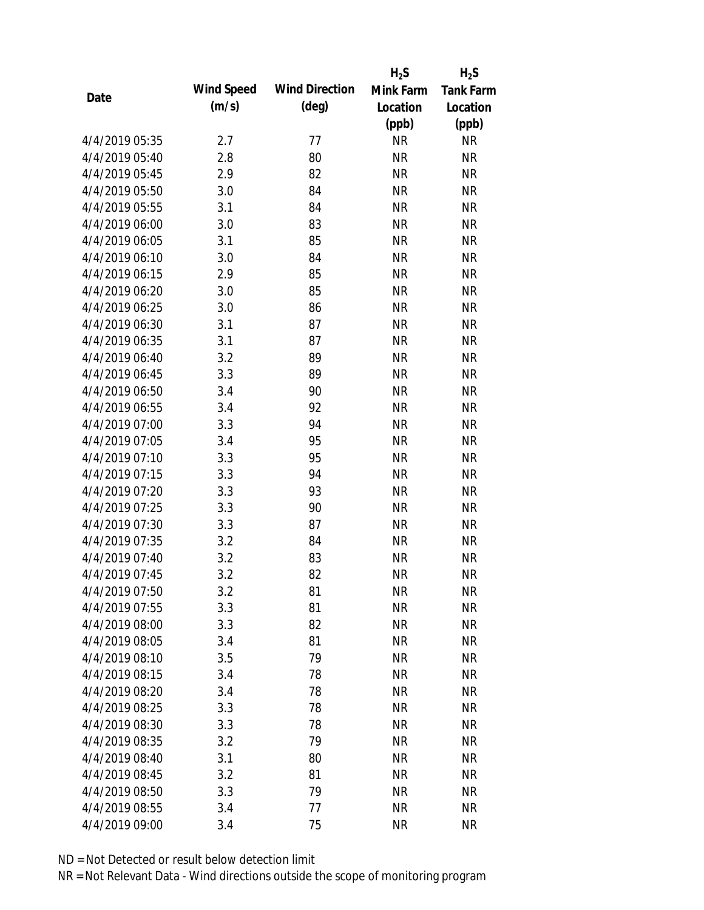| Date | Wind Speed (m/s) | Wind Direction (deg) | $H_2S$ Mink Farm Location (ppb) | $H_2S$ Tank Farm Location (ppb) |
|---|---|---|---|---|
| 4/4/2019 05:35 | 2.7 | 77 | NR | NR |
| 4/4/2019 05:40 | 2.8 | 80 | NR | NR |
| 4/4/2019 05:45 | 2.9 | 82 | NR | NR |
| 4/4/2019 05:50 | 3.0 | 84 | NR | NR |
| 4/4/2019 05:55 | 3.1 | 84 | NR | NR |
| 4/4/2019 06:00 | 3.0 | 83 | NR | NR |
| 4/4/2019 06:05 | 3.1 | 85 | NR | NR |
| 4/4/2019 06:10 | 3.0 | 84 | NR | NR |
| 4/4/2019 06:15 | 2.9 | 85 | NR | NR |
| 4/4/2019 06:20 | 3.0 | 85 | NR | NR |
| 4/4/2019 06:25 | 3.0 | 86 | NR | NR |
| 4/4/2019 06:30 | 3.1 | 87 | NR | NR |
| 4/4/2019 06:35 | 3.1 | 87 | NR | NR |
| 4/4/2019 06:40 | 3.2 | 89 | NR | NR |
| 4/4/2019 06:45 | 3.3 | 89 | NR | NR |
| 4/4/2019 06:50 | 3.4 | 90 | NR | NR |
| 4/4/2019 06:55 | 3.4 | 92 | NR | NR |
| 4/4/2019 07:00 | 3.3 | 94 | NR | NR |
| 4/4/2019 07:05 | 3.4 | 95 | NR | NR |
| 4/4/2019 07:10 | 3.3 | 95 | NR | NR |
| 4/4/2019 07:15 | 3.3 | 94 | NR | NR |
| 4/4/2019 07:20 | 3.3 | 93 | NR | NR |
| 4/4/2019 07:25 | 3.3 | 90 | NR | NR |
| 4/4/2019 07:30 | 3.3 | 87 | NR | NR |
| 4/4/2019 07:35 | 3.2 | 84 | NR | NR |
| 4/4/2019 07:40 | 3.2 | 83 | NR | NR |
| 4/4/2019 07:45 | 3.2 | 82 | NR | NR |
| 4/4/2019 07:50 | 3.2 | 81 | NR | NR |
| 4/4/2019 07:55 | 3.3 | 81 | NR | NR |
| 4/4/2019 08:00 | 3.3 | 82 | NR | NR |
| 4/4/2019 08:05 | 3.4 | 81 | NR | NR |
| 4/4/2019 08:10 | 3.5 | 79 | NR | NR |
| 4/4/2019 08:15 | 3.4 | 78 | NR | NR |
| 4/4/2019 08:20 | 3.4 | 78 | NR | NR |
| 4/4/2019 08:25 | 3.3 | 78 | NR | NR |
| 4/4/2019 08:30 | 3.3 | 78 | NR | NR |
| 4/4/2019 08:35 | 3.2 | 79 | NR | NR |
| 4/4/2019 08:40 | 3.1 | 80 | NR | NR |
| 4/4/2019 08:45 | 3.2 | 81 | NR | NR |
| 4/4/2019 08:50 | 3.3 | 79 | NR | NR |
| 4/4/2019 08:55 | 3.4 | 77 | NR | NR |
| 4/4/2019 09:00 | 3.4 | 75 | NR | NR |

ND = Not Detected or result below detection limit

NR = Not Relevant Data - Wind directions outside the scope of monitoring program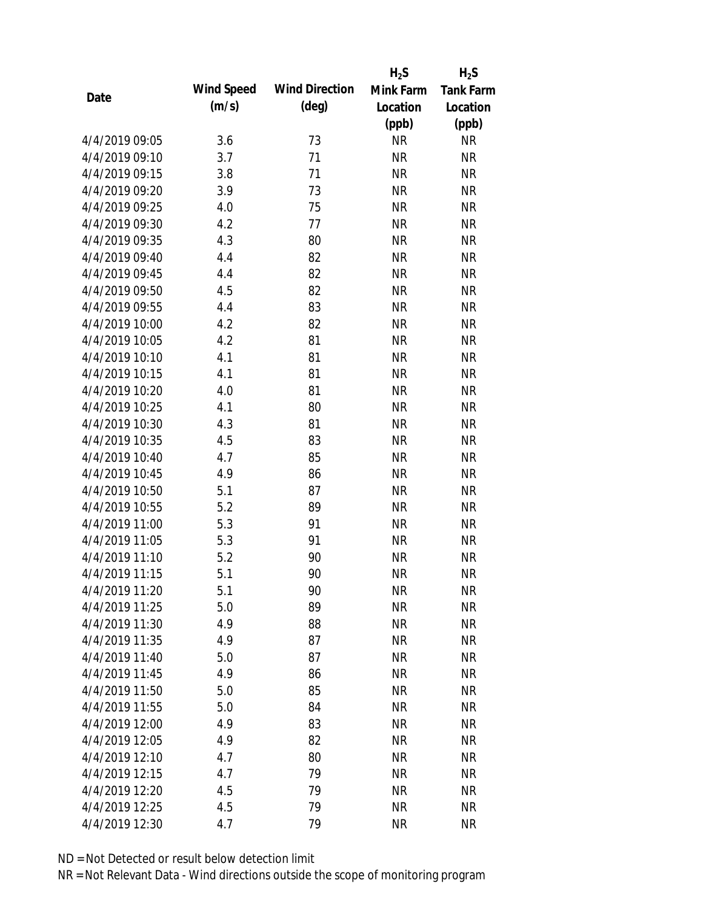| Date | Wind Speed (m/s) | Wind Direction (deg) | $H_2S$ Mink Farm Location (ppb) | $H_2S$ Tank Farm Location (ppb) |
| --- | --- | --- | --- | --- |
| 4/4/2019 09:05 | 3.6 | 73 | NR | NR |
| 4/4/2019 09:10 | 3.7 | 71 | NR | NR |
| 4/4/2019 09:15 | 3.8 | 71 | NR | NR |
| 4/4/2019 09:20 | 3.9 | 73 | NR | NR |
| 4/4/2019 09:25 | 4.0 | 75 | NR | NR |
| 4/4/2019 09:30 | 4.2 | 77 | NR | NR |
| 4/4/2019 09:35 | 4.3 | 80 | NR | NR |
| 4/4/2019 09:40 | 4.4 | 82 | NR | NR |
| 4/4/2019 09:45 | 4.4 | 82 | NR | NR |
| 4/4/2019 09:50 | 4.5 | 82 | NR | NR |
| 4/4/2019 09:55 | 4.4 | 83 | NR | NR |
| 4/4/2019 10:00 | 4.2 | 82 | NR | NR |
| 4/4/2019 10:05 | 4.2 | 81 | NR | NR |
| 4/4/2019 10:10 | 4.1 | 81 | NR | NR |
| 4/4/2019 10:15 | 4.1 | 81 | NR | NR |
| 4/4/2019 10:20 | 4.0 | 81 | NR | NR |
| 4/4/2019 10:25 | 4.1 | 80 | NR | NR |
| 4/4/2019 10:30 | 4.3 | 81 | NR | NR |
| 4/4/2019 10:35 | 4.5 | 83 | NR | NR |
| 4/4/2019 10:40 | 4.7 | 85 | NR | NR |
| 4/4/2019 10:45 | 4.9 | 86 | NR | NR |
| 4/4/2019 10:50 | 5.1 | 87 | NR | NR |
| 4/4/2019 10:55 | 5.2 | 89 | NR | NR |
| 4/4/2019 11:00 | 5.3 | 91 | NR | NR |
| 4/4/2019 11:05 | 5.3 | 91 | NR | NR |
| 4/4/2019 11:10 | 5.2 | 90 | NR | NR |
| 4/4/2019 11:15 | 5.1 | 90 | NR | NR |
| 4/4/2019 11:20 | 5.1 | 90 | NR | NR |
| 4/4/2019 11:25 | 5.0 | 89 | NR | NR |
| 4/4/2019 11:30 | 4.9 | 88 | NR | NR |
| 4/4/2019 11:35 | 4.9 | 87 | NR | NR |
| 4/4/2019 11:40 | 5.0 | 87 | NR | NR |
| 4/4/2019 11:45 | 4.9 | 86 | NR | NR |
| 4/4/2019 11:50 | 5.0 | 85 | NR | NR |
| 4/4/2019 11:55 | 5.0 | 84 | NR | NR |
| 4/4/2019 12:00 | 4.9 | 83 | NR | NR |
| 4/4/2019 12:05 | 4.9 | 82 | NR | NR |
| 4/4/2019 12:10 | 4.7 | 80 | NR | NR |
| 4/4/2019 12:15 | 4.7 | 79 | NR | NR |
| 4/4/2019 12:20 | 4.5 | 79 | NR | NR |
| 4/4/2019 12:25 | 4.5 | 79 | NR | NR |
| 4/4/2019 12:30 | 4.7 | 79 | NR | NR |

ND = Not Detected or result below detection limit

NR = Not Relevant Data - Wind directions outside the scope of monitoring program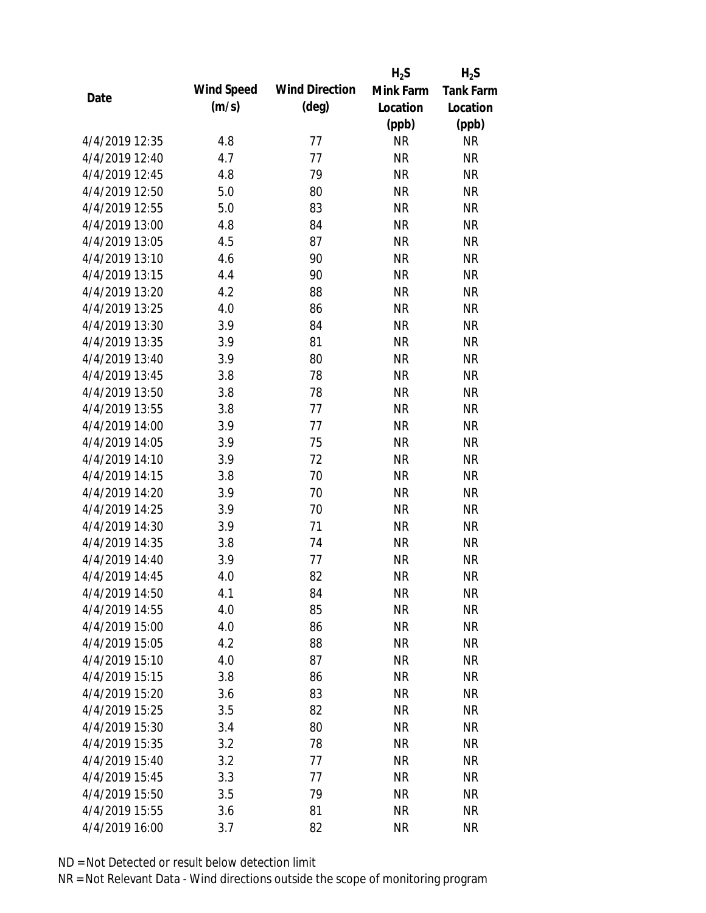| Date | Wind Speed (m/s) | Wind Direction (deg) | $H_2S$ Mink Farm Location (ppb) | $H_2S$ Tank Farm Location (ppb) |
|---|---|---|---|---|
| 4/4/2019 12:35 | 4.8 | 77 | NR | NR |
| 4/4/2019 12:40 | 4.7 | 77 | NR | NR |
| 4/4/2019 12:45 | 4.8 | 79 | NR | NR |
| 4/4/2019 12:50 | 5.0 | 80 | NR | NR |
| 4/4/2019 12:55 | 5.0 | 83 | NR | NR |
| 4/4/2019 13:00 | 4.8 | 84 | NR | NR |
| 4/4/2019 13:05 | 4.5 | 87 | NR | NR |
| 4/4/2019 13:10 | 4.6 | 90 | NR | NR |
| 4/4/2019 13:15 | 4.4 | 90 | NR | NR |
| 4/4/2019 13:20 | 4.2 | 88 | NR | NR |
| 4/4/2019 13:25 | 4.0 | 86 | NR | NR |
| 4/4/2019 13:30 | 3.9 | 84 | NR | NR |
| 4/4/2019 13:35 | 3.9 | 81 | NR | NR |
| 4/4/2019 13:40 | 3.9 | 80 | NR | NR |
| 4/4/2019 13:45 | 3.8 | 78 | NR | NR |
| 4/4/2019 13:50 | 3.8 | 78 | NR | NR |
| 4/4/2019 13:55 | 3.8 | 77 | NR | NR |
| 4/4/2019 14:00 | 3.9 | 77 | NR | NR |
| 4/4/2019 14:05 | 3.9 | 75 | NR | NR |
| 4/4/2019 14:10 | 3.9 | 72 | NR | NR |
| 4/4/2019 14:15 | 3.8 | 70 | NR | NR |
| 4/4/2019 14:20 | 3.9 | 70 | NR | NR |
| 4/4/2019 14:25 | 3.9 | 70 | NR | NR |
| 4/4/2019 14:30 | 3.9 | 71 | NR | NR |
| 4/4/2019 14:35 | 3.8 | 74 | NR | NR |
| 4/4/2019 14:40 | 3.9 | 77 | NR | NR |
| 4/4/2019 14:45 | 4.0 | 82 | NR | NR |
| 4/4/2019 14:50 | 4.1 | 84 | NR | NR |
| 4/4/2019 14:55 | 4.0 | 85 | NR | NR |
| 4/4/2019 15:00 | 4.0 | 86 | NR | NR |
| 4/4/2019 15:05 | 4.2 | 88 | NR | NR |
| 4/4/2019 15:10 | 4.0 | 87 | NR | NR |
| 4/4/2019 15:15 | 3.8 | 86 | NR | NR |
| 4/4/2019 15:20 | 3.6 | 83 | NR | NR |
| 4/4/2019 15:25 | 3.5 | 82 | NR | NR |
| 4/4/2019 15:30 | 3.4 | 80 | NR | NR |
| 4/4/2019 15:35 | 3.2 | 78 | NR | NR |
| 4/4/2019 15:40 | 3.2 | 77 | NR | NR |
| 4/4/2019 15:45 | 3.3 | 77 | NR | NR |
| 4/4/2019 15:50 | 3.5 | 79 | NR | NR |
| 4/4/2019 15:55 | 3.6 | 81 | NR | NR |
| 4/4/2019 16:00 | 3.7 | 82 | NR | NR |

ND = Not Detected or result below detection limit

NR = Not Relevant Data - Wind directions outside the scope of monitoring program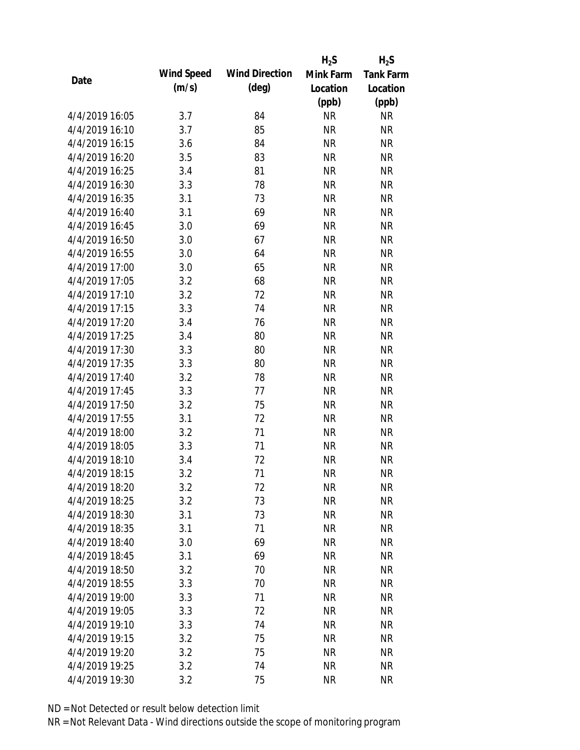| Date | Wind Speed (m/s) | Wind Direction (deg) | $H_2S$ Mink Farm Location (ppb) | $H_2S$ Tank Farm Location (ppb) |
|---|---|---|---|---|
| 4/4/2019 16:05 | 3.7 | 84 | NR | NR |
| 4/4/2019 16:10 | 3.7 | 85 | NR | NR |
| 4/4/2019 16:15 | 3.6 | 84 | NR | NR |
| 4/4/2019 16:20 | 3.5 | 83 | NR | NR |
| 4/4/2019 16:25 | 3.4 | 81 | NR | NR |
| 4/4/2019 16:30 | 3.3 | 78 | NR | NR |
| 4/4/2019 16:35 | 3.1 | 73 | NR | NR |
| 4/4/2019 16:40 | 3.1 | 69 | NR | NR |
| 4/4/2019 16:45 | 3.0 | 69 | NR | NR |
| 4/4/2019 16:50 | 3.0 | 67 | NR | NR |
| 4/4/2019 16:55 | 3.0 | 64 | NR | NR |
| 4/4/2019 17:00 | 3.0 | 65 | NR | NR |
| 4/4/2019 17:05 | 3.2 | 68 | NR | NR |
| 4/4/2019 17:10 | 3.2 | 72 | NR | NR |
| 4/4/2019 17:15 | 3.3 | 74 | NR | NR |
| 4/4/2019 17:20 | 3.4 | 76 | NR | NR |
| 4/4/2019 17:25 | 3.4 | 80 | NR | NR |
| 4/4/2019 17:30 | 3.3 | 80 | NR | NR |
| 4/4/2019 17:35 | 3.3 | 80 | NR | NR |
| 4/4/2019 17:40 | 3.2 | 78 | NR | NR |
| 4/4/2019 17:45 | 3.3 | 77 | NR | NR |
| 4/4/2019 17:50 | 3.2 | 75 | NR | NR |
| 4/4/2019 17:55 | 3.1 | 72 | NR | NR |
| 4/4/2019 18:00 | 3.2 | 71 | NR | NR |
| 4/4/2019 18:05 | 3.3 | 71 | NR | NR |
| 4/4/2019 18:10 | 3.4 | 72 | NR | NR |
| 4/4/2019 18:15 | 3.2 | 71 | NR | NR |
| 4/4/2019 18:20 | 3.2 | 72 | NR | NR |
| 4/4/2019 18:25 | 3.2 | 73 | NR | NR |
| 4/4/2019 18:30 | 3.1 | 73 | NR | NR |
| 4/4/2019 18:35 | 3.1 | 71 | NR | NR |
| 4/4/2019 18:40 | 3.0 | 69 | NR | NR |
| 4/4/2019 18:45 | 3.1 | 69 | NR | NR |
| 4/4/2019 18:50 | 3.2 | 70 | NR | NR |
| 4/4/2019 18:55 | 3.3 | 70 | NR | NR |
| 4/4/2019 19:00 | 3.3 | 71 | NR | NR |
| 4/4/2019 19:05 | 3.3 | 72 | NR | NR |
| 4/4/2019 19:10 | 3.3 | 74 | NR | NR |
| 4/4/2019 19:15 | 3.2 | 75 | NR | NR |
| 4/4/2019 19:20 | 3.2 | 75 | NR | NR |
| 4/4/2019 19:25 | 3.2 | 74 | NR | NR |
| 4/4/2019 19:30 | 3.2 | 75 | NR | NR |

ND = Not Detected or result below detection limit

NR = Not Relevant Data - Wind directions outside the scope of monitoring program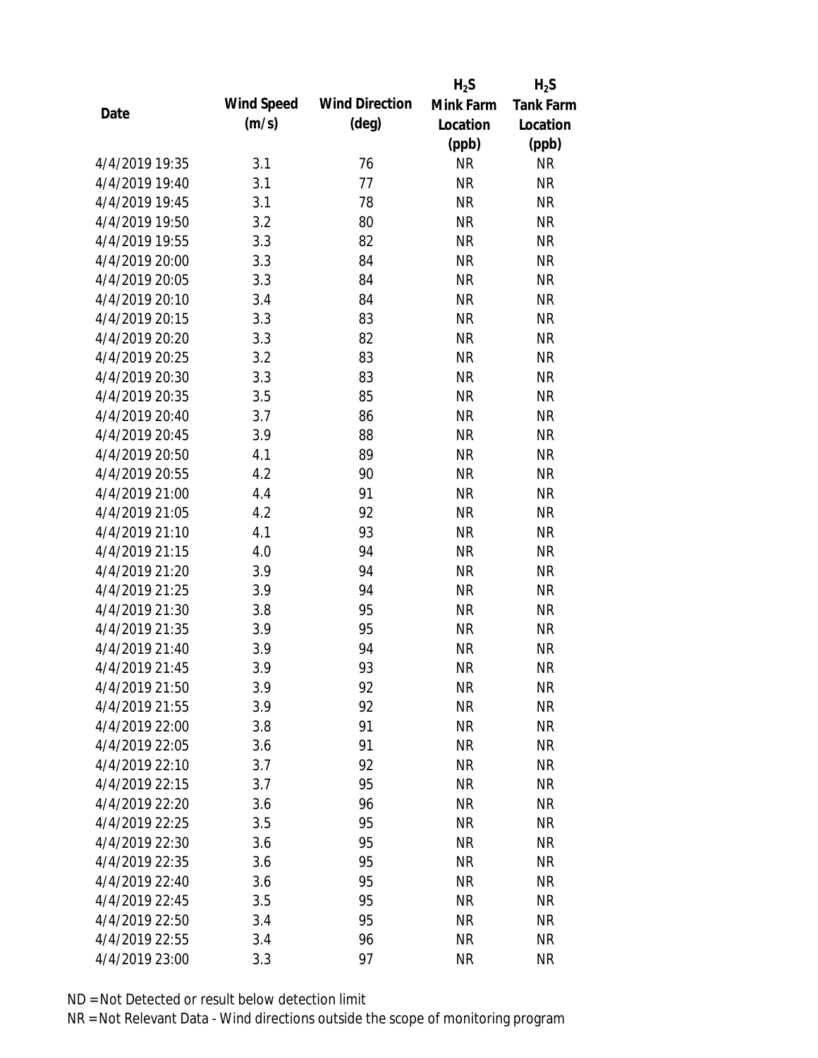| Date | Wind Speed (m/s) | Wind Direction (deg) | $H_2S$ Mink Farm Location (ppb) | $H_2S$ Tank Farm Location (ppb) |
|---|---|---|---|---|
| 4/4/2019 19:35 | 3.1 | 76 | NR | NR |
| 4/4/2019 19:40 | 3.1 | 77 | NR | NR |
| 4/4/2019 19:45 | 3.1 | 78 | NR | NR |
| 4/4/2019 19:50 | 3.2 | 80 | NR | NR |
| 4/4/2019 19:55 | 3.3 | 82 | NR | NR |
| 4/4/2019 20:00 | 3.3 | 84 | NR | NR |
| 4/4/2019 20:05 | 3.3 | 84 | NR | NR |
| 4/4/2019 20:10 | 3.4 | 84 | NR | NR |
| 4/4/2019 20:15 | 3.3 | 83 | NR | NR |
| 4/4/2019 20:20 | 3.3 | 82 | NR | NR |
| 4/4/2019 20:25 | 3.2 | 83 | NR | NR |
| 4/4/2019 20:30 | 3.3 | 83 | NR | NR |
| 4/4/2019 20:35 | 3.5 | 85 | NR | NR |
| 4/4/2019 20:40 | 3.7 | 86 | NR | NR |
| 4/4/2019 20:45 | 3.9 | 88 | NR | NR |
| 4/4/2019 20:50 | 4.1 | 89 | NR | NR |
| 4/4/2019 20:55 | 4.2 | 90 | NR | NR |
| 4/4/2019 21:00 | 4.4 | 91 | NR | NR |
| 4/4/2019 21:05 | 4.2 | 92 | NR | NR |
| 4/4/2019 21:10 | 4.1 | 93 | NR | NR |
| 4/4/2019 21:15 | 4.0 | 94 | NR | NR |
| 4/4/2019 21:20 | 3.9 | 94 | NR | NR |
| 4/4/2019 21:25 | 3.9 | 94 | NR | NR |
| 4/4/2019 21:30 | 3.8 | 95 | NR | NR |
| 4/4/2019 21:35 | 3.9 | 95 | NR | NR |
| 4/4/2019 21:40 | 3.9 | 94 | NR | NR |
| 4/4/2019 21:45 | 3.9 | 93 | NR | NR |
| 4/4/2019 21:50 | 3.9 | 92 | NR | NR |
| 4/4/2019 21:55 | 3.9 | 92 | NR | NR |
| 4/4/2019 22:00 | 3.8 | 91 | NR | NR |
| 4/4/2019 22:05 | 3.6 | 91 | NR | NR |
| 4/4/2019 22:10 | 3.7 | 92 | NR | NR |
| 4/4/2019 22:15 | 3.7 | 95 | NR | NR |
| 4/4/2019 22:20 | 3.6 | 96 | NR | NR |
| 4/4/2019 22:25 | 3.5 | 95 | NR | NR |
| 4/4/2019 22:30 | 3.6 | 95 | NR | NR |
| 4/4/2019 22:35 | 3.6 | 95 | NR | NR |
| 4/4/2019 22:40 | 3.6 | 95 | NR | NR |
| 4/4/2019 22:45 | 3.5 | 95 | NR | NR |
| 4/4/2019 22:50 | 3.4 | 95 | NR | NR |
| 4/4/2019 22:55 | 3.4 | 96 | NR | NR |
| 4/4/2019 23:00 | 3.3 | 97 | NR | NR |

ND = Not Detected or result below detection limit

NR = Not Relevant Data - Wind directions outside the scope of monitoring program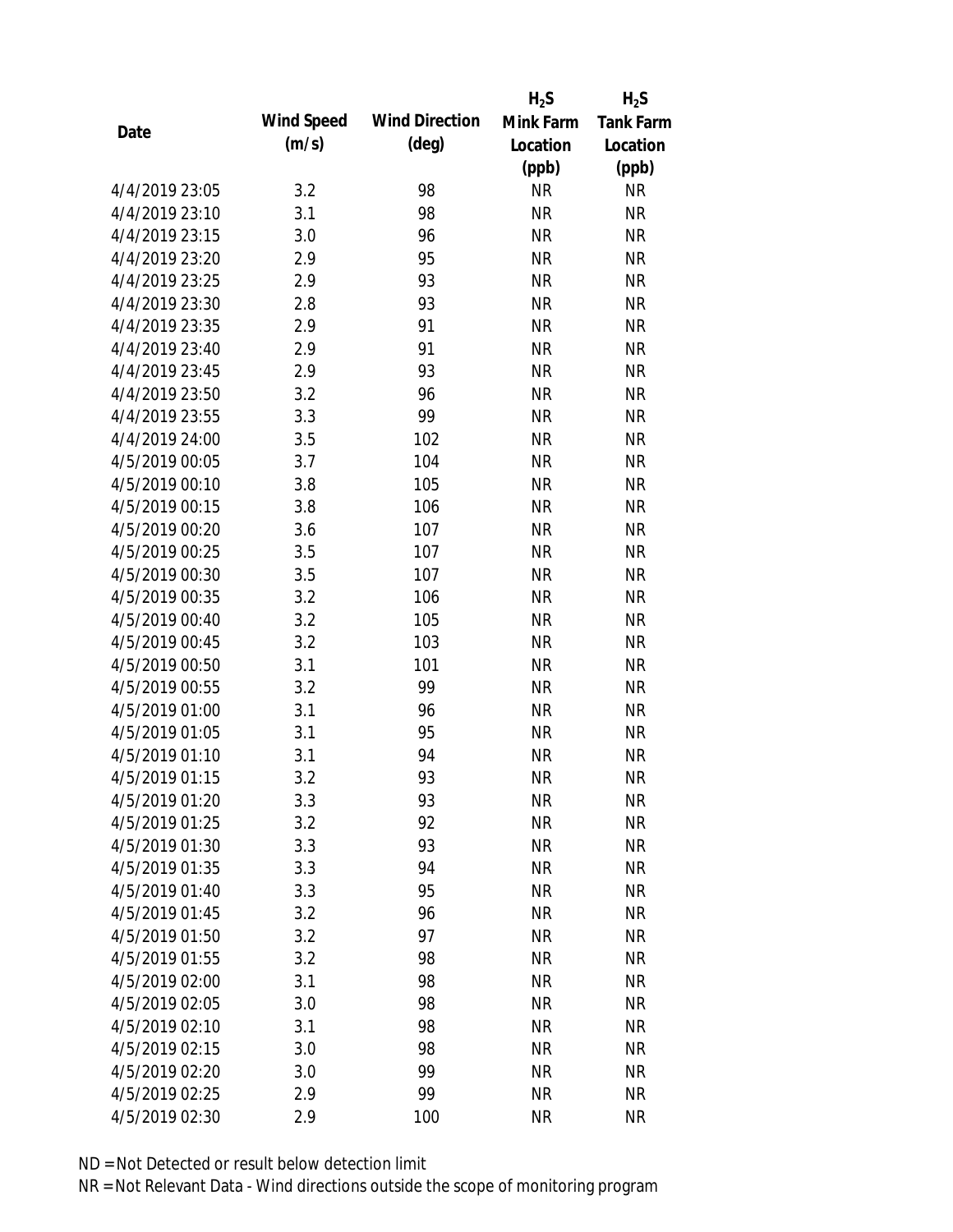| Date | Wind Speed (m/s) | Wind Direction (deg) | $H_2S$ Mink Farm Location (ppb) | $H_2S$ Tank Farm Location (ppb) |
|---|---|---|---|---|
| 4/4/2019 23:05 | 3.2 | 98 | NR | NR |
| 4/4/2019 23:10 | 3.1 | 98 | NR | NR |
| 4/4/2019 23:15 | 3.0 | 96 | NR | NR |
| 4/4/2019 23:20 | 2.9 | 95 | NR | NR |
| 4/4/2019 23:25 | 2.9 | 93 | NR | NR |
| 4/4/2019 23:30 | 2.8 | 93 | NR | NR |
| 4/4/2019 23:35 | 2.9 | 91 | NR | NR |
| 4/4/2019 23:40 | 2.9 | 91 | NR | NR |
| 4/4/2019 23:45 | 2.9 | 93 | NR | NR |
| 4/4/2019 23:50 | 3.2 | 96 | NR | NR |
| 4/4/2019 23:55 | 3.3 | 99 | NR | NR |
| 4/4/2019 24:00 | 3.5 | 102 | NR | NR |
| 4/5/2019 00:05 | 3.7 | 104 | NR | NR |
| 4/5/2019 00:10 | 3.8 | 105 | NR | NR |
| 4/5/2019 00:15 | 3.8 | 106 | NR | NR |
| 4/5/2019 00:20 | 3.6 | 107 | NR | NR |
| 4/5/2019 00:25 | 3.5 | 107 | NR | NR |
| 4/5/2019 00:30 | 3.5 | 107 | NR | NR |
| 4/5/2019 00:35 | 3.2 | 106 | NR | NR |
| 4/5/2019 00:40 | 3.2 | 105 | NR | NR |
| 4/5/2019 00:45 | 3.2 | 103 | NR | NR |
| 4/5/2019 00:50 | 3.1 | 101 | NR | NR |
| 4/5/2019 00:55 | 3.2 | 99 | NR | NR |
| 4/5/2019 01:00 | 3.1 | 96 | NR | NR |
| 4/5/2019 01:05 | 3.1 | 95 | NR | NR |
| 4/5/2019 01:10 | 3.1 | 94 | NR | NR |
| 4/5/2019 01:15 | 3.2 | 93 | NR | NR |
| 4/5/2019 01:20 | 3.3 | 93 | NR | NR |
| 4/5/2019 01:25 | 3.2 | 92 | NR | NR |
| 4/5/2019 01:30 | 3.3 | 93 | NR | NR |
| 4/5/2019 01:35 | 3.3 | 94 | NR | NR |
| 4/5/2019 01:40 | 3.3 | 95 | NR | NR |
| 4/5/2019 01:45 | 3.2 | 96 | NR | NR |
| 4/5/2019 01:50 | 3.2 | 97 | NR | NR |
| 4/5/2019 01:55 | 3.2 | 98 | NR | NR |
| 4/5/2019 02:00 | 3.1 | 98 | NR | NR |
| 4/5/2019 02:05 | 3.0 | 98 | NR | NR |
| 4/5/2019 02:10 | 3.1 | 98 | NR | NR |
| 4/5/2019 02:15 | 3.0 | 98 | NR | NR |
| 4/5/2019 02:20 | 3.0 | 99 | NR | NR |
| 4/5/2019 02:25 | 2.9 | 99 | NR | NR |
| 4/5/2019 02:30 | 2.9 | 100 | NR | NR |

ND = Not Detected or result below detection limit

NR = Not Relevant Data - Wind directions outside the scope of monitoring program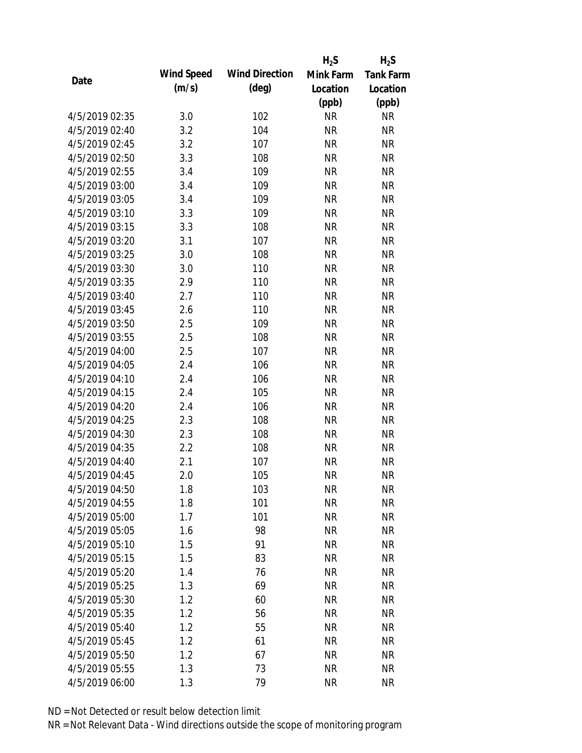| Date | Wind Speed (m/s) | Wind Direction (deg) | $H_2S$ Mink Farm Location (ppb) | $H_2S$ Tank Farm Location (ppb) |
|---|---|---|---|---|
| 4/5/2019 02:35 | 3.0 | 102 | NR | NR |
| 4/5/2019 02:40 | 3.2 | 104 | NR | NR |
| 4/5/2019 02:45 | 3.2 | 107 | NR | NR |
| 4/5/2019 02:50 | 3.3 | 108 | NR | NR |
| 4/5/2019 02:55 | 3.4 | 109 | NR | NR |
| 4/5/2019 03:00 | 3.4 | 109 | NR | NR |
| 4/5/2019 03:05 | 3.4 | 109 | NR | NR |
| 4/5/2019 03:10 | 3.3 | 109 | NR | NR |
| 4/5/2019 03:15 | 3.3 | 108 | NR | NR |
| 4/5/2019 03:20 | 3.1 | 107 | NR | NR |
| 4/5/2019 03:25 | 3.0 | 108 | NR | NR |
| 4/5/2019 03:30 | 3.0 | 110 | NR | NR |
| 4/5/2019 03:35 | 2.9 | 110 | NR | NR |
| 4/5/2019 03:40 | 2.7 | 110 | NR | NR |
| 4/5/2019 03:45 | 2.6 | 110 | NR | NR |
| 4/5/2019 03:50 | 2.5 | 109 | NR | NR |
| 4/5/2019 03:55 | 2.5 | 108 | NR | NR |
| 4/5/2019 04:00 | 2.5 | 107 | NR | NR |
| 4/5/2019 04:05 | 2.4 | 106 | NR | NR |
| 4/5/2019 04:10 | 2.4 | 106 | NR | NR |
| 4/5/2019 04:15 | 2.4 | 105 | NR | NR |
| 4/5/2019 04:20 | 2.4 | 106 | NR | NR |
| 4/5/2019 04:25 | 2.3 | 108 | NR | NR |
| 4/5/2019 04:30 | 2.3 | 108 | NR | NR |
| 4/5/2019 04:35 | 2.2 | 108 | NR | NR |
| 4/5/2019 04:40 | 2.1 | 107 | NR | NR |
| 4/5/2019 04:45 | 2.0 | 105 | NR | NR |
| 4/5/2019 04:50 | 1.8 | 103 | NR | NR |
| 4/5/2019 04:55 | 1.8 | 101 | NR | NR |
| 4/5/2019 05:00 | 1.7 | 101 | NR | NR |
| 4/5/2019 05:05 | 1.6 | 98 | NR | NR |
| 4/5/2019 05:10 | 1.5 | 91 | NR | NR |
| 4/5/2019 05:15 | 1.5 | 83 | NR | NR |
| 4/5/2019 05:20 | 1.4 | 76 | NR | NR |
| 4/5/2019 05:25 | 1.3 | 69 | NR | NR |
| 4/5/2019 05:30 | 1.2 | 60 | NR | NR |
| 4/5/2019 05:35 | 1.2 | 56 | NR | NR |
| 4/5/2019 05:40 | 1.2 | 55 | NR | NR |
| 4/5/2019 05:45 | 1.2 | 61 | NR | NR |
| 4/5/2019 05:50 | 1.2 | 67 | NR | NR |
| 4/5/2019 05:55 | 1.3 | 73 | NR | NR |
| 4/5/2019 06:00 | 1.3 | 79 | NR | NR |

ND = Not Detected or result below detection limit

NR = Not Relevant Data - Wind directions outside the scope of monitoring program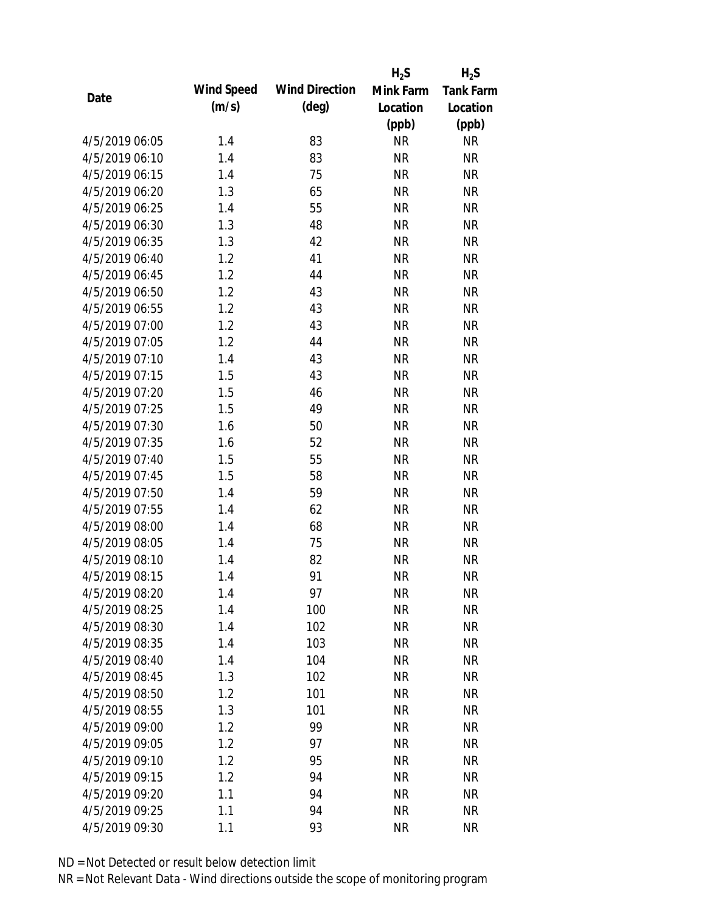| Date | Wind Speed (m/s) | Wind Direction (deg) | $H_2S$ Mink Farm Location (ppb) | $H_2S$ Tank Farm Location (ppb) |
|---|---|---|---|---|
| 4/5/2019 06:05 | 1.4 | 83 | NR | NR |
| 4/5/2019 06:10 | 1.4 | 83 | NR | NR |
| 4/5/2019 06:15 | 1.4 | 75 | NR | NR |
| 4/5/2019 06:20 | 1.3 | 65 | NR | NR |
| 4/5/2019 06:25 | 1.4 | 55 | NR | NR |
| 4/5/2019 06:30 | 1.3 | 48 | NR | NR |
| 4/5/2019 06:35 | 1.3 | 42 | NR | NR |
| 4/5/2019 06:40 | 1.2 | 41 | NR | NR |
| 4/5/2019 06:45 | 1.2 | 44 | NR | NR |
| 4/5/2019 06:50 | 1.2 | 43 | NR | NR |
| 4/5/2019 06:55 | 1.2 | 43 | NR | NR |
| 4/5/2019 07:00 | 1.2 | 43 | NR | NR |
| 4/5/2019 07:05 | 1.2 | 44 | NR | NR |
| 4/5/2019 07:10 | 1.4 | 43 | NR | NR |
| 4/5/2019 07:15 | 1.5 | 43 | NR | NR |
| 4/5/2019 07:20 | 1.5 | 46 | NR | NR |
| 4/5/2019 07:25 | 1.5 | 49 | NR | NR |
| 4/5/2019 07:30 | 1.6 | 50 | NR | NR |
| 4/5/2019 07:35 | 1.6 | 52 | NR | NR |
| 4/5/2019 07:40 | 1.5 | 55 | NR | NR |
| 4/5/2019 07:45 | 1.5 | 58 | NR | NR |
| 4/5/2019 07:50 | 1.4 | 59 | NR | NR |
| 4/5/2019 07:55 | 1.4 | 62 | NR | NR |
| 4/5/2019 08:00 | 1.4 | 68 | NR | NR |
| 4/5/2019 08:05 | 1.4 | 75 | NR | NR |
| 4/5/2019 08:10 | 1.4 | 82 | NR | NR |
| 4/5/2019 08:15 | 1.4 | 91 | NR | NR |
| 4/5/2019 08:20 | 1.4 | 97 | NR | NR |
| 4/5/2019 08:25 | 1.4 | 100 | NR | NR |
| 4/5/2019 08:30 | 1.4 | 102 | NR | NR |
| 4/5/2019 08:35 | 1.4 | 103 | NR | NR |
| 4/5/2019 08:40 | 1.4 | 104 | NR | NR |
| 4/5/2019 08:45 | 1.3 | 102 | NR | NR |
| 4/5/2019 08:50 | 1.2 | 101 | NR | NR |
| 4/5/2019 08:55 | 1.3 | 101 | NR | NR |
| 4/5/2019 09:00 | 1.2 | 99 | NR | NR |
| 4/5/2019 09:05 | 1.2 | 97 | NR | NR |
| 4/5/2019 09:10 | 1.2 | 95 | NR | NR |
| 4/5/2019 09:15 | 1.2 | 94 | NR | NR |
| 4/5/2019 09:20 | 1.1 | 94 | NR | NR |
| 4/5/2019 09:25 | 1.1 | 94 | NR | NR |
| 4/5/2019 09:30 | 1.1 | 93 | NR | NR |

ND = Not Detected or result below detection limit

NR = Not Relevant Data - Wind directions outside the scope of monitoring program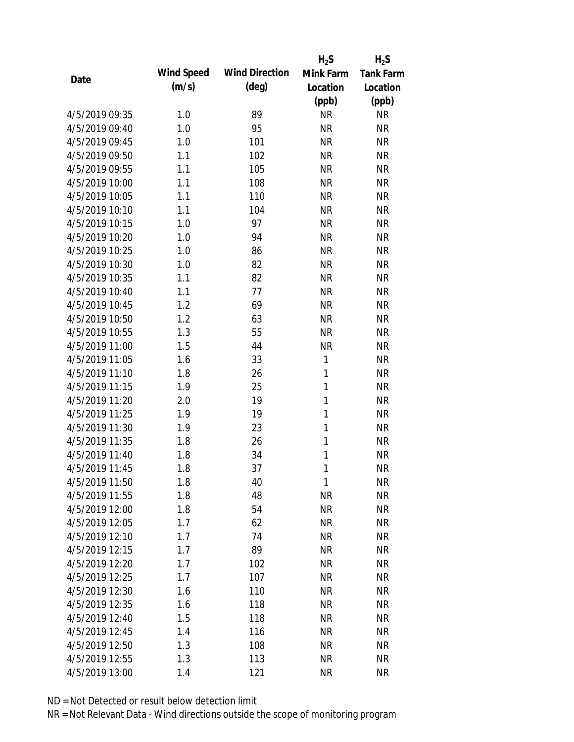| Date | Wind Speed (m/s) | Wind Direction (deg) | $H_2S$ Mink Farm Location (ppb) | $H_2S$ Tank Farm Location (ppb) |
|---|---|---|---|---|
| 4/5/2019 09:35 | 1.0 | 89 | NR | NR |
| 4/5/2019 09:40 | 1.0 | 95 | NR | NR |
| 4/5/2019 09:45 | 1.0 | 101 | NR | NR |
| 4/5/2019 09:50 | 1.1 | 102 | NR | NR |
| 4/5/2019 09:55 | 1.1 | 105 | NR | NR |
| 4/5/2019 10:00 | 1.1 | 108 | NR | NR |
| 4/5/2019 10:05 | 1.1 | 110 | NR | NR |
| 4/5/2019 10:10 | 1.1 | 104 | NR | NR |
| 4/5/2019 10:15 | 1.0 | 97 | NR | NR |
| 4/5/2019 10:20 | 1.0 | 94 | NR | NR |
| 4/5/2019 10:25 | 1.0 | 86 | NR | NR |
| 4/5/2019 10:30 | 1.0 | 82 | NR | NR |
| 4/5/2019 10:35 | 1.1 | 82 | NR | NR |
| 4/5/2019 10:40 | 1.1 | 77 | NR | NR |
| 4/5/2019 10:45 | 1.2 | 69 | NR | NR |
| 4/5/2019 10:50 | 1.2 | 63 | NR | NR |
| 4/5/2019 10:55 | 1.3 | 55 | NR | NR |
| 4/5/2019 11:00 | 1.5 | 44 | NR | NR |
| 4/5/2019 11:05 | 1.6 | 33 | 1 | NR |
| 4/5/2019 11:10 | 1.8 | 26 | 1 | NR |
| 4/5/2019 11:15 | 1.9 | 25 | 1 | NR |
| 4/5/2019 11:20 | 2.0 | 19 | 1 | NR |
| 4/5/2019 11:25 | 1.9 | 19 | 1 | NR |
| 4/5/2019 11:30 | 1.9 | 23 | 1 | NR |
| 4/5/2019 11:35 | 1.8 | 26 | 1 | NR |
| 4/5/2019 11:40 | 1.8 | 34 | 1 | NR |
| 4/5/2019 11:45 | 1.8 | 37 | 1 | NR |
| 4/5/2019 11:50 | 1.8 | 40 | 1 | NR |
| 4/5/2019 11:55 | 1.8 | 48 | NR | NR |
| 4/5/2019 12:00 | 1.8 | 54 | NR | NR |
| 4/5/2019 12:05 | 1.7 | 62 | NR | NR |
| 4/5/2019 12:10 | 1.7 | 74 | NR | NR |
| 4/5/2019 12:15 | 1.7 | 89 | NR | NR |
| 4/5/2019 12:20 | 1.7 | 102 | NR | NR |
| 4/5/2019 12:25 | 1.7 | 107 | NR | NR |
| 4/5/2019 12:30 | 1.6 | 110 | NR | NR |
| 4/5/2019 12:35 | 1.6 | 118 | NR | NR |
| 4/5/2019 12:40 | 1.5 | 118 | NR | NR |
| 4/5/2019 12:45 | 1.4 | 116 | NR | NR |
| 4/5/2019 12:50 | 1.3 | 108 | NR | NR |
| 4/5/2019 12:55 | 1.3 | 113 | NR | NR |
| 4/5/2019 13:00 | 1.4 | 121 | NR | NR |

ND = Not Detected or result below detection limit

NR = Not Relevant Data - Wind directions outside the scope of monitoring program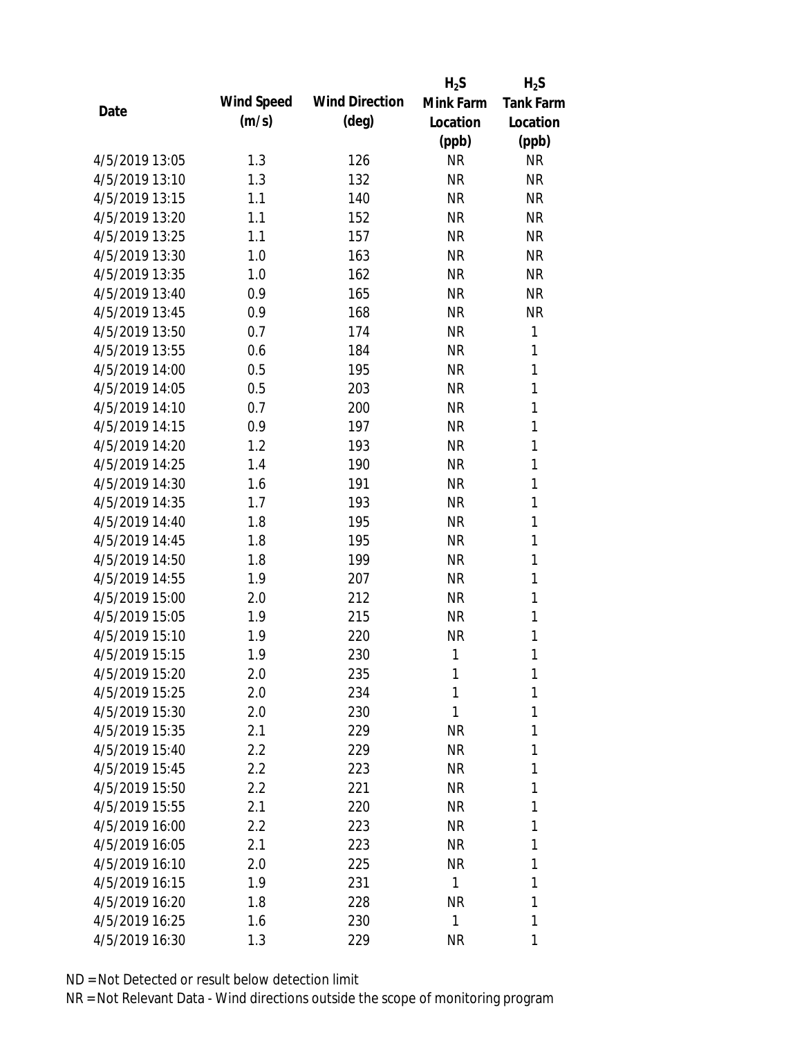| Date | Wind Speed (m/s) | Wind Direction (deg) | $H_2S$ Mink Farm Location (ppb) | $H_2S$ Tank Farm Location (ppb) |
|---|---|---|---|---|
| 4/5/2019 13:05 | 1.3 | 126 | NR | NR |
| 4/5/2019 13:10 | 1.3 | 132 | NR | NR |
| 4/5/2019 13:15 | 1.1 | 140 | NR | NR |
| 4/5/2019 13:20 | 1.1 | 152 | NR | NR |
| 4/5/2019 13:25 | 1.1 | 157 | NR | NR |
| 4/5/2019 13:30 | 1.0 | 163 | NR | NR |
| 4/5/2019 13:35 | 1.0 | 162 | NR | NR |
| 4/5/2019 13:40 | 0.9 | 165 | NR | NR |
| 4/5/2019 13:45 | 0.9 | 168 | NR | NR |
| 4/5/2019 13:50 | 0.7 | 174 | NR | 1 |
| 4/5/2019 13:55 | 0.6 | 184 | NR | 1 |
| 4/5/2019 14:00 | 0.5 | 195 | NR | 1 |
| 4/5/2019 14:05 | 0.5 | 203 | NR | 1 |
| 4/5/2019 14:10 | 0.7 | 200 | NR | 1 |
| 4/5/2019 14:15 | 0.9 | 197 | NR | 1 |
| 4/5/2019 14:20 | 1.2 | 193 | NR | 1 |
| 4/5/2019 14:25 | 1.4 | 190 | NR | 1 |
| 4/5/2019 14:30 | 1.6 | 191 | NR | 1 |
| 4/5/2019 14:35 | 1.7 | 193 | NR | 1 |
| 4/5/2019 14:40 | 1.8 | 195 | NR | 1 |
| 4/5/2019 14:45 | 1.8 | 195 | NR | 1 |
| 4/5/2019 14:50 | 1.8 | 199 | NR | 1 |
| 4/5/2019 14:55 | 1.9 | 207 | NR | 1 |
| 4/5/2019 15:00 | 2.0 | 212 | NR | 1 |
| 4/5/2019 15:05 | 1.9 | 215 | NR | 1 |
| 4/5/2019 15:10 | 1.9 | 220 | NR | 1 |
| 4/5/2019 15:15 | 1.9 | 230 | 1 | 1 |
| 4/5/2019 15:20 | 2.0 | 235 | 1 | 1 |
| 4/5/2019 15:25 | 2.0 | 234 | 1 | 1 |
| 4/5/2019 15:30 | 2.0 | 230 | 1 | 1 |
| 4/5/2019 15:35 | 2.1 | 229 | NR | 1 |
| 4/5/2019 15:40 | 2.2 | 229 | NR | 1 |
| 4/5/2019 15:45 | 2.2 | 223 | NR | 1 |
| 4/5/2019 15:50 | 2.2 | 221 | NR | 1 |
| 4/5/2019 15:55 | 2.1 | 220 | NR | 1 |
| 4/5/2019 16:00 | 2.2 | 223 | NR | 1 |
| 4/5/2019 16:05 | 2.1 | 223 | NR | 1 |
| 4/5/2019 16:10 | 2.0 | 225 | NR | 1 |
| 4/5/2019 16:15 | 1.9 | 231 | 1 | 1 |
| 4/5/2019 16:20 | 1.8 | 228 | NR | 1 |
| 4/5/2019 16:25 | 1.6 | 230 | 1 | 1 |
| 4/5/2019 16:30 | 1.3 | 229 | NR | 1 |

ND = Not Detected or result below detection limit

NR = Not Relevant Data - Wind directions outside the scope of monitoring program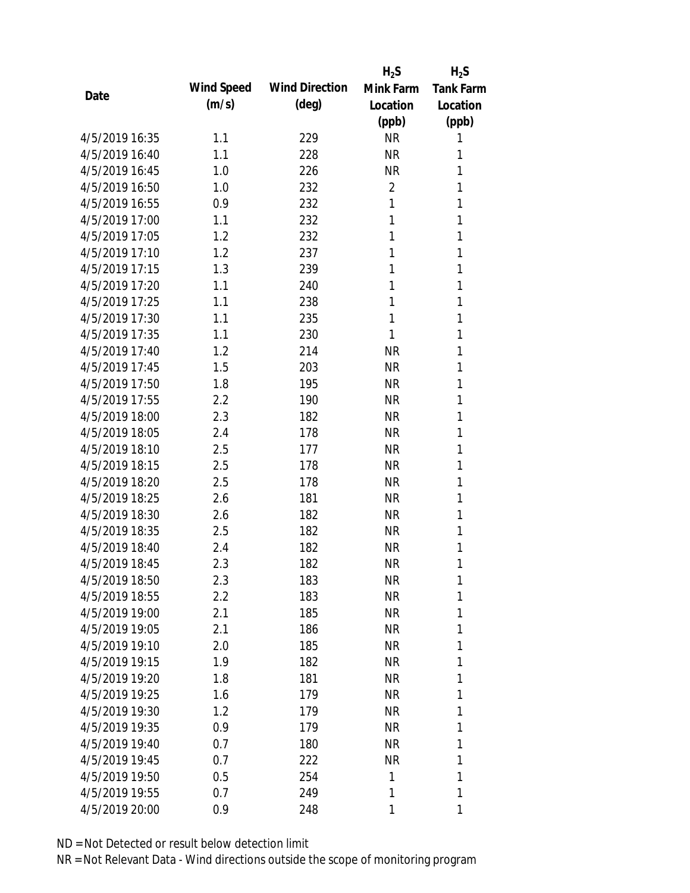| Date | Wind Speed (m/s) | Wind Direction (deg) | $H_2S$ Mink Farm Location (ppb) | $H_2S$ Tank Farm Location (ppb) |
|---|---|---|---|---|
| 4/5/2019 16:35 | 1.1 | 229 | NR | 1 |
| 4/5/2019 16:40 | 1.1 | 228 | NR | 1 |
| 4/5/2019 16:45 | 1.0 | 226 | NR | 1 |
| 4/5/2019 16:50 | 1.0 | 232 | 2 | 1 |
| 4/5/2019 16:55 | 0.9 | 232 | 1 | 1 |
| 4/5/2019 17:00 | 1.1 | 232 | 1 | 1 |
| 4/5/2019 17:05 | 1.2 | 232 | 1 | 1 |
| 4/5/2019 17:10 | 1.2 | 237 | 1 | 1 |
| 4/5/2019 17:15 | 1.3 | 239 | 1 | 1 |
| 4/5/2019 17:20 | 1.1 | 240 | 1 | 1 |
| 4/5/2019 17:25 | 1.1 | 238 | 1 | 1 |
| 4/5/2019 17:30 | 1.1 | 235 | 1 | 1 |
| 4/5/2019 17:35 | 1.1 | 230 | 1 | 1 |
| 4/5/2019 17:40 | 1.2 | 214 | NR | 1 |
| 4/5/2019 17:45 | 1.5 | 203 | NR | 1 |
| 4/5/2019 17:50 | 1.8 | 195 | NR | 1 |
| 4/5/2019 17:55 | 2.2 | 190 | NR | 1 |
| 4/5/2019 18:00 | 2.3 | 182 | NR | 1 |
| 4/5/2019 18:05 | 2.4 | 178 | NR | 1 |
| 4/5/2019 18:10 | 2.5 | 177 | NR | 1 |
| 4/5/2019 18:15 | 2.5 | 178 | NR | 1 |
| 4/5/2019 18:20 | 2.5 | 178 | NR | 1 |
| 4/5/2019 18:25 | 2.6 | 181 | NR | 1 |
| 4/5/2019 18:30 | 2.6 | 182 | NR | 1 |
| 4/5/2019 18:35 | 2.5 | 182 | NR | 1 |
| 4/5/2019 18:40 | 2.4 | 182 | NR | 1 |
| 4/5/2019 18:45 | 2.3 | 182 | NR | 1 |
| 4/5/2019 18:50 | 2.3 | 183 | NR | 1 |
| 4/5/2019 18:55 | 2.2 | 183 | NR | 1 |
| 4/5/2019 19:00 | 2.1 | 185 | NR | 1 |
| 4/5/2019 19:05 | 2.1 | 186 | NR | 1 |
| 4/5/2019 19:10 | 2.0 | 185 | NR | 1 |
| 4/5/2019 19:15 | 1.9 | 182 | NR | 1 |
| 4/5/2019 19:20 | 1.8 | 181 | NR | 1 |
| 4/5/2019 19:25 | 1.6 | 179 | NR | 1 |
| 4/5/2019 19:30 | 1.2 | 179 | NR | 1 |
| 4/5/2019 19:35 | 0.9 | 179 | NR | 1 |
| 4/5/2019 19:40 | 0.7 | 180 | NR | 1 |
| 4/5/2019 19:45 | 0.7 | 222 | NR | 1 |
| 4/5/2019 19:50 | 0.5 | 254 | 1 | 1 |
| 4/5/2019 19:55 | 0.7 | 249 | 1 | 1 |
| 4/5/2019 20:00 | 0.9 | 248 | 1 | 1 |

ND = Not Detected or result below detection limit

NR = Not Relevant Data - Wind directions outside the scope of monitoring program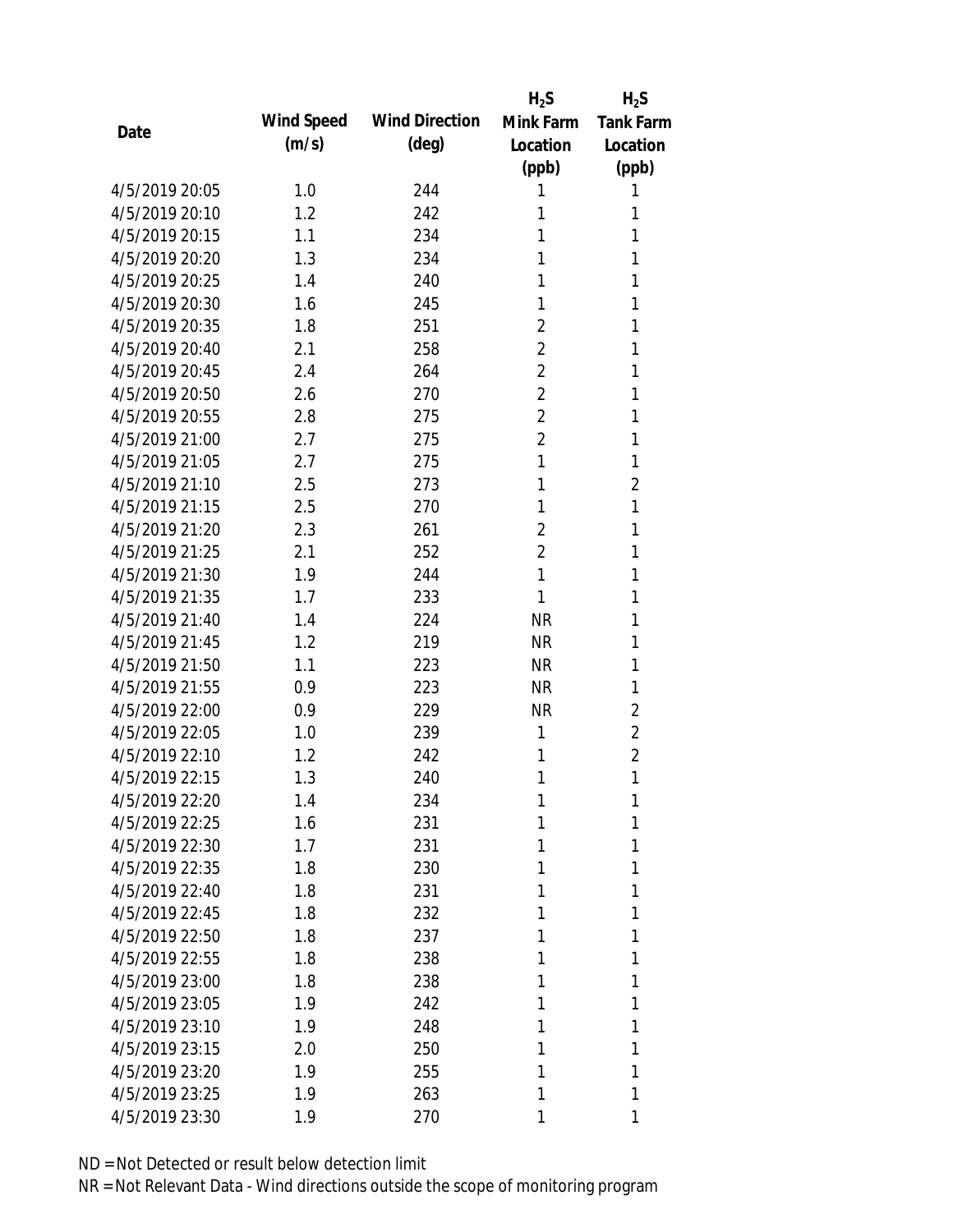| Date | Wind Speed (m/s) | Wind Direction (deg) | $H_2S$ Mink Farm Location (ppb) | $H_2S$ Tank Farm Location (ppb) |
|---|---|---|---|---|
| 4/5/2019 20:05 | 1.0 | 244 | 1 | 1 |
| 4/5/2019 20:10 | 1.2 | 242 | 1 | 1 |
| 4/5/2019 20:15 | 1.1 | 234 | 1 | 1 |
| 4/5/2019 20:20 | 1.3 | 234 | 1 | 1 |
| 4/5/2019 20:25 | 1.4 | 240 | 1 | 1 |
| 4/5/2019 20:30 | 1.6 | 245 | 1 | 1 |
| 4/5/2019 20:35 | 1.8 | 251 | 2 | 1 |
| 4/5/2019 20:40 | 2.1 | 258 | 2 | 1 |
| 4/5/2019 20:45 | 2.4 | 264 | 2 | 1 |
| 4/5/2019 20:50 | 2.6 | 270 | 2 | 1 |
| 4/5/2019 20:55 | 2.8 | 275 | 2 | 1 |
| 4/5/2019 21:00 | 2.7 | 275 | 2 | 1 |
| 4/5/2019 21:05 | 2.7 | 275 | 1 | 1 |
| 4/5/2019 21:10 | 2.5 | 273 | 1 | 2 |
| 4/5/2019 21:15 | 2.5 | 270 | 1 | 1 |
| 4/5/2019 21:20 | 2.3 | 261 | 2 | 1 |
| 4/5/2019 21:25 | 2.1 | 252 | 2 | 1 |
| 4/5/2019 21:30 | 1.9 | 244 | 1 | 1 |
| 4/5/2019 21:35 | 1.7 | 233 | 1 | 1 |
| 4/5/2019 21:40 | 1.4 | 224 | NR | 1 |
| 4/5/2019 21:45 | 1.2 | 219 | NR | 1 |
| 4/5/2019 21:50 | 1.1 | 223 | NR | 1 |
| 4/5/2019 21:55 | 0.9 | 223 | NR | 1 |
| 4/5/2019 22:00 | 0.9 | 229 | NR | 2 |
| 4/5/2019 22:05 | 1.0 | 239 | 1 | 2 |
| 4/5/2019 22:10 | 1.2 | 242 | 1 | 2 |
| 4/5/2019 22:15 | 1.3 | 240 | 1 | 1 |
| 4/5/2019 22:20 | 1.4 | 234 | 1 | 1 |
| 4/5/2019 22:25 | 1.6 | 231 | 1 | 1 |
| 4/5/2019 22:30 | 1.7 | 231 | 1 | 1 |
| 4/5/2019 22:35 | 1.8 | 230 | 1 | 1 |
| 4/5/2019 22:40 | 1.8 | 231 | 1 | 1 |
| 4/5/2019 22:45 | 1.8 | 232 | 1 | 1 |
| 4/5/2019 22:50 | 1.8 | 237 | 1 | 1 |
| 4/5/2019 22:55 | 1.8 | 238 | 1 | 1 |
| 4/5/2019 23:00 | 1.8 | 238 | 1 | 1 |
| 4/5/2019 23:05 | 1.9 | 242 | 1 | 1 |
| 4/5/2019 23:10 | 1.9 | 248 | 1 | 1 |
| 4/5/2019 23:15 | 2.0 | 250 | 1 | 1 |
| 4/5/2019 23:20 | 1.9 | 255 | 1 | 1 |
| 4/5/2019 23:25 | 1.9 | 263 | 1 | 1 |
| 4/5/2019 23:30 | 1.9 | 270 | 1 | 1 |

ND = Not Detected or result below detection limit
NR = Not Relevant Data - Wind directions outside the scope of monitoring program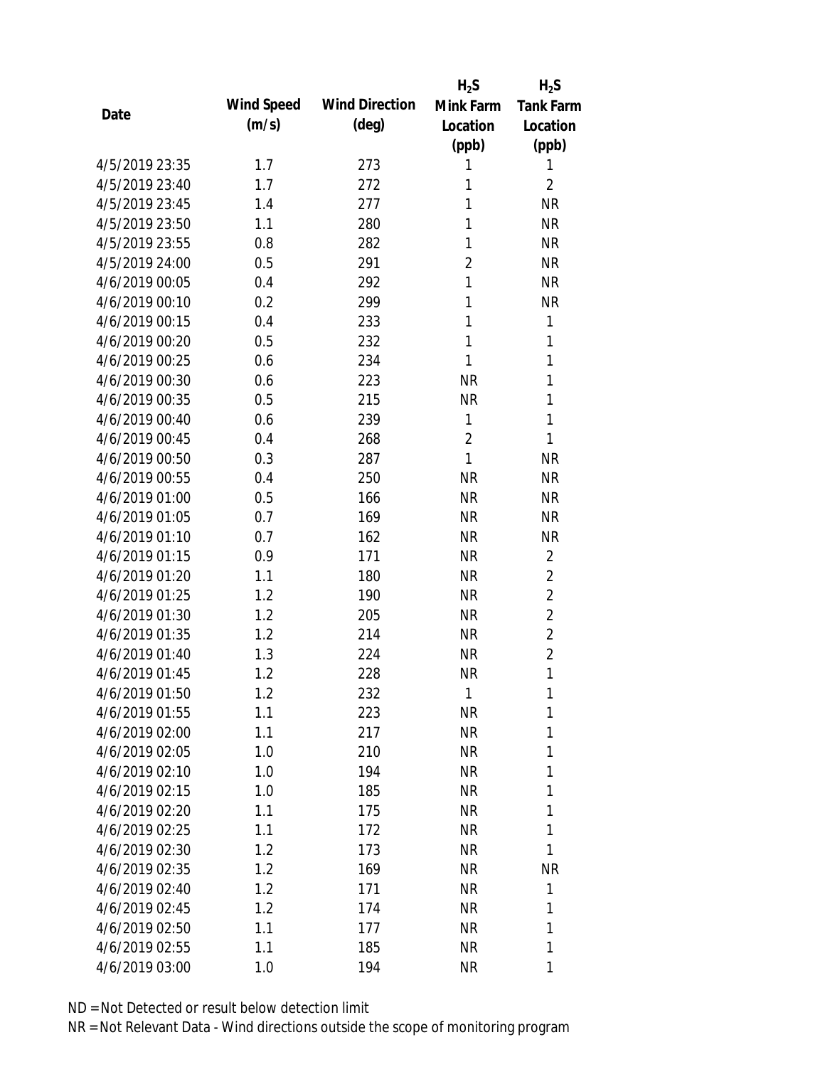| Date | Wind Speed (m/s) | Wind Direction (deg) | $H_2S$ Mink Farm Location (ppb) | $H_2S$ Tank Farm Location (ppb) |
|---|---|---|---|---|
| 4/5/2019 23:35 | 1.7 | 273 | 1 | 1 |
| 4/5/2019 23:40 | 1.7 | 272 | 1 | 2 |
| 4/5/2019 23:45 | 1.4 | 277 | 1 | NR |
| 4/5/2019 23:50 | 1.1 | 280 | 1 | NR |
| 4/5/2019 23:55 | 0.8 | 282 | 1 | NR |
| 4/5/2019 24:00 | 0.5 | 291 | 2 | NR |
| 4/6/2019 00:05 | 0.4 | 292 | 1 | NR |
| 4/6/2019 00:10 | 0.2 | 299 | 1 | NR |
| 4/6/2019 00:15 | 0.4 | 233 | 1 | 1 |
| 4/6/2019 00:20 | 0.5 | 232 | 1 | 1 |
| 4/6/2019 00:25 | 0.6 | 234 | 1 | 1 |
| 4/6/2019 00:30 | 0.6 | 223 | NR | 1 |
| 4/6/2019 00:35 | 0.5 | 215 | NR | 1 |
| 4/6/2019 00:40 | 0.6 | 239 | 1 | 1 |
| 4/6/2019 00:45 | 0.4 | 268 | 2 | 1 |
| 4/6/2019 00:50 | 0.3 | 287 | 1 | NR |
| 4/6/2019 00:55 | 0.4 | 250 | NR | NR |
| 4/6/2019 01:00 | 0.5 | 166 | NR | NR |
| 4/6/2019 01:05 | 0.7 | 169 | NR | NR |
| 4/6/2019 01:10 | 0.7 | 162 | NR | NR |
| 4/6/2019 01:15 | 0.9 | 171 | NR | 2 |
| 4/6/2019 01:20 | 1.1 | 180 | NR | 2 |
| 4/6/2019 01:25 | 1.2 | 190 | NR | 2 |
| 4/6/2019 01:30 | 1.2 | 205 | NR | 2 |
| 4/6/2019 01:35 | 1.2 | 214 | NR | 2 |
| 4/6/2019 01:40 | 1.3 | 224 | NR | 2 |
| 4/6/2019 01:45 | 1.2 | 228 | NR | 1 |
| 4/6/2019 01:50 | 1.2 | 232 | 1 | 1 |
| 4/6/2019 01:55 | 1.1 | 223 | NR | 1 |
| 4/6/2019 02:00 | 1.1 | 217 | NR | 1 |
| 4/6/2019 02:05 | 1.0 | 210 | NR | 1 |
| 4/6/2019 02:10 | 1.0 | 194 | NR | 1 |
| 4/6/2019 02:15 | 1.0 | 185 | NR | 1 |
| 4/6/2019 02:20 | 1.1 | 175 | NR | 1 |
| 4/6/2019 02:25 | 1.1 | 172 | NR | 1 |
| 4/6/2019 02:30 | 1.2 | 173 | NR | 1 |
| 4/6/2019 02:35 | 1.2 | 169 | NR | NR |
| 4/6/2019 02:40 | 1.2 | 171 | NR | 1 |
| 4/6/2019 02:45 | 1.2 | 174 | NR | 1 |
| 4/6/2019 02:50 | 1.1 | 177 | NR | 1 |
| 4/6/2019 02:55 | 1.1 | 185 | NR | 1 |
| 4/6/2019 03:00 | 1.0 | 194 | NR | 1 |

ND = Not Detected or result below detection limit

NR = Not Relevant Data - Wind directions outside the scope of monitoring program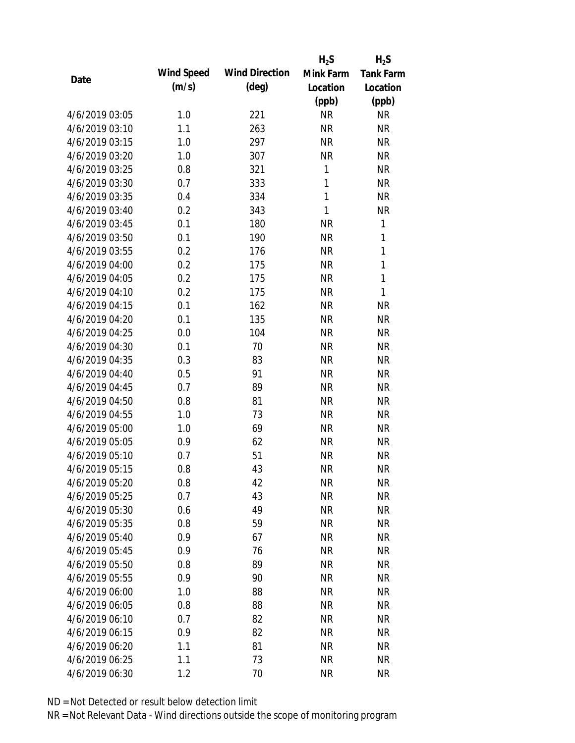| Date | Wind Speed (m/s) | Wind Direction (deg) | $H_2S$ Mink Farm Location (ppb) | $H_2S$ Tank Farm Location (ppb) |
|---|---|---|---|---|
| 4/6/2019 03:05 | 1.0 | 221 | NR | NR |
| 4/6/2019 03:10 | 1.1 | 263 | NR | NR |
| 4/6/2019 03:15 | 1.0 | 297 | NR | NR |
| 4/6/2019 03:20 | 1.0 | 307 | NR | NR |
| 4/6/2019 03:25 | 0.8 | 321 | 1 | NR |
| 4/6/2019 03:30 | 0.7 | 333 | 1 | NR |
| 4/6/2019 03:35 | 0.4 | 334 | 1 | NR |
| 4/6/2019 03:40 | 0.2 | 343 | 1 | NR |
| 4/6/2019 03:45 | 0.1 | 180 | NR | 1 |
| 4/6/2019 03:50 | 0.1 | 190 | NR | 1 |
| 4/6/2019 03:55 | 0.2 | 176 | NR | 1 |
| 4/6/2019 04:00 | 0.2 | 175 | NR | 1 |
| 4/6/2019 04:05 | 0.2 | 175 | NR | 1 |
| 4/6/2019 04:10 | 0.2 | 175 | NR | 1 |
| 4/6/2019 04:15 | 0.1 | 162 | NR | NR |
| 4/6/2019 04:20 | 0.1 | 135 | NR | NR |
| 4/6/2019 04:25 | 0.0 | 104 | NR | NR |
| 4/6/2019 04:30 | 0.1 | 70 | NR | NR |
| 4/6/2019 04:35 | 0.3 | 83 | NR | NR |
| 4/6/2019 04:40 | 0.5 | 91 | NR | NR |
| 4/6/2019 04:45 | 0.7 | 89 | NR | NR |
| 4/6/2019 04:50 | 0.8 | 81 | NR | NR |
| 4/6/2019 04:55 | 1.0 | 73 | NR | NR |
| 4/6/2019 05:00 | 1.0 | 69 | NR | NR |
| 4/6/2019 05:05 | 0.9 | 62 | NR | NR |
| 4/6/2019 05:10 | 0.7 | 51 | NR | NR |
| 4/6/2019 05:15 | 0.8 | 43 | NR | NR |
| 4/6/2019 05:20 | 0.8 | 42 | NR | NR |
| 4/6/2019 05:25 | 0.7 | 43 | NR | NR |
| 4/6/2019 05:30 | 0.6 | 49 | NR | NR |
| 4/6/2019 05:35 | 0.8 | 59 | NR | NR |
| 4/6/2019 05:40 | 0.9 | 67 | NR | NR |
| 4/6/2019 05:45 | 0.9 | 76 | NR | NR |
| 4/6/2019 05:50 | 0.8 | 89 | NR | NR |
| 4/6/2019 05:55 | 0.9 | 90 | NR | NR |
| 4/6/2019 06:00 | 1.0 | 88 | NR | NR |
| 4/6/2019 06:05 | 0.8 | 88 | NR | NR |
| 4/6/2019 06:10 | 0.7 | 82 | NR | NR |
| 4/6/2019 06:15 | 0.9 | 82 | NR | NR |
| 4/6/2019 06:20 | 1.1 | 81 | NR | NR |
| 4/6/2019 06:25 | 1.1 | 73 | NR | NR |
| 4/6/2019 06:30 | 1.2 | 70 | NR | NR |

ND = Not Detected or result below detection limit

NR = Not Relevant Data - Wind directions outside the scope of monitoring program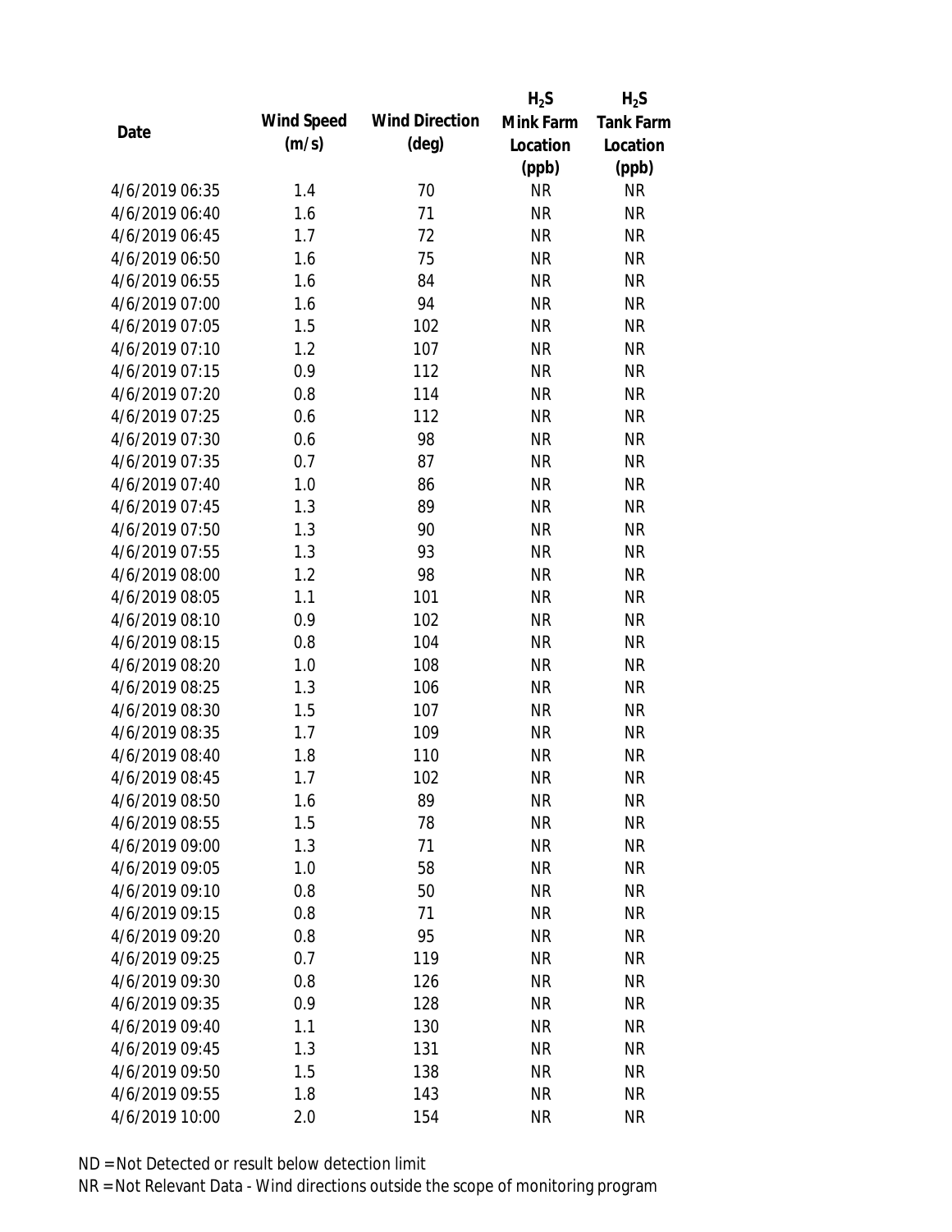| Date | Wind Speed (m/s) | Wind Direction (deg) | $H_2S$ Mink Farm Location (ppb) | $H_2S$ Tank Farm Location (ppb) |
|---|---|---|---|---|
| 4/6/2019 06:35 | 1.4 | 70 | NR | NR |
| 4/6/2019 06:40 | 1.6 | 71 | NR | NR |
| 4/6/2019 06:45 | 1.7 | 72 | NR | NR |
| 4/6/2019 06:50 | 1.6 | 75 | NR | NR |
| 4/6/2019 06:55 | 1.6 | 84 | NR | NR |
| 4/6/2019 07:00 | 1.6 | 94 | NR | NR |
| 4/6/2019 07:05 | 1.5 | 102 | NR | NR |
| 4/6/2019 07:10 | 1.2 | 107 | NR | NR |
| 4/6/2019 07:15 | 0.9 | 112 | NR | NR |
| 4/6/2019 07:20 | 0.8 | 114 | NR | NR |
| 4/6/2019 07:25 | 0.6 | 112 | NR | NR |
| 4/6/2019 07:30 | 0.6 | 98 | NR | NR |
| 4/6/2019 07:35 | 0.7 | 87 | NR | NR |
| 4/6/2019 07:40 | 1.0 | 86 | NR | NR |
| 4/6/2019 07:45 | 1.3 | 89 | NR | NR |
| 4/6/2019 07:50 | 1.3 | 90 | NR | NR |
| 4/6/2019 07:55 | 1.3 | 93 | NR | NR |
| 4/6/2019 08:00 | 1.2 | 98 | NR | NR |
| 4/6/2019 08:05 | 1.1 | 101 | NR | NR |
| 4/6/2019 08:10 | 0.9 | 102 | NR | NR |
| 4/6/2019 08:15 | 0.8 | 104 | NR | NR |
| 4/6/2019 08:20 | 1.0 | 108 | NR | NR |
| 4/6/2019 08:25 | 1.3 | 106 | NR | NR |
| 4/6/2019 08:30 | 1.5 | 107 | NR | NR |
| 4/6/2019 08:35 | 1.7 | 109 | NR | NR |
| 4/6/2019 08:40 | 1.8 | 110 | NR | NR |
| 4/6/2019 08:45 | 1.7 | 102 | NR | NR |
| 4/6/2019 08:50 | 1.6 | 89 | NR | NR |
| 4/6/2019 08:55 | 1.5 | 78 | NR | NR |
| 4/6/2019 09:00 | 1.3 | 71 | NR | NR |
| 4/6/2019 09:05 | 1.0 | 58 | NR | NR |
| 4/6/2019 09:10 | 0.8 | 50 | NR | NR |
| 4/6/2019 09:15 | 0.8 | 71 | NR | NR |
| 4/6/2019 09:20 | 0.8 | 95 | NR | NR |
| 4/6/2019 09:25 | 0.7 | 119 | NR | NR |
| 4/6/2019 09:30 | 0.8 | 126 | NR | NR |
| 4/6/2019 09:35 | 0.9 | 128 | NR | NR |
| 4/6/2019 09:40 | 1.1 | 130 | NR | NR |
| 4/6/2019 09:45 | 1.3 | 131 | NR | NR |
| 4/6/2019 09:50 | 1.5 | 138 | NR | NR |
| 4/6/2019 09:55 | 1.8 | 143 | NR | NR |
| 4/6/2019 10:00 | 2.0 | 154 | NR | NR |

ND = Not Detected or result below detection limit

NR = Not Relevant Data - Wind directions outside the scope of monitoring program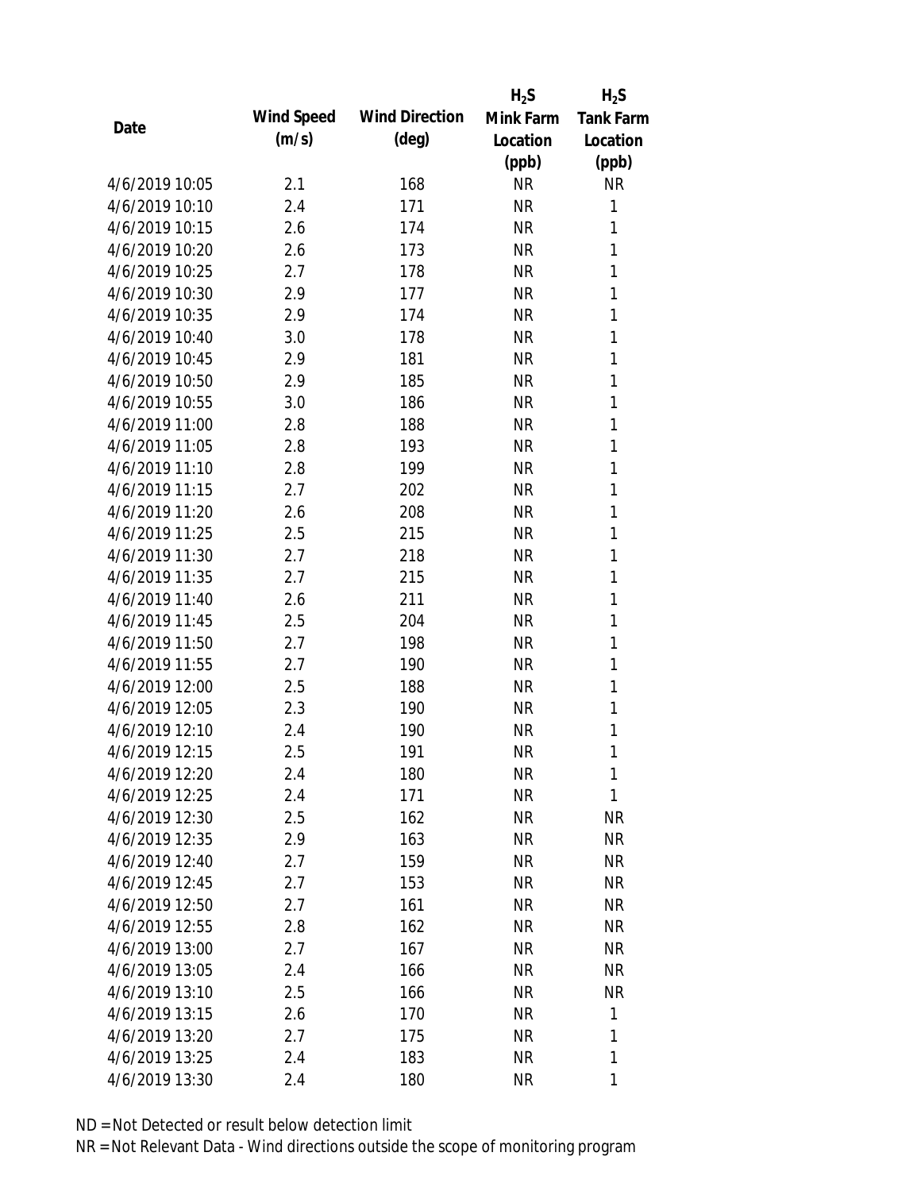| Date | Wind Speed (m/s) | Wind Direction (deg) | $H_2S$ Mink Farm Location (ppb) | $H_2S$ Tank Farm Location (ppb) |
|---|---|---|---|---|
| 4/6/2019 10:05 | 2.1 | 168 | NR | NR |
| 4/6/2019 10:10 | 2.4 | 171 | NR | 1 |
| 4/6/2019 10:15 | 2.6 | 174 | NR | 1 |
| 4/6/2019 10:20 | 2.6 | 173 | NR | 1 |
| 4/6/2019 10:25 | 2.7 | 178 | NR | 1 |
| 4/6/2019 10:30 | 2.9 | 177 | NR | 1 |
| 4/6/2019 10:35 | 2.9 | 174 | NR | 1 |
| 4/6/2019 10:40 | 3.0 | 178 | NR | 1 |
| 4/6/2019 10:45 | 2.9 | 181 | NR | 1 |
| 4/6/2019 10:50 | 2.9 | 185 | NR | 1 |
| 4/6/2019 10:55 | 3.0 | 186 | NR | 1 |
| 4/6/2019 11:00 | 2.8 | 188 | NR | 1 |
| 4/6/2019 11:05 | 2.8 | 193 | NR | 1 |
| 4/6/2019 11:10 | 2.8 | 199 | NR | 1 |
| 4/6/2019 11:15 | 2.7 | 202 | NR | 1 |
| 4/6/2019 11:20 | 2.6 | 208 | NR | 1 |
| 4/6/2019 11:25 | 2.5 | 215 | NR | 1 |
| 4/6/2019 11:30 | 2.7 | 218 | NR | 1 |
| 4/6/2019 11:35 | 2.7 | 215 | NR | 1 |
| 4/6/2019 11:40 | 2.6 | 211 | NR | 1 |
| 4/6/2019 11:45 | 2.5 | 204 | NR | 1 |
| 4/6/2019 11:50 | 2.7 | 198 | NR | 1 |
| 4/6/2019 11:55 | 2.7 | 190 | NR | 1 |
| 4/6/2019 12:00 | 2.5 | 188 | NR | 1 |
| 4/6/2019 12:05 | 2.3 | 190 | NR | 1 |
| 4/6/2019 12:10 | 2.4 | 190 | NR | 1 |
| 4/6/2019 12:15 | 2.5 | 191 | NR | 1 |
| 4/6/2019 12:20 | 2.4 | 180 | NR | 1 |
| 4/6/2019 12:25 | 2.4 | 171 | NR | 1 |
| 4/6/2019 12:30 | 2.5 | 162 | NR | NR |
| 4/6/2019 12:35 | 2.9 | 163 | NR | NR |
| 4/6/2019 12:40 | 2.7 | 159 | NR | NR |
| 4/6/2019 12:45 | 2.7 | 153 | NR | NR |
| 4/6/2019 12:50 | 2.7 | 161 | NR | NR |
| 4/6/2019 12:55 | 2.8 | 162 | NR | NR |
| 4/6/2019 13:00 | 2.7 | 167 | NR | NR |
| 4/6/2019 13:05 | 2.4 | 166 | NR | NR |
| 4/6/2019 13:10 | 2.5 | 166 | NR | NR |
| 4/6/2019 13:15 | 2.6 | 170 | NR | 1 |
| 4/6/2019 13:20 | 2.7 | 175 | NR | 1 |
| 4/6/2019 13:25 | 2.4 | 183 | NR | 1 |
| 4/6/2019 13:30 | 2.4 | 180 | NR | 1 |

ND = Not Detected or result below detection limit

NR = Not Relevant Data - Wind directions outside the scope of monitoring program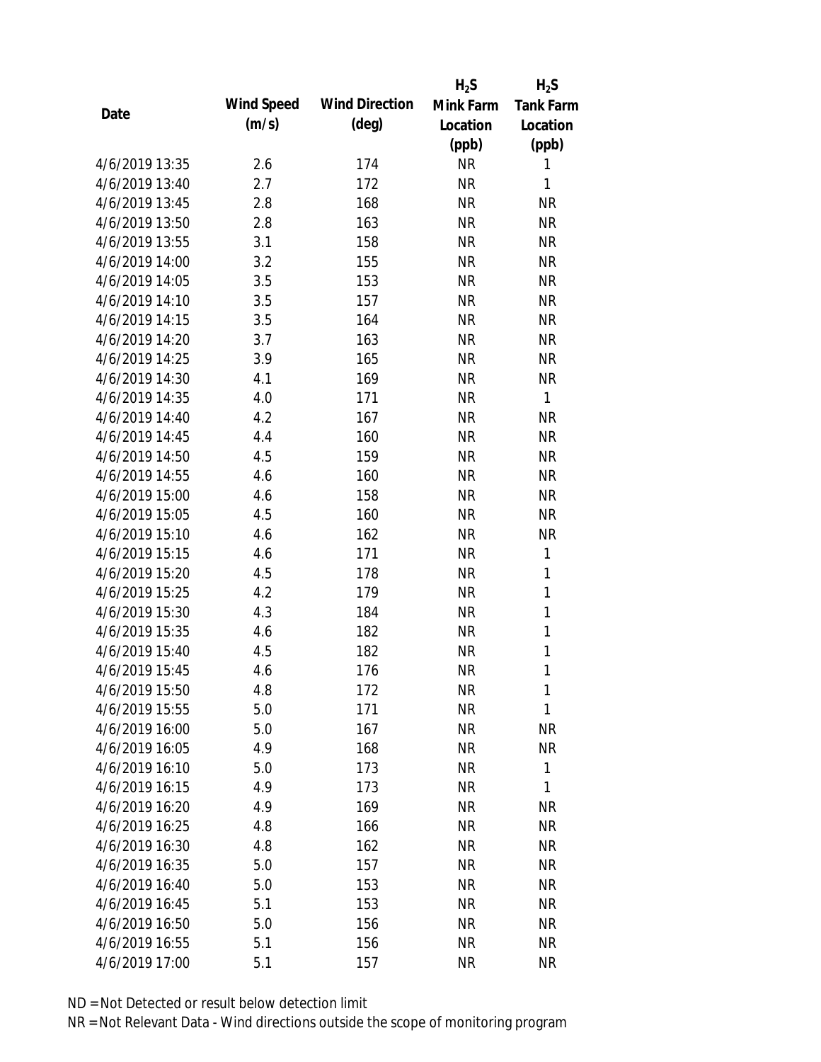| Date | Wind Speed (m/s) | Wind Direction (deg) | $H_2S$ Mink Farm Location (ppb) | $H_2S$ Tank Farm Location (ppb) |
|---|---|---|---|---|
| 4/6/2019 13:35 | 2.6 | 174 | NR | 1 |
| 4/6/2019 13:40 | 2.7 | 172 | NR | 1 |
| 4/6/2019 13:45 | 2.8 | 168 | NR | NR |
| 4/6/2019 13:50 | 2.8 | 163 | NR | NR |
| 4/6/2019 13:55 | 3.1 | 158 | NR | NR |
| 4/6/2019 14:00 | 3.2 | 155 | NR | NR |
| 4/6/2019 14:05 | 3.5 | 153 | NR | NR |
| 4/6/2019 14:10 | 3.5 | 157 | NR | NR |
| 4/6/2019 14:15 | 3.5 | 164 | NR | NR |
| 4/6/2019 14:20 | 3.7 | 163 | NR | NR |
| 4/6/2019 14:25 | 3.9 | 165 | NR | NR |
| 4/6/2019 14:30 | 4.1 | 169 | NR | NR |
| 4/6/2019 14:35 | 4.0 | 171 | NR | 1 |
| 4/6/2019 14:40 | 4.2 | 167 | NR | NR |
| 4/6/2019 14:45 | 4.4 | 160 | NR | NR |
| 4/6/2019 14:50 | 4.5 | 159 | NR | NR |
| 4/6/2019 14:55 | 4.6 | 160 | NR | NR |
| 4/6/2019 15:00 | 4.6 | 158 | NR | NR |
| 4/6/2019 15:05 | 4.5 | 160 | NR | NR |
| 4/6/2019 15:10 | 4.6 | 162 | NR | NR |
| 4/6/2019 15:15 | 4.6 | 171 | NR | 1 |
| 4/6/2019 15:20 | 4.5 | 178 | NR | 1 |
| 4/6/2019 15:25 | 4.2 | 179 | NR | 1 |
| 4/6/2019 15:30 | 4.3 | 184 | NR | 1 |
| 4/6/2019 15:35 | 4.6 | 182 | NR | 1 |
| 4/6/2019 15:40 | 4.5 | 182 | NR | 1 |
| 4/6/2019 15:45 | 4.6 | 176 | NR | 1 |
| 4/6/2019 15:50 | 4.8 | 172 | NR | 1 |
| 4/6/2019 15:55 | 5.0 | 171 | NR | 1 |
| 4/6/2019 16:00 | 5.0 | 167 | NR | NR |
| 4/6/2019 16:05 | 4.9 | 168 | NR | NR |
| 4/6/2019 16:10 | 5.0 | 173 | NR | 1 |
| 4/6/2019 16:15 | 4.9 | 173 | NR | 1 |
| 4/6/2019 16:20 | 4.9 | 169 | NR | NR |
| 4/6/2019 16:25 | 4.8 | 166 | NR | NR |
| 4/6/2019 16:30 | 4.8 | 162 | NR | NR |
| 4/6/2019 16:35 | 5.0 | 157 | NR | NR |
| 4/6/2019 16:40 | 5.0 | 153 | NR | NR |
| 4/6/2019 16:45 | 5.1 | 153 | NR | NR |
| 4/6/2019 16:50 | 5.0 | 156 | NR | NR |
| 4/6/2019 16:55 | 5.1 | 156 | NR | NR |
| 4/6/2019 17:00 | 5.1 | 157 | NR | NR |

ND = Not Detected or result below detection limit

NR = Not Relevant Data - Wind directions outside the scope of monitoring program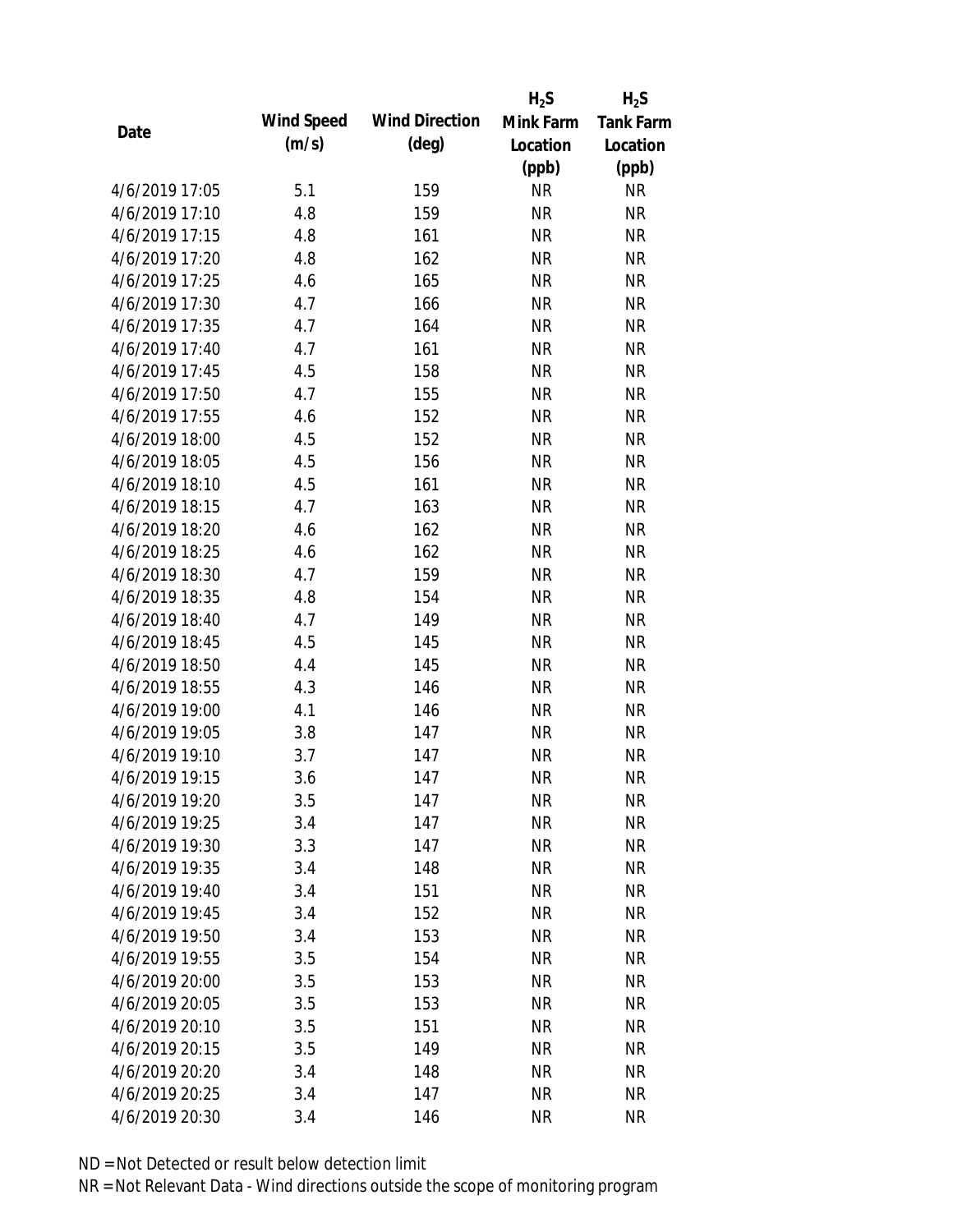| Date | Wind Speed (m/s) | Wind Direction (deg) | $H_2S$ Mink Farm Location (ppb) | $H_2S$ Tank Farm Location (ppb) |
|---|---|---|---|---|
| 4/6/2019 17:05 | 5.1 | 159 | NR | NR |
| 4/6/2019 17:10 | 4.8 | 159 | NR | NR |
| 4/6/2019 17:15 | 4.8 | 161 | NR | NR |
| 4/6/2019 17:20 | 4.8 | 162 | NR | NR |
| 4/6/2019 17:25 | 4.6 | 165 | NR | NR |
| 4/6/2019 17:30 | 4.7 | 166 | NR | NR |
| 4/6/2019 17:35 | 4.7 | 164 | NR | NR |
| 4/6/2019 17:40 | 4.7 | 161 | NR | NR |
| 4/6/2019 17:45 | 4.5 | 158 | NR | NR |
| 4/6/2019 17:50 | 4.7 | 155 | NR | NR |
| 4/6/2019 17:55 | 4.6 | 152 | NR | NR |
| 4/6/2019 18:00 | 4.5 | 152 | NR | NR |
| 4/6/2019 18:05 | 4.5 | 156 | NR | NR |
| 4/6/2019 18:10 | 4.5 | 161 | NR | NR |
| 4/6/2019 18:15 | 4.7 | 163 | NR | NR |
| 4/6/2019 18:20 | 4.6 | 162 | NR | NR |
| 4/6/2019 18:25 | 4.6 | 162 | NR | NR |
| 4/6/2019 18:30 | 4.7 | 159 | NR | NR |
| 4/6/2019 18:35 | 4.8 | 154 | NR | NR |
| 4/6/2019 18:40 | 4.7 | 149 | NR | NR |
| 4/6/2019 18:45 | 4.5 | 145 | NR | NR |
| 4/6/2019 18:50 | 4.4 | 145 | NR | NR |
| 4/6/2019 18:55 | 4.3 | 146 | NR | NR |
| 4/6/2019 19:00 | 4.1 | 146 | NR | NR |
| 4/6/2019 19:05 | 3.8 | 147 | NR | NR |
| 4/6/2019 19:10 | 3.7 | 147 | NR | NR |
| 4/6/2019 19:15 | 3.6 | 147 | NR | NR |
| 4/6/2019 19:20 | 3.5 | 147 | NR | NR |
| 4/6/2019 19:25 | 3.4 | 147 | NR | NR |
| 4/6/2019 19:30 | 3.3 | 147 | NR | NR |
| 4/6/2019 19:35 | 3.4 | 148 | NR | NR |
| 4/6/2019 19:40 | 3.4 | 151 | NR | NR |
| 4/6/2019 19:45 | 3.4 | 152 | NR | NR |
| 4/6/2019 19:50 | 3.4 | 153 | NR | NR |
| 4/6/2019 19:55 | 3.5 | 154 | NR | NR |
| 4/6/2019 20:00 | 3.5 | 153 | NR | NR |
| 4/6/2019 20:05 | 3.5 | 153 | NR | NR |
| 4/6/2019 20:10 | 3.5 | 151 | NR | NR |
| 4/6/2019 20:15 | 3.5 | 149 | NR | NR |
| 4/6/2019 20:20 | 3.4 | 148 | NR | NR |
| 4/6/2019 20:25 | 3.4 | 147 | NR | NR |
| 4/6/2019 20:30 | 3.4 | 146 | NR | NR |

ND = Not Detected or result below detection limit

NR = Not Relevant Data - Wind directions outside the scope of monitoring program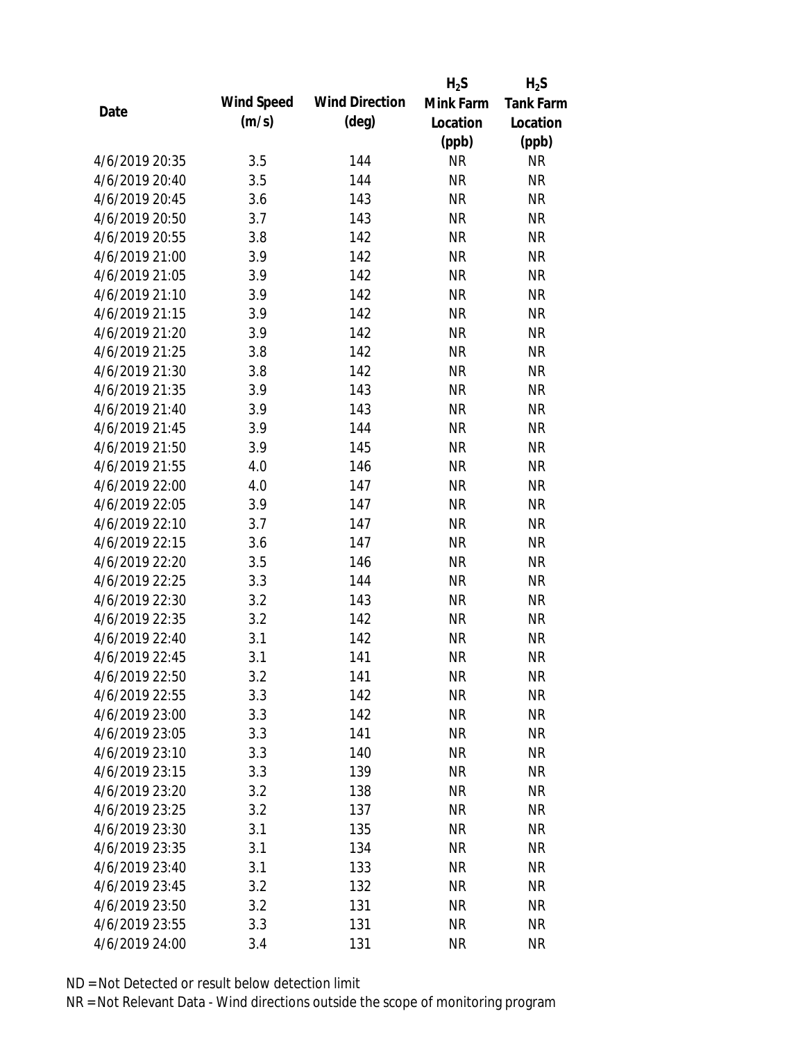| Date | Wind Speed (m/s) | Wind Direction (deg) | $H_2S$ Mink Farm Location (ppb) | $H_2S$ Tank Farm Location (ppb) |
|---|---|---|---|---|
| 4/6/2019 20:35 | 3.5 | 144 | NR | NR |
| 4/6/2019 20:40 | 3.5 | 144 | NR | NR |
| 4/6/2019 20:45 | 3.6 | 143 | NR | NR |
| 4/6/2019 20:50 | 3.7 | 143 | NR | NR |
| 4/6/2019 20:55 | 3.8 | 142 | NR | NR |
| 4/6/2019 21:00 | 3.9 | 142 | NR | NR |
| 4/6/2019 21:05 | 3.9 | 142 | NR | NR |
| 4/6/2019 21:10 | 3.9 | 142 | NR | NR |
| 4/6/2019 21:15 | 3.9 | 142 | NR | NR |
| 4/6/2019 21:20 | 3.9 | 142 | NR | NR |
| 4/6/2019 21:25 | 3.8 | 142 | NR | NR |
| 4/6/2019 21:30 | 3.8 | 142 | NR | NR |
| 4/6/2019 21:35 | 3.9 | 143 | NR | NR |
| 4/6/2019 21:40 | 3.9 | 143 | NR | NR |
| 4/6/2019 21:45 | 3.9 | 144 | NR | NR |
| 4/6/2019 21:50 | 3.9 | 145 | NR | NR |
| 4/6/2019 21:55 | 4.0 | 146 | NR | NR |
| 4/6/2019 22:00 | 4.0 | 147 | NR | NR |
| 4/6/2019 22:05 | 3.9 | 147 | NR | NR |
| 4/6/2019 22:10 | 3.7 | 147 | NR | NR |
| 4/6/2019 22:15 | 3.6 | 147 | NR | NR |
| 4/6/2019 22:20 | 3.5 | 146 | NR | NR |
| 4/6/2019 22:25 | 3.3 | 144 | NR | NR |
| 4/6/2019 22:30 | 3.2 | 143 | NR | NR |
| 4/6/2019 22:35 | 3.2 | 142 | NR | NR |
| 4/6/2019 22:40 | 3.1 | 142 | NR | NR |
| 4/6/2019 22:45 | 3.1 | 141 | NR | NR |
| 4/6/2019 22:50 | 3.2 | 141 | NR | NR |
| 4/6/2019 22:55 | 3.3 | 142 | NR | NR |
| 4/6/2019 23:00 | 3.3 | 142 | NR | NR |
| 4/6/2019 23:05 | 3.3 | 141 | NR | NR |
| 4/6/2019 23:10 | 3.3 | 140 | NR | NR |
| 4/6/2019 23:15 | 3.3 | 139 | NR | NR |
| 4/6/2019 23:20 | 3.2 | 138 | NR | NR |
| 4/6/2019 23:25 | 3.2 | 137 | NR | NR |
| 4/6/2019 23:30 | 3.1 | 135 | NR | NR |
| 4/6/2019 23:35 | 3.1 | 134 | NR | NR |
| 4/6/2019 23:40 | 3.1 | 133 | NR | NR |
| 4/6/2019 23:45 | 3.2 | 132 | NR | NR |
| 4/6/2019 23:50 | 3.2 | 131 | NR | NR |
| 4/6/2019 23:55 | 3.3 | 131 | NR | NR |
| 4/6/2019 24:00 | 3.4 | 131 | NR | NR |

ND = Not Detected or result below detection limit

NR = Not Relevant Data - Wind directions outside the scope of monitoring program